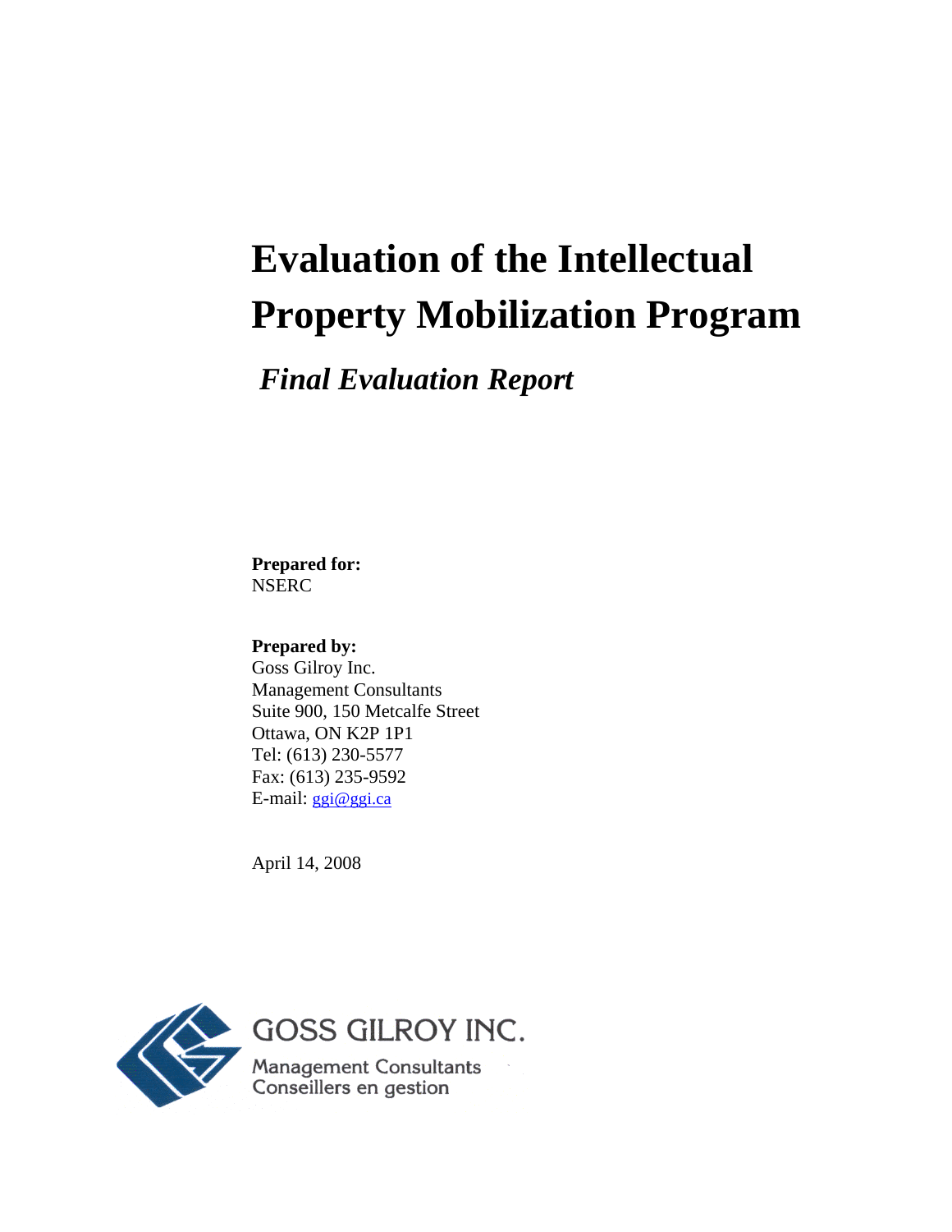# Evaluation of the Intellectual Property Mobilization Program

## *Final Evaluation Report*

**Prepared for:**
NSERC

**Prepared by:**
Goss Gilroy Inc.
Management Consultants
Suite 900, 150 Metcalfe Street
Ottawa, ON K2P 1P1
Tel: (613) 230-5577
Fax: (613) 235-9592
E-mail: ggi@ggi.ca

April 14, 2008

GOSS GILROY INC.
Management Consultants
Conseillers en gestion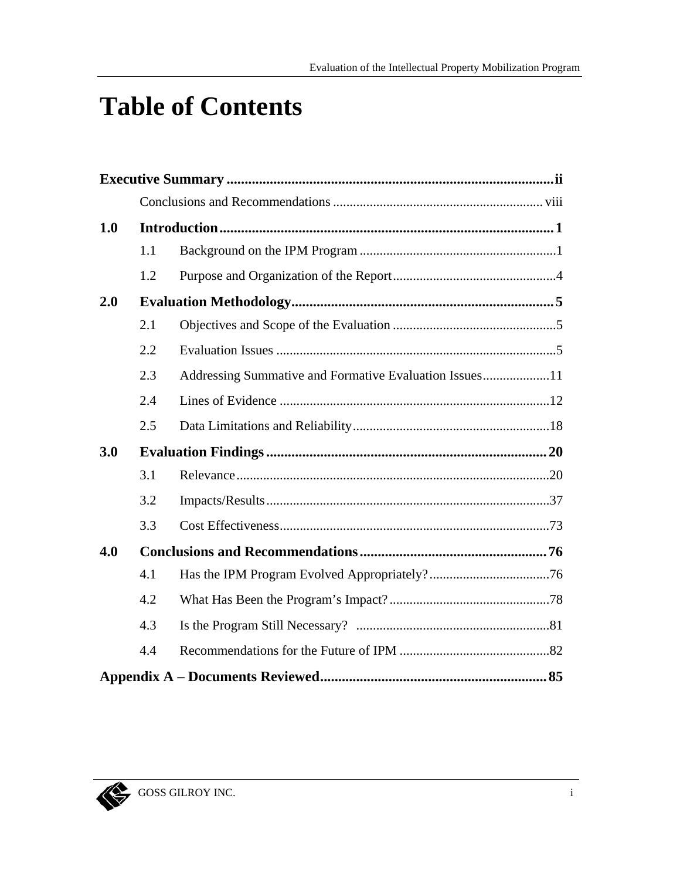# Table of Contents

**Executive Summary** ............................................................................................ ii

Conclusions and Recommendations ............................................................... viii

**1.0 Introduction** ............................................................................................ 1

1.1 Background on the IPM Program ........................................................... 1

1.2 Purpose and Organization of the Report ................................................. 4

**2.0 Evaluation Methodology** ......................................................................... 5

2.1 Objectives and Scope of the Evaluation ................................................. 5

2.2 Evaluation Issues .................................................................................... 5

2.3 Addressing Summative and Formative Evaluation Issues .................... 11

2.4 Lines of Evidence ................................................................................. 12

2.5 Data Limitations and Reliability ........................................................... 18

**3.0 Evaluation Findings** ............................................................................. 20

3.1 Relevance ............................................................................................. 20

3.2 Impacts/Results ..................................................................................... 37

3.3 Cost Effectiveness ................................................................................. 73

**4.0 Conclusions and Recommendations** .................................................... 76

4.1 Has the IPM Program Evolved Appropriately? .................................... 76

4.2 What Has Been the Program's Impact? ................................................ 78

4.3 Is the Program Still Necessary? ........................................................... 81

4.4 Recommendations for the Future of IPM ............................................. 82

**Appendix A – Documents Reviewed** ........................................................... 85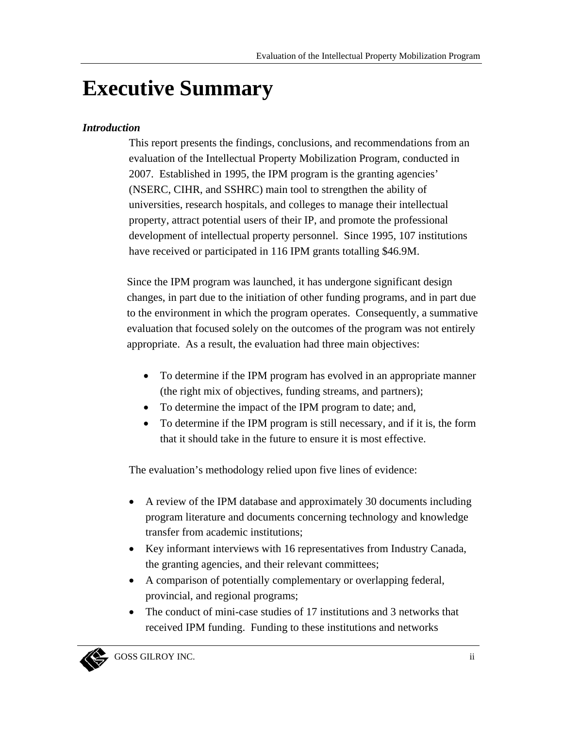# Executive Summary

***Introduction***

This report presents the findings, conclusions, and recommendations from an evaluation of the Intellectual Property Mobilization Program, conducted in 2007. Established in 1995, the IPM program is the granting agencies' (NSERC, CIHR, and SSHRC) main tool to strengthen the ability of universities, research hospitals, and colleges to manage their intellectual property, attract potential users of their IP, and promote the professional development of intellectual property personnel. Since 1995, 107 institutions have received or participated in 116 IPM grants totalling $46.9M.

Since the IPM program was launched, it has undergone significant design changes, in part due to the initiation of other funding programs, and in part due to the environment in which the program operates. Consequently, a summative evaluation that focused solely on the outcomes of the program was not entirely appropriate. As a result, the evaluation had three main objectives:

- To determine if the IPM program has evolved in an appropriate manner (the right mix of objectives, funding streams, and partners);
- To determine the impact of the IPM program to date; and,
- To determine if the IPM program is still necessary, and if it is, the form that it should take in the future to ensure it is most effective.

The evaluation's methodology relied upon five lines of evidence:

- A review of the IPM database and approximately 30 documents including program literature and documents concerning technology and knowledge transfer from academic institutions;
- Key informant interviews with 16 representatives from Industry Canada, the granting agencies, and their relevant committees;
- A comparison of potentially complementary or overlapping federal, provincial, and regional programs;
- The conduct of mini-case studies of 17 institutions and 3 networks that received IPM funding. Funding to these institutions and networks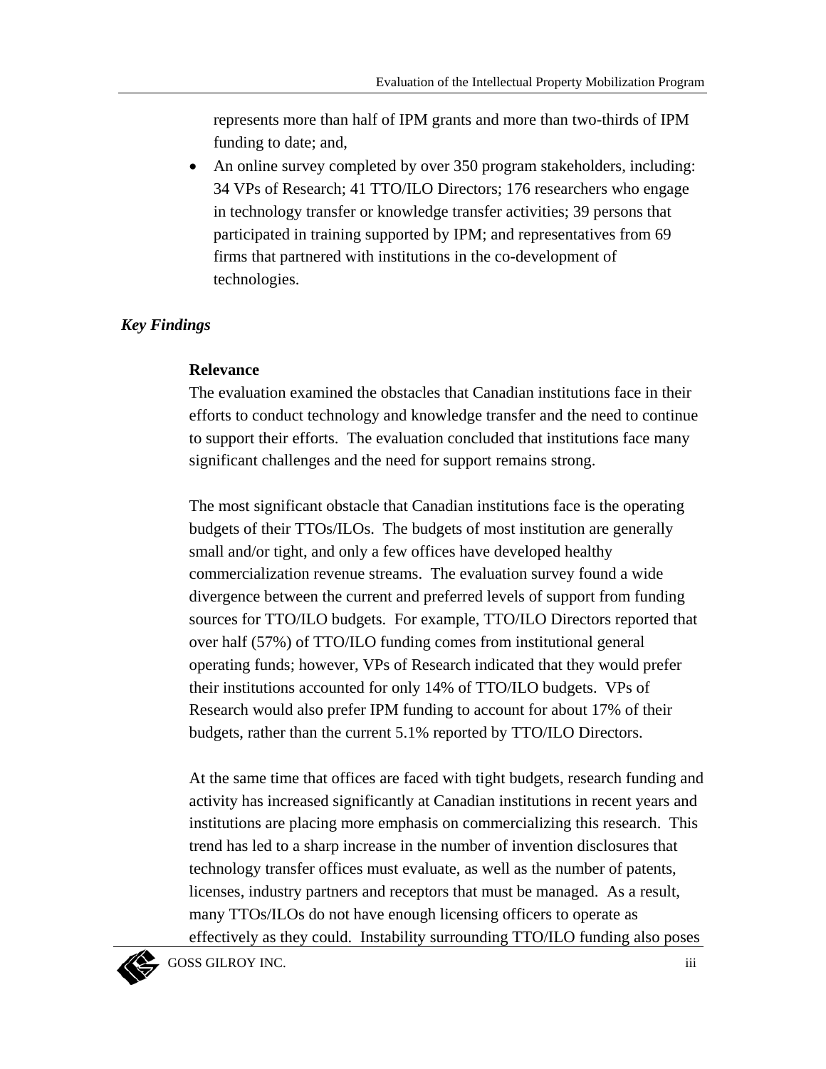represents more than half of IPM grants and more than two-thirds of IPM funding to date; and,

- An online survey completed by over 350 program stakeholders, including: 34 VPs of Research; 41 TTO/ILO Directors; 176 researchers who engage in technology transfer or knowledge transfer activities; 39 persons that participated in training supported by IPM; and representatives from 69 firms that partnered with institutions in the co-development of technologies.

### *Key Findings*

**Relevance**

The evaluation examined the obstacles that Canadian institutions face in their efforts to conduct technology and knowledge transfer and the need to continue to support their efforts. The evaluation concluded that institutions face many significant challenges and the need for support remains strong.

The most significant obstacle that Canadian institutions face is the operating budgets of their TTOs/ILOs. The budgets of most institution are generally small and/or tight, and only a few offices have developed healthy commercialization revenue streams. The evaluation survey found a wide divergence between the current and preferred levels of support from funding sources for TTO/ILO budgets. For example, TTO/ILO Directors reported that over half (57%) of TTO/ILO funding comes from institutional general operating funds; however, VPs of Research indicated that they would prefer their institutions accounted for only 14% of TTO/ILO budgets. VPs of Research would also prefer IPM funding to account for about 17% of their budgets, rather than the current 5.1% reported by TTO/ILO Directors.

At the same time that offices are faced with tight budgets, research funding and activity has increased significantly at Canadian institutions in recent years and institutions are placing more emphasis on commercializing this research. This trend has led to a sharp increase in the number of invention disclosures that technology transfer offices must evaluate, as well as the number of patents, licenses, industry partners and receptors that must be managed. As a result, many TTOs/ILOs do not have enough licensing officers to operate as effectively as they could. Instability surrounding TTO/ILO funding also poses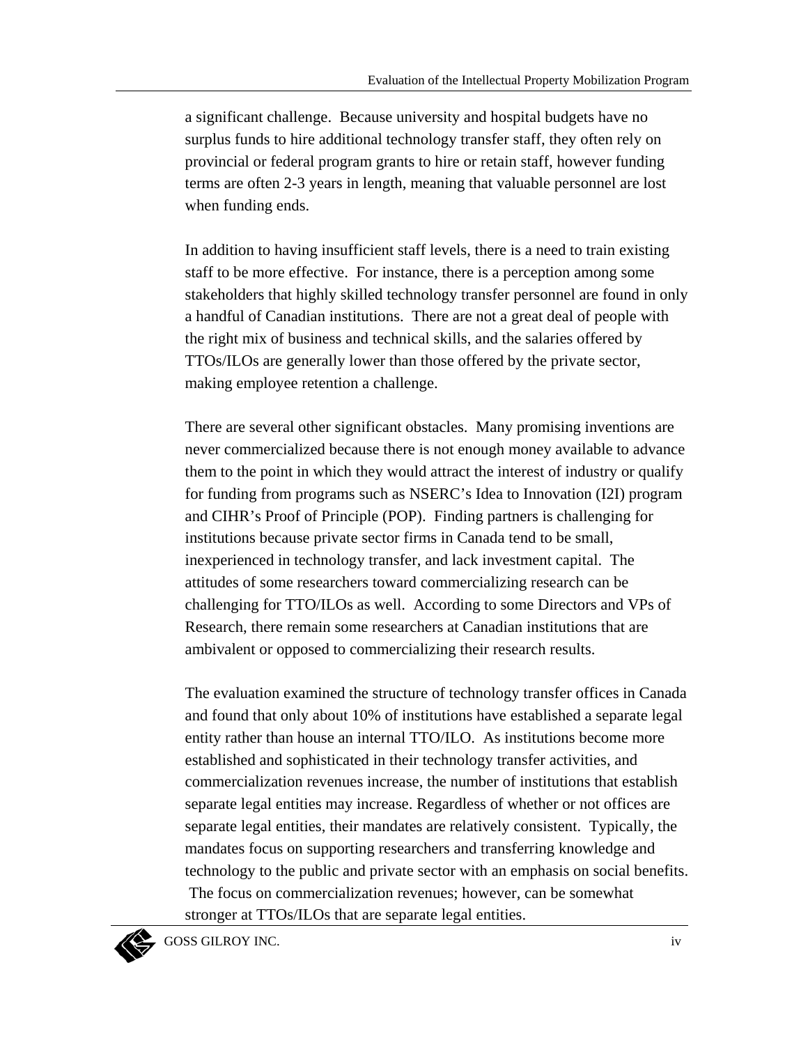a significant challenge. Because university and hospital budgets have no surplus funds to hire additional technology transfer staff, they often rely on provincial or federal program grants to hire or retain staff, however funding terms are often 2-3 years in length, meaning that valuable personnel are lost when funding ends.

In addition to having insufficient staff levels, there is a need to train existing staff to be more effective. For instance, there is a perception among some stakeholders that highly skilled technology transfer personnel are found in only a handful of Canadian institutions. There are not a great deal of people with the right mix of business and technical skills, and the salaries offered by TTOs/ILOs are generally lower than those offered by the private sector, making employee retention a challenge.

There are several other significant obstacles. Many promising inventions are never commercialized because there is not enough money available to advance them to the point in which they would attract the interest of industry or qualify for funding from programs such as NSERC's Idea to Innovation (I2I) program and CIHR's Proof of Principle (POP). Finding partners is challenging for institutions because private sector firms in Canada tend to be small, inexperienced in technology transfer, and lack investment capital. The attitudes of some researchers toward commercializing research can be challenging for TTO/ILOs as well. According to some Directors and VPs of Research, there remain some researchers at Canadian institutions that are ambivalent or opposed to commercializing their research results.

The evaluation examined the structure of technology transfer offices in Canada and found that only about 10% of institutions have established a separate legal entity rather than house an internal TTO/ILO. As institutions become more established and sophisticated in their technology transfer activities, and commercialization revenues increase, the number of institutions that establish separate legal entities may increase. Regardless of whether or not offices are separate legal entities, their mandates are relatively consistent. Typically, the mandates focus on supporting researchers and transferring knowledge and technology to the public and private sector with an emphasis on social benefits. The focus on commercialization revenues; however, can be somewhat stronger at TTOs/ILOs that are separate legal entities.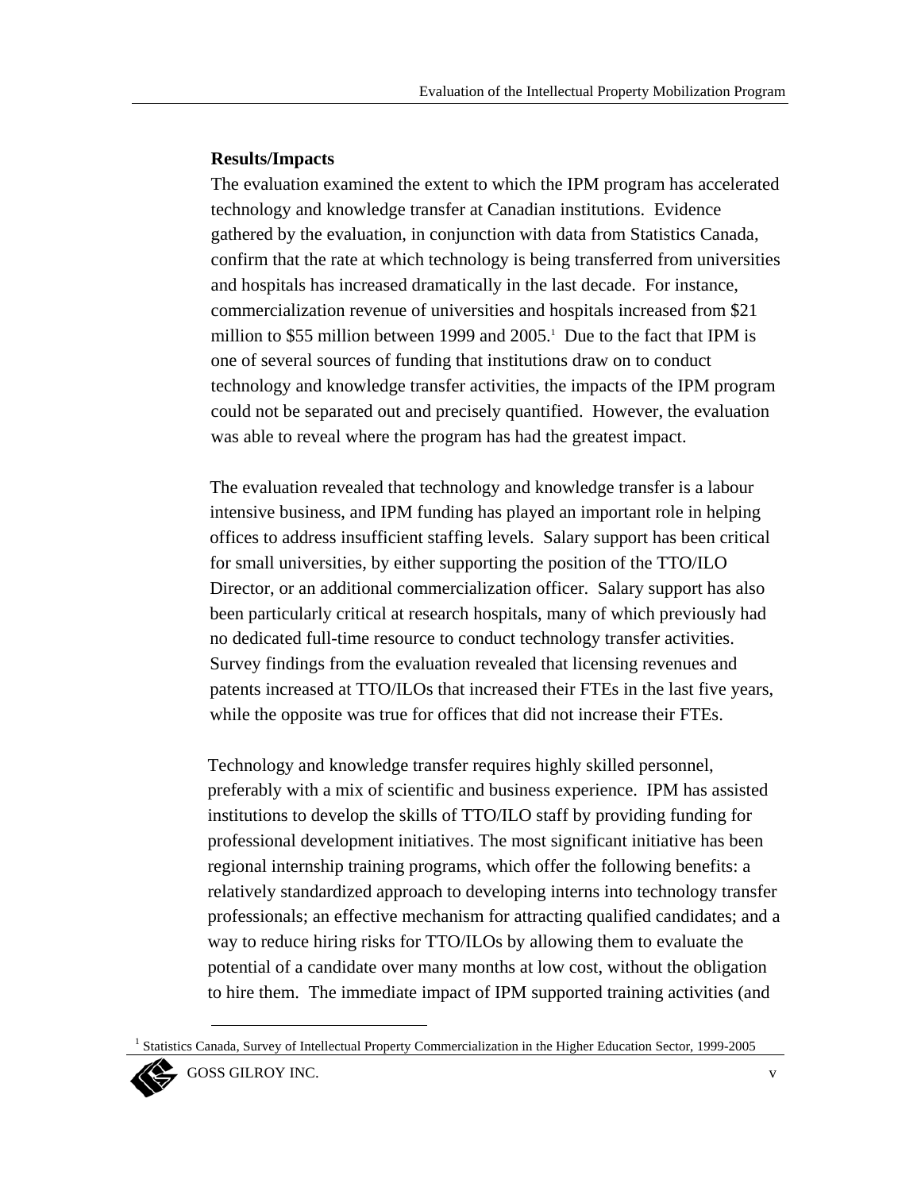**Results/Impacts**

The evaluation examined the extent to which the IPM program has accelerated technology and knowledge transfer at Canadian institutions. Evidence gathered by the evaluation, in conjunction with data from Statistics Canada, confirm that the rate at which technology is being transferred from universities and hospitals has increased dramatically in the last decade. For instance, commercialization revenue of universities and hospitals increased from $21 million to $55 million between 1999 and 2005.[1] Due to the fact that IPM is one of several sources of funding that institutions draw on to conduct technology and knowledge transfer activities, the impacts of the IPM program could not be separated out and precisely quantified. However, the evaluation was able to reveal where the program has had the greatest impact.

The evaluation revealed that technology and knowledge transfer is a labour intensive business, and IPM funding has played an important role in helping offices to address insufficient staffing levels. Salary support has been critical for small universities, by either supporting the position of the TTO/ILO Director, or an additional commercialization officer. Salary support has also been particularly critical at research hospitals, many of which previously had no dedicated full-time resource to conduct technology transfer activities. Survey findings from the evaluation revealed that licensing revenues and patents increased at TTO/ILOs that increased their FTEs in the last five years, while the opposite was true for offices that did not increase their FTEs.

Technology and knowledge transfer requires highly skilled personnel, preferably with a mix of scientific and business experience. IPM has assisted institutions to develop the skills of TTO/ILO staff by providing funding for professional development initiatives. The most significant initiative has been regional internship training programs, which offer the following benefits: a relatively standardized approach to developing interns into technology transfer professionals; an effective mechanism for attracting qualified candidates; and a way to reduce hiring risks for TTO/ILOs by allowing them to evaluate the potential of a candidate over many months at low cost, without the obligation to hire them. The immediate impact of IPM supported training activities (and

[1] Statistics Canada, Survey of Intellectual Property Commercialization in the Higher Education Sector, 1999-2005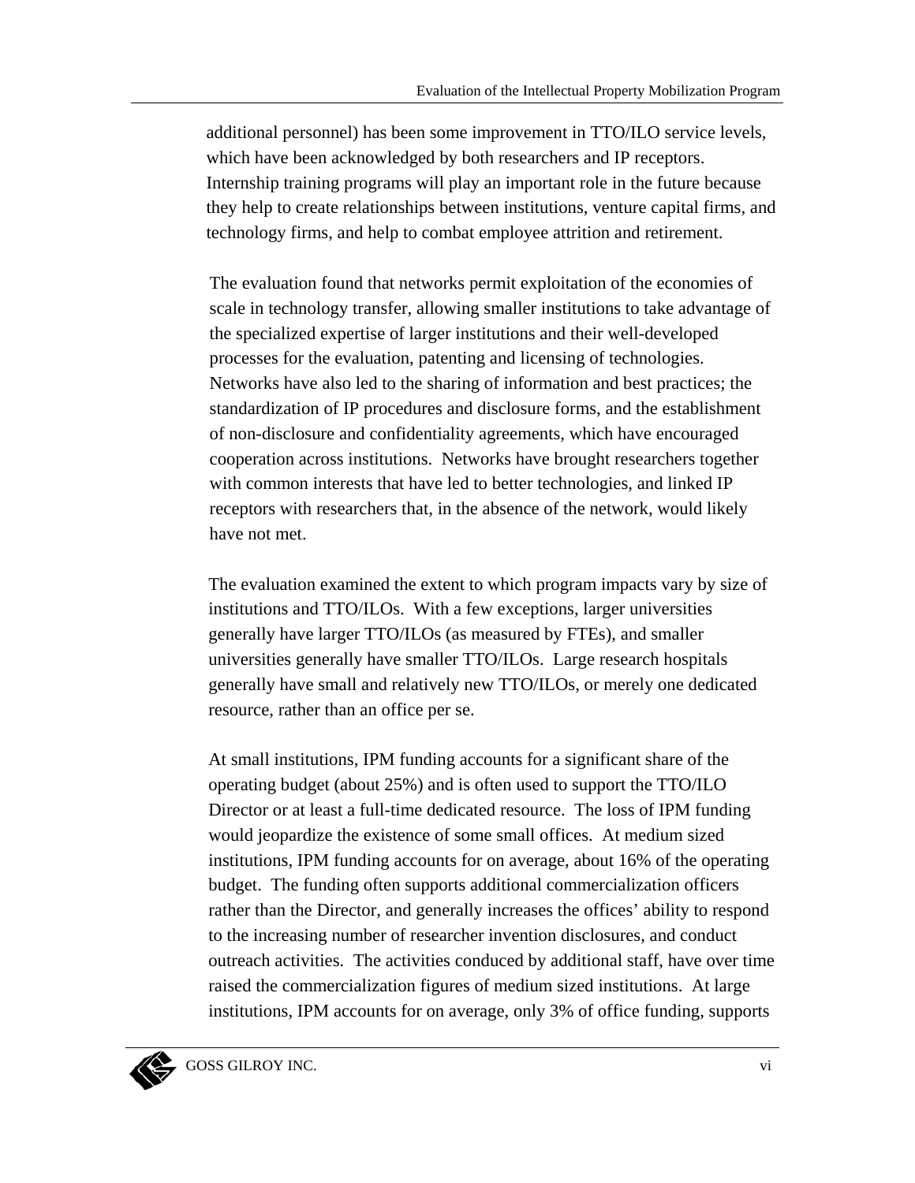additional personnel) has been some improvement in TTO/ILO service levels, which have been acknowledged by both researchers and IP receptors. Internship training programs will play an important role in the future because they help to create relationships between institutions, venture capital firms, and technology firms, and help to combat employee attrition and retirement.

The evaluation found that networks permit exploitation of the economies of scale in technology transfer, allowing smaller institutions to take advantage of the specialized expertise of larger institutions and their well-developed processes for the evaluation, patenting and licensing of technologies. Networks have also led to the sharing of information and best practices; the standardization of IP procedures and disclosure forms, and the establishment of non-disclosure and confidentiality agreements, which have encouraged cooperation across institutions. Networks have brought researchers together with common interests that have led to better technologies, and linked IP receptors with researchers that, in the absence of the network, would likely have not met.

The evaluation examined the extent to which program impacts vary by size of institutions and TTO/ILOs. With a few exceptions, larger universities generally have larger TTO/ILOs (as measured by FTEs), and smaller universities generally have smaller TTO/ILOs. Large research hospitals generally have small and relatively new TTO/ILOs, or merely one dedicated resource, rather than an office per se.

At small institutions, IPM funding accounts for a significant share of the operating budget (about 25%) and is often used to support the TTO/ILO Director or at least a full-time dedicated resource. The loss of IPM funding would jeopardize the existence of some small offices. At medium sized institutions, IPM funding accounts for on average, about 16% of the operating budget. The funding often supports additional commercialization officers rather than the Director, and generally increases the offices' ability to respond to the increasing number of researcher invention disclosures, and conduct outreach activities. The activities conduced by additional staff, have over time raised the commercialization figures of medium sized institutions. At large institutions, IPM accounts for on average, only 3% of office funding, supports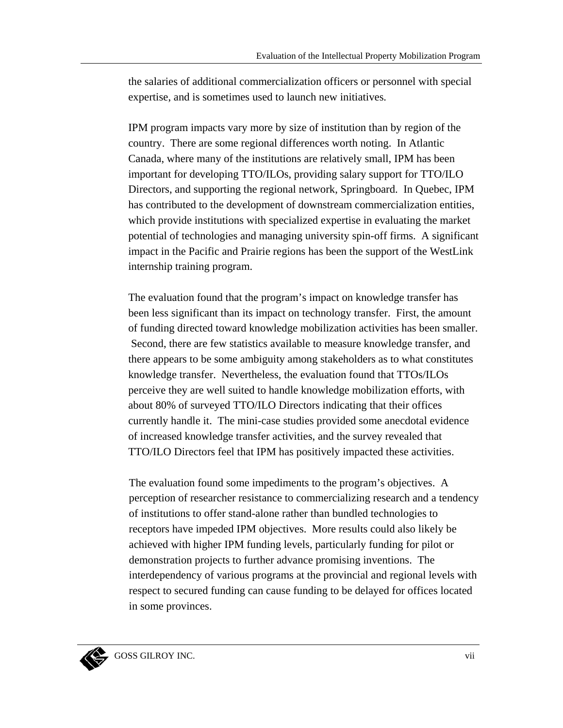the salaries of additional commercialization officers or personnel with special expertise, and is sometimes used to launch new initiatives.

IPM program impacts vary more by size of institution than by region of the country. There are some regional differences worth noting. In Atlantic Canada, where many of the institutions are relatively small, IPM has been important for developing TTO/ILOs, providing salary support for TTO/ILO Directors, and supporting the regional network, Springboard. In Quebec, IPM has contributed to the development of downstream commercialization entities, which provide institutions with specialized expertise in evaluating the market potential of technologies and managing university spin-off firms. A significant impact in the Pacific and Prairie regions has been the support of the WestLink internship training program.

The evaluation found that the program's impact on knowledge transfer has been less significant than its impact on technology transfer. First, the amount of funding directed toward knowledge mobilization activities has been smaller. Second, there are few statistics available to measure knowledge transfer, and there appears to be some ambiguity among stakeholders as to what constitutes knowledge transfer. Nevertheless, the evaluation found that TTOs/ILOs perceive they are well suited to handle knowledge mobilization efforts, with about 80% of surveyed TTO/ILO Directors indicating that their offices currently handle it. The mini-case studies provided some anecdotal evidence of increased knowledge transfer activities, and the survey revealed that TTO/ILO Directors feel that IPM has positively impacted these activities.

The evaluation found some impediments to the program's objectives. A perception of researcher resistance to commercializing research and a tendency of institutions to offer stand-alone rather than bundled technologies to receptors have impeded IPM objectives. More results could also likely be achieved with higher IPM funding levels, particularly funding for pilot or demonstration projects to further advance promising inventions. The interdependency of various programs at the provincial and regional levels with respect to secured funding can cause funding to be delayed for offices located in some provinces.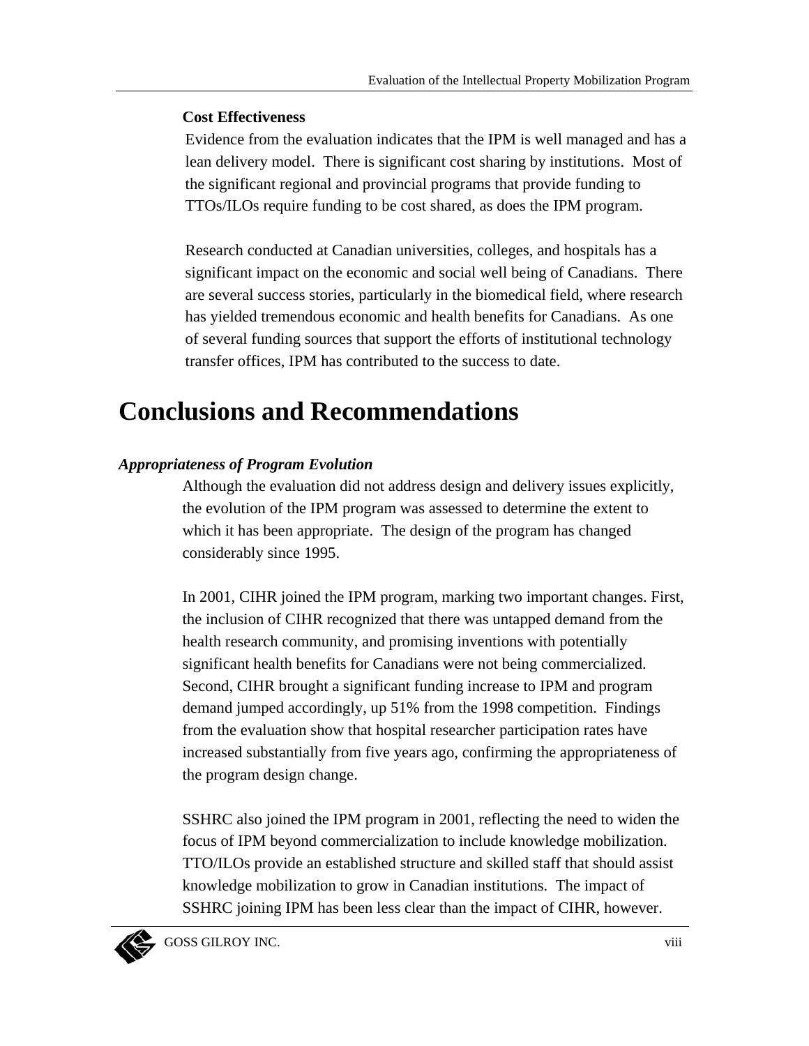**Cost Effectiveness**

Evidence from the evaluation indicates that the IPM is well managed and has a lean delivery model. There is significant cost sharing by institutions. Most of the significant regional and provincial programs that provide funding to TTOs/ILOs require funding to be cost shared, as does the IPM program.

Research conducted at Canadian universities, colleges, and hospitals has a significant impact on the economic and social well being of Canadians. There are several success stories, particularly in the biomedical field, where research has yielded tremendous economic and health benefits for Canadians. As one of several funding sources that support the efforts of institutional technology transfer offices, IPM has contributed to the success to date.

# Conclusions and Recommendations

***Appropriateness of Program Evolution***

Although the evaluation did not address design and delivery issues explicitly, the evolution of the IPM program was assessed to determine the extent to which it has been appropriate. The design of the program has changed considerably since 1995.

In 2001, CIHR joined the IPM program, marking two important changes. First, the inclusion of CIHR recognized that there was untapped demand from the health research community, and promising inventions with potentially significant health benefits for Canadians were not being commercialized. Second, CIHR brought a significant funding increase to IPM and program demand jumped accordingly, up 51% from the 1998 competition. Findings from the evaluation show that hospital researcher participation rates have increased substantially from five years ago, confirming the appropriateness of the program design change.

SSHRC also joined the IPM program in 2001, reflecting the need to widen the focus of IPM beyond commercialization to include knowledge mobilization. TTO/ILOs provide an established structure and skilled staff that should assist knowledge mobilization to grow in Canadian institutions. The impact of SSHRC joining IPM has been less clear than the impact of CIHR, however.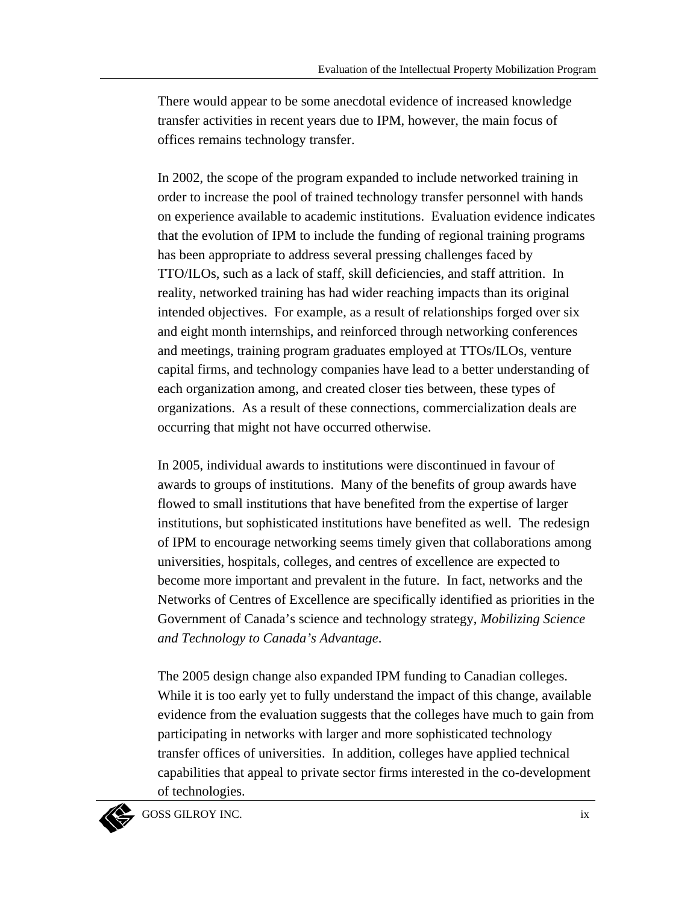There would appear to be some anecdotal evidence of increased knowledge transfer activities in recent years due to IPM, however, the main focus of offices remains technology transfer.

In 2002, the scope of the program expanded to include networked training in order to increase the pool of trained technology transfer personnel with hands on experience available to academic institutions. Evaluation evidence indicates that the evolution of IPM to include the funding of regional training programs has been appropriate to address several pressing challenges faced by TTO/ILOs, such as a lack of staff, skill deficiencies, and staff attrition. In reality, networked training has had wider reaching impacts than its original intended objectives. For example, as a result of relationships forged over six and eight month internships, and reinforced through networking conferences and meetings, training program graduates employed at TTOs/ILOs, venture capital firms, and technology companies have lead to a better understanding of each organization among, and created closer ties between, these types of organizations. As a result of these connections, commercialization deals are occurring that might not have occurred otherwise.

In 2005, individual awards to institutions were discontinued in favour of awards to groups of institutions. Many of the benefits of group awards have flowed to small institutions that have benefited from the expertise of larger institutions, but sophisticated institutions have benefited as well. The redesign of IPM to encourage networking seems timely given that collaborations among universities, hospitals, colleges, and centres of excellence are expected to become more important and prevalent in the future. In fact, networks and the Networks of Centres of Excellence are specifically identified as priorities in the Government of Canada's science and technology strategy, *Mobilizing Science and Technology to Canada's Advantage*.

The 2005 design change also expanded IPM funding to Canadian colleges. While it is too early yet to fully understand the impact of this change, available evidence from the evaluation suggests that the colleges have much to gain from participating in networks with larger and more sophisticated technology transfer offices of universities. In addition, colleges have applied technical capabilities that appeal to private sector firms interested in the co-development of technologies.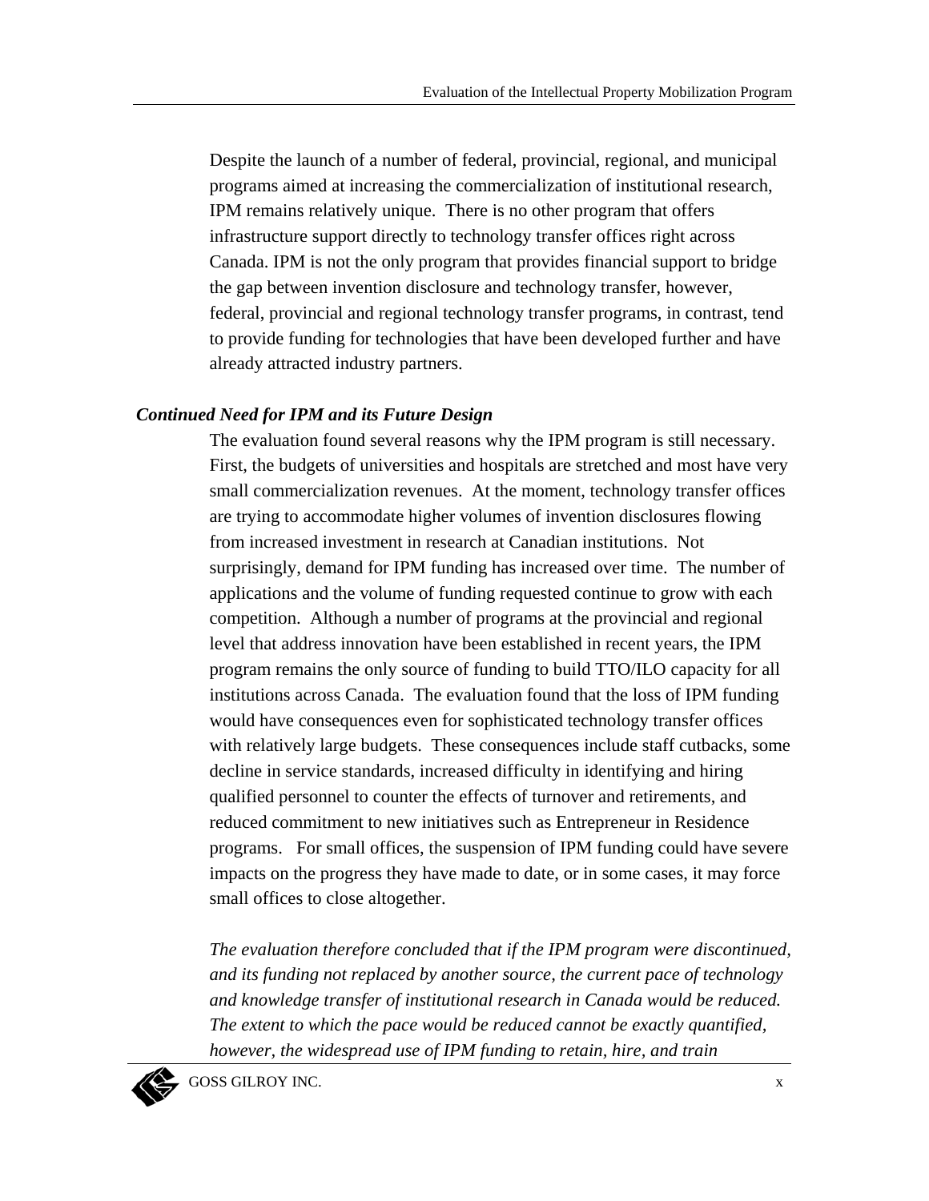Despite the launch of a number of federal, provincial, regional, and municipal programs aimed at increasing the commercialization of institutional research, IPM remains relatively unique. There is no other program that offers infrastructure support directly to technology transfer offices right across Canada. IPM is not the only program that provides financial support to bridge the gap between invention disclosure and technology transfer, however, federal, provincial and regional technology transfer programs, in contrast, tend to provide funding for technologies that have been developed further and have already attracted industry partners.

***Continued Need for IPM and its Future Design***

The evaluation found several reasons why the IPM program is still necessary. First, the budgets of universities and hospitals are stretched and most have very small commercialization revenues. At the moment, technology transfer offices are trying to accommodate higher volumes of invention disclosures flowing from increased investment in research at Canadian institutions. Not surprisingly, demand for IPM funding has increased over time. The number of applications and the volume of funding requested continue to grow with each competition. Although a number of programs at the provincial and regional level that address innovation have been established in recent years, the IPM program remains the only source of funding to build TTO/ILO capacity for all institutions across Canada. The evaluation found that the loss of IPM funding would have consequences even for sophisticated technology transfer offices with relatively large budgets. These consequences include staff cutbacks, some decline in service standards, increased difficulty in identifying and hiring qualified personnel to counter the effects of turnover and retirements, and reduced commitment to new initiatives such as Entrepreneur in Residence programs. For small offices, the suspension of IPM funding could have severe impacts on the progress they have made to date, or in some cases, it may force small offices to close altogether.

*The evaluation therefore concluded that if the IPM program were discontinued, and its funding not replaced by another source, the current pace of technology and knowledge transfer of institutional research in Canada would be reduced. The extent to which the pace would be reduced cannot be exactly quantified, however, the widespread use of IPM funding to retain, hire, and train*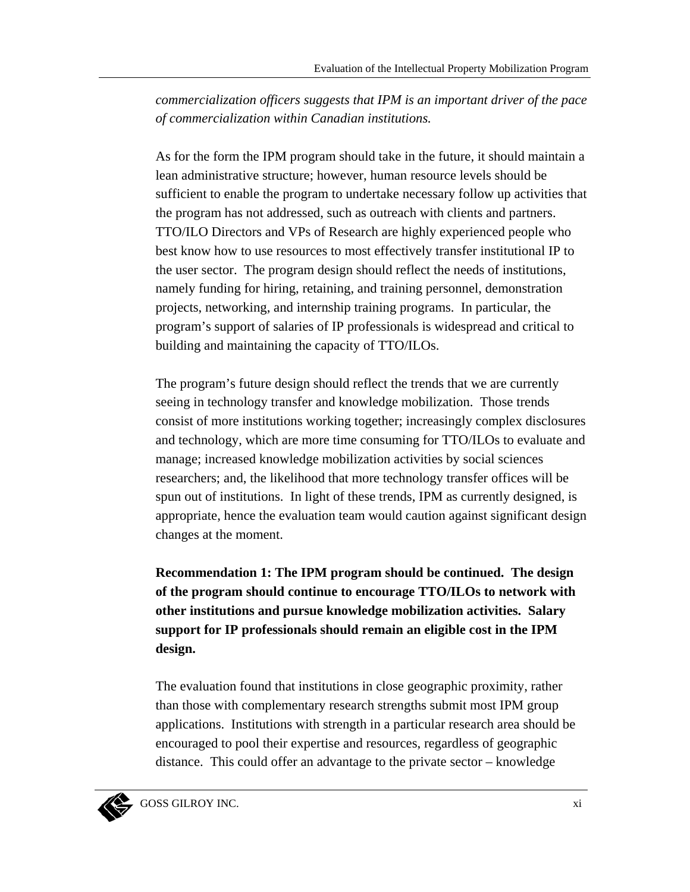*commercialization officers suggests that IPM is an important driver of the pace of commercialization within Canadian institutions.*

As for the form the IPM program should take in the future, it should maintain a lean administrative structure; however, human resource levels should be sufficient to enable the program to undertake necessary follow up activities that the program has not addressed, such as outreach with clients and partners. TTO/ILO Directors and VPs of Research are highly experienced people who best know how to use resources to most effectively transfer institutional IP to the user sector. The program design should reflect the needs of institutions, namely funding for hiring, retaining, and training personnel, demonstration projects, networking, and internship training programs. In particular, the program's support of salaries of IP professionals is widespread and critical to building and maintaining the capacity of TTO/ILOs.

The program's future design should reflect the trends that we are currently seeing in technology transfer and knowledge mobilization. Those trends consist of more institutions working together; increasingly complex disclosures and technology, which are more time consuming for TTO/ILOs to evaluate and manage; increased knowledge mobilization activities by social sciences researchers; and, the likelihood that more technology transfer offices will be spun out of institutions. In light of these trends, IPM as currently designed, is appropriate, hence the evaluation team would caution against significant design changes at the moment.

**Recommendation 1: The IPM program should be continued. The design of the program should continue to encourage TTO/ILOs to network with other institutions and pursue knowledge mobilization activities. Salary support for IP professionals should remain an eligible cost in the IPM design.**

The evaluation found that institutions in close geographic proximity, rather than those with complementary research strengths submit most IPM group applications. Institutions with strength in a particular research area should be encouraged to pool their expertise and resources, regardless of geographic distance. This could offer an advantage to the private sector – knowledge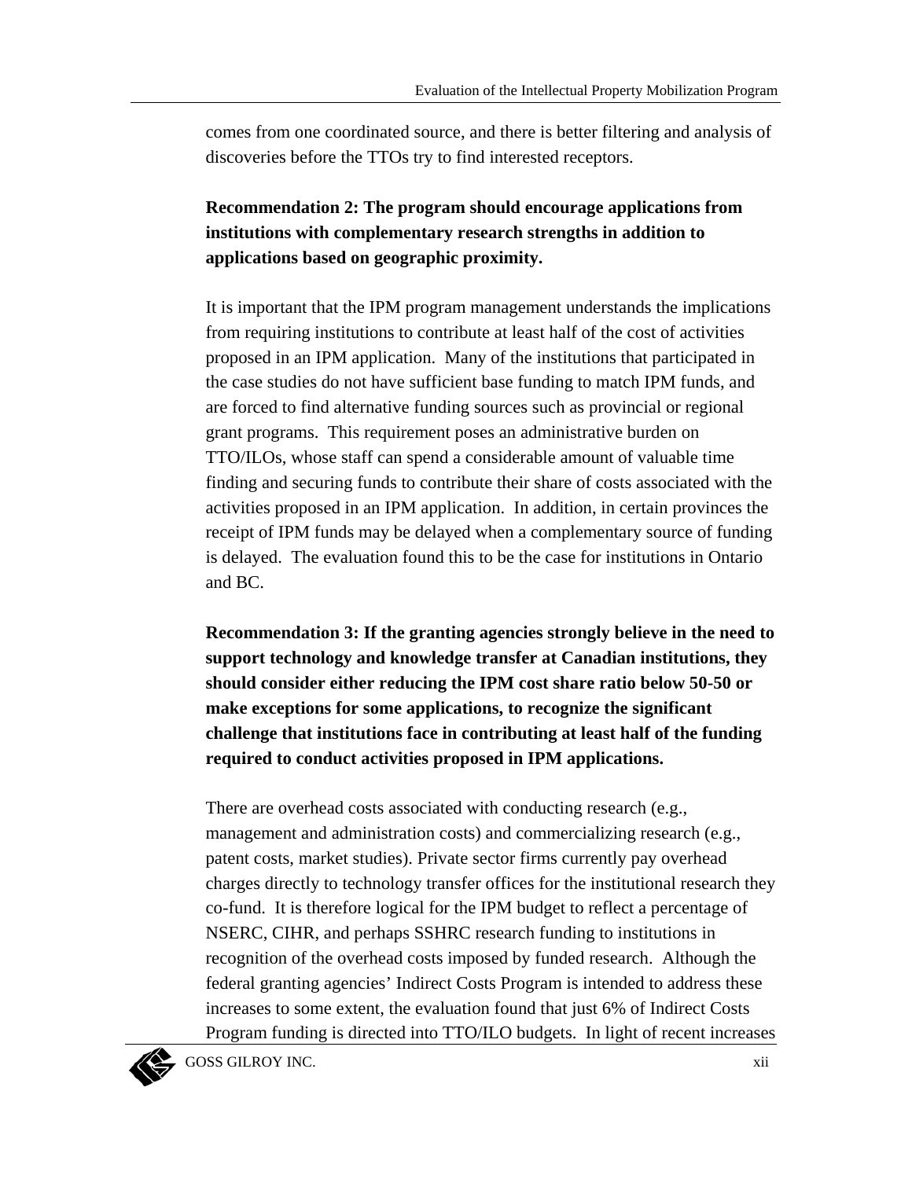comes from one coordinated source, and there is better filtering and analysis of discoveries before the TTOs try to find interested receptors.

**Recommendation 2: The program should encourage applications from institutions with complementary research strengths in addition to applications based on geographic proximity.**

It is important that the IPM program management understands the implications from requiring institutions to contribute at least half of the cost of activities proposed in an IPM application. Many of the institutions that participated in the case studies do not have sufficient base funding to match IPM funds, and are forced to find alternative funding sources such as provincial or regional grant programs. This requirement poses an administrative burden on TTO/ILOs, whose staff can spend a considerable amount of valuable time finding and securing funds to contribute their share of costs associated with the activities proposed in an IPM application. In addition, in certain provinces the receipt of IPM funds may be delayed when a complementary source of funding is delayed. The evaluation found this to be the case for institutions in Ontario and BC.

**Recommendation 3: If the granting agencies strongly believe in the need to support technology and knowledge transfer at Canadian institutions, they should consider either reducing the IPM cost share ratio below 50-50 or make exceptions for some applications, to recognize the significant challenge that institutions face in contributing at least half of the funding required to conduct activities proposed in IPM applications.**

There are overhead costs associated with conducting research (e.g., management and administration costs) and commercializing research (e.g., patent costs, market studies). Private sector firms currently pay overhead charges directly to technology transfer offices for the institutional research they co-fund. It is therefore logical for the IPM budget to reflect a percentage of NSERC, CIHR, and perhaps SSHRC research funding to institutions in recognition of the overhead costs imposed by funded research. Although the federal granting agencies' Indirect Costs Program is intended to address these increases to some extent, the evaluation found that just 6% of Indirect Costs Program funding is directed into TTO/ILO budgets. In light of recent increases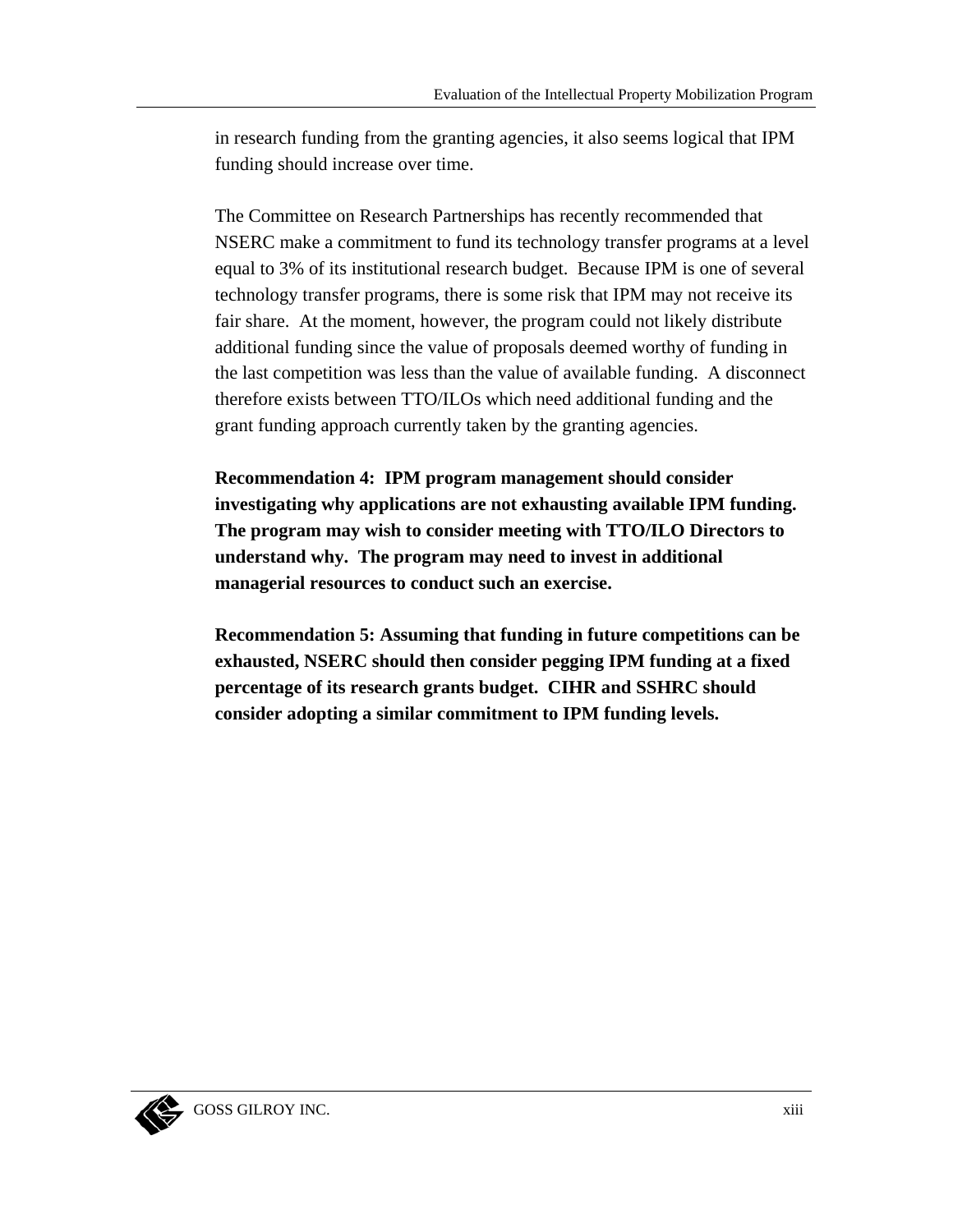in research funding from the granting agencies, it also seems logical that IPM funding should increase over time.

The Committee on Research Partnerships has recently recommended that NSERC make a commitment to fund its technology transfer programs at a level equal to 3% of its institutional research budget. Because IPM is one of several technology transfer programs, there is some risk that IPM may not receive its fair share. At the moment, however, the program could not likely distribute additional funding since the value of proposals deemed worthy of funding in the last competition was less than the value of available funding. A disconnect therefore exists between TTO/ILOs which need additional funding and the grant funding approach currently taken by the granting agencies.

**Recommendation 4: IPM program management should consider investigating why applications are not exhausting available IPM funding. The program may wish to consider meeting with TTO/ILO Directors to understand why. The program may need to invest in additional managerial resources to conduct such an exercise.**

**Recommendation 5: Assuming that funding in future competitions can be exhausted, NSERC should then consider pegging IPM funding at a fixed percentage of its research grants budget. CIHR and SSHRC should consider adopting a similar commitment to IPM funding levels.**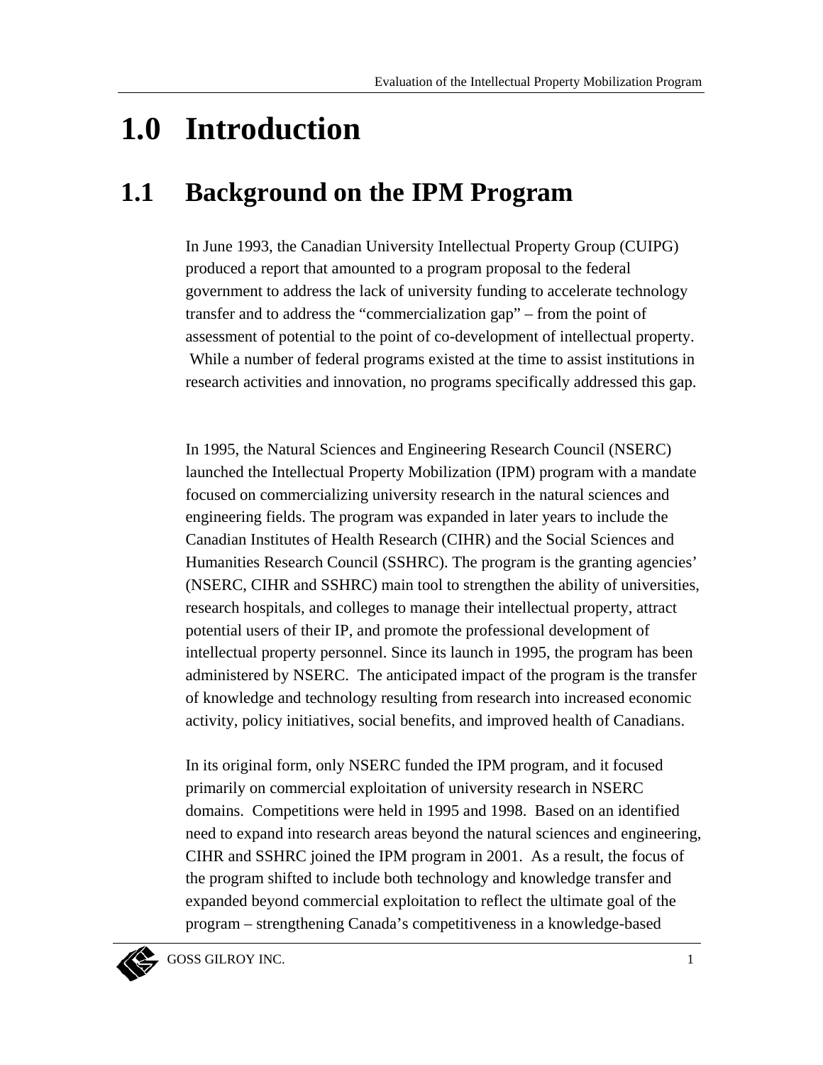# 1.0 Introduction

## 1.1 Background on the IPM Program

In June 1993, the Canadian University Intellectual Property Group (CUIPG) produced a report that amounted to a program proposal to the federal government to address the lack of university funding to accelerate technology transfer and to address the "commercialization gap" – from the point of assessment of potential to the point of co-development of intellectual property. While a number of federal programs existed at the time to assist institutions in research activities and innovation, no programs specifically addressed this gap.

In 1995, the Natural Sciences and Engineering Research Council (NSERC) launched the Intellectual Property Mobilization (IPM) program with a mandate focused on commercializing university research in the natural sciences and engineering fields. The program was expanded in later years to include the Canadian Institutes of Health Research (CIHR) and the Social Sciences and Humanities Research Council (SSHRC). The program is the granting agencies' (NSERC, CIHR and SSHRC) main tool to strengthen the ability of universities, research hospitals, and colleges to manage their intellectual property, attract potential users of their IP, and promote the professional development of intellectual property personnel. Since its launch in 1995, the program has been administered by NSERC. The anticipated impact of the program is the transfer of knowledge and technology resulting from research into increased economic activity, policy initiatives, social benefits, and improved health of Canadians.

In its original form, only NSERC funded the IPM program, and it focused primarily on commercial exploitation of university research in NSERC domains. Competitions were held in 1995 and 1998. Based on an identified need to expand into research areas beyond the natural sciences and engineering, CIHR and SSHRC joined the IPM program in 2001. As a result, the focus of the program shifted to include both technology and knowledge transfer and expanded beyond commercial exploitation to reflect the ultimate goal of the program – strengthening Canada's competitiveness in a knowledge-based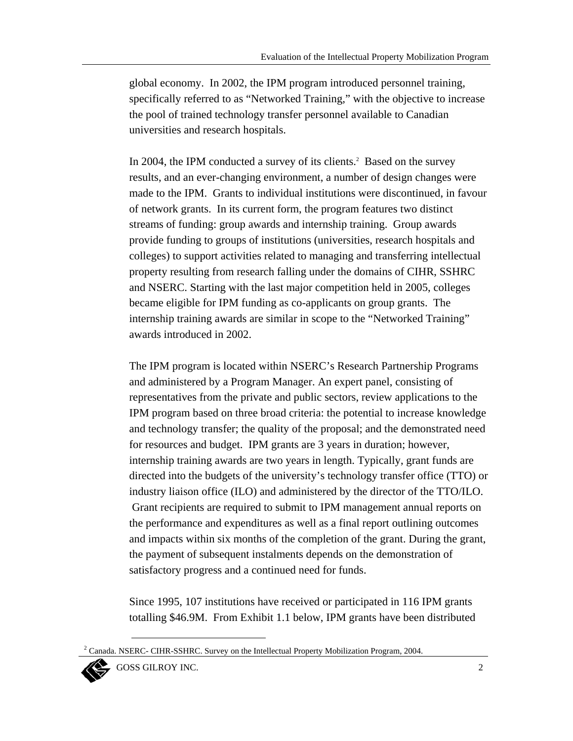global economy. In 2002, the IPM program introduced personnel training, specifically referred to as "Networked Training," with the objective to increase the pool of trained technology transfer personnel available to Canadian universities and research hospitals.

In 2004, the IPM conducted a survey of its clients.[2] Based on the survey results, and an ever-changing environment, a number of design changes were made to the IPM. Grants to individual institutions were discontinued, in favour of network grants. In its current form, the program features two distinct streams of funding: group awards and internship training. Group awards provide funding to groups of institutions (universities, research hospitals and colleges) to support activities related to managing and transferring intellectual property resulting from research falling under the domains of CIHR, SSHRC and NSERC. Starting with the last major competition held in 2005, colleges became eligible for IPM funding as co-applicants on group grants. The internship training awards are similar in scope to the "Networked Training" awards introduced in 2002.

The IPM program is located within NSERC's Research Partnership Programs and administered by a Program Manager. An expert panel, consisting of representatives from the private and public sectors, review applications to the IPM program based on three broad criteria: the potential to increase knowledge and technology transfer; the quality of the proposal; and the demonstrated need for resources and budget. IPM grants are 3 years in duration; however, internship training awards are two years in length. Typically, grant funds are directed into the budgets of the university's technology transfer office (TTO) or industry liaison office (ILO) and administered by the director of the TTO/ILO. Grant recipients are required to submit to IPM management annual reports on the performance and expenditures as well as a final report outlining outcomes and impacts within six months of the completion of the grant. During the grant, the payment of subsequent instalments depends on the demonstration of satisfactory progress and a continued need for funds.

Since 1995, 107 institutions have received or participated in 116 IPM grants totalling \$46.9M. From Exhibit 1.1 below, IPM grants have been distributed

---

[2] Canada. NSERC- CIHR-SSHRC. Survey on the Intellectual Property Mobilization Program, 2004.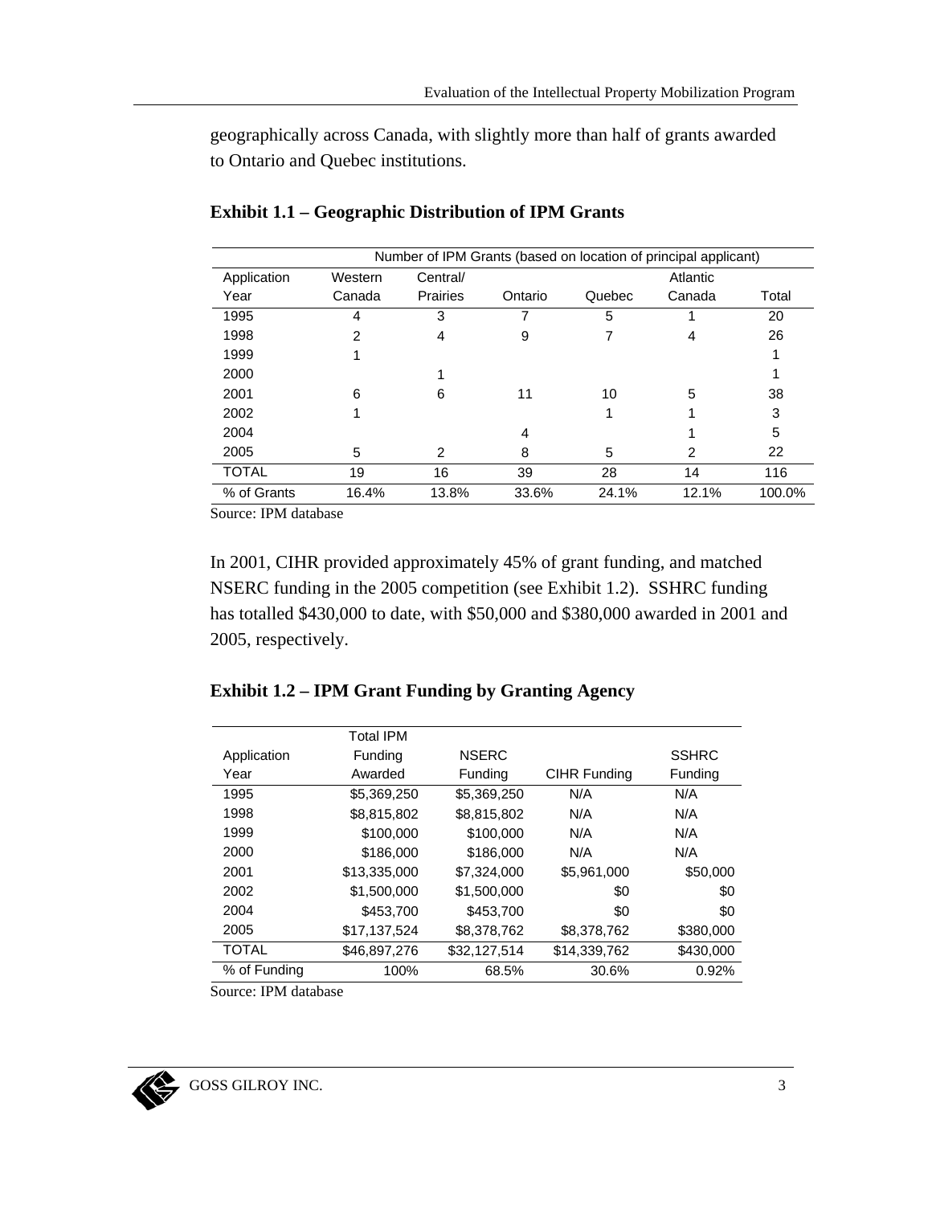geographically across Canada, with slightly more than half of grants awarded to Ontario and Quebec institutions.

**Exhibit 1.1 – Geographic Distribution of IPM Grants**

| | Number of IPM Grants (based on location of principal applicant) | | | | | |
|---|---|---|---|---|---|---|
| Application Year | Western Canada | Central/ Prairies | Ontario | Quebec | Atlantic Canada | Total |
| 1995 | 4 | 3 | 7 | 5 | 1 | 20 |
| 1998 | 2 | 4 | 9 | 7 | 4 | 26 |
| 1999 | 1 | | | | | 1 |
| 2000 | | 1 | | | | 1 |
| 2001 | 6 | 6 | 11 | 10 | 5 | 38 |
| 2002 | 1 | | | 1 | 1 | 3 |
| 2004 | | | 4 | | 1 | 5 |
| 2005 | 5 | 2 | 8 | 5 | 2 | 22 |
| TOTAL | 19 | 16 | 39 | 28 | 14 | 116 |
| % of Grants | 16.4% | 13.8% | 33.6% | 24.1% | 12.1% | 100.0% |

Source: IPM database

In 2001, CIHR provided approximately 45% of grant funding, and matched NSERC funding in the 2005 competition (see Exhibit 1.2). SSHRC funding has totalled $430,000 to date, with $50,000 and $380,000 awarded in 2001 and 2005, respectively.

**Exhibit 1.2 – IPM Grant Funding by Granting Agency**

| Application Year | Total IPM Funding Awarded | NSERC Funding | CIHR Funding | SSHRC Funding |
|---|---|---|---|---|
| 1995 | $5,369,250 | $5,369,250 | N/A | N/A |
| 1998 | $8,815,802 | $8,815,802 | N/A | N/A |
| 1999 | $100,000 | $100,000 | N/A | N/A |
| 2000 | $186,000 | $186,000 | N/A | N/A |
| 2001 | $13,335,000 | $7,324,000 | $5,961,000 | $50,000 |
| 2002 | $1,500,000 | $1,500,000 | $0 | $0 |
| 2004 | $453,700 | $453,700 | $0 | $0 |
| 2005 | $17,137,524 | $8,378,762 | $8,378,762 | $380,000 |
| TOTAL | $46,897,276 | $32,127,514 | $14,339,762 | $430,000 |
| % of Funding | 100% | 68.5% | 30.6% | 0.92% |

Source: IPM database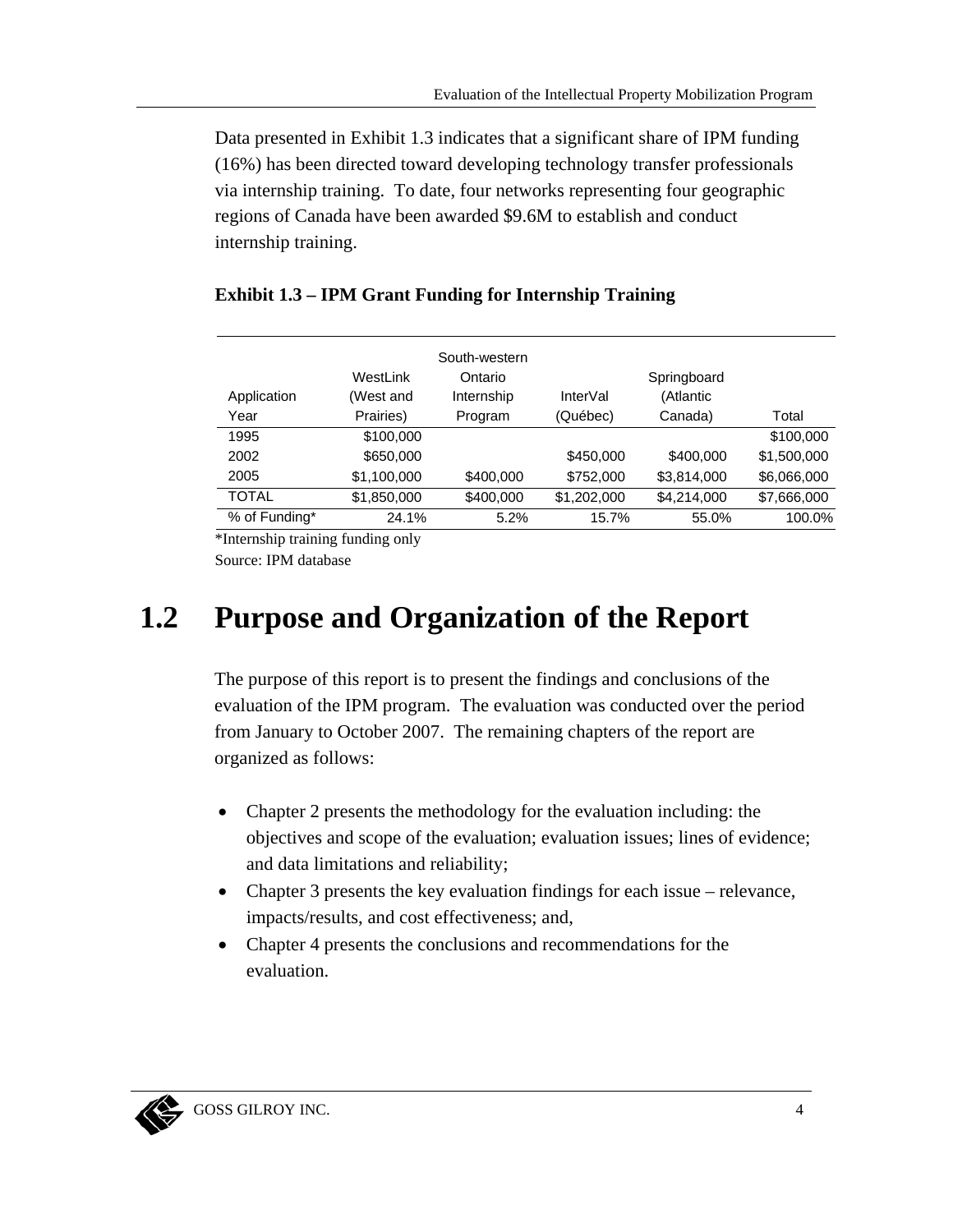Data presented in Exhibit 1.3 indicates that a significant share of IPM funding (16%) has been directed toward developing technology transfer professionals via internship training. To date, four networks representing four geographic regions of Canada have been awarded $9.6M to establish and conduct internship training.

**Exhibit 1.3 – IPM Grant Funding for Internship Training**

| Application Year | WestLink (West and Prairies) | South-western Ontario Internship Program | InterVal (Québec) | Springboard (Atlantic Canada) | Total |
|---|---|---|---|---|---|
| 1995 | $100,000 | | | | $100,000 |
| 2002 | $650,000 | | $450,000 | $400,000 | $1,500,000 |
| 2005 | $1,100,000 | $400,000 | $752,000 | $3,814,000 | $6,066,000 |
| TOTAL | $1,850,000 | $400,000 | $1,202,000 | $4,214,000 | $7,666,000 |
| % of Funding* | 24.1% | 5.2% | 15.7% | 55.0% | 100.0% |

*Internship training funding only

Source: IPM database

# 1.2 Purpose and Organization of the Report

The purpose of this report is to present the findings and conclusions of the evaluation of the IPM program. The evaluation was conducted over the period from January to October 2007. The remaining chapters of the report are organized as follows:

- Chapter 2 presents the methodology for the evaluation including: the objectives and scope of the evaluation; evaluation issues; lines of evidence; and data limitations and reliability;
- Chapter 3 presents the key evaluation findings for each issue – relevance, impacts/results, and cost effectiveness; and,
- Chapter 4 presents the conclusions and recommendations for the evaluation.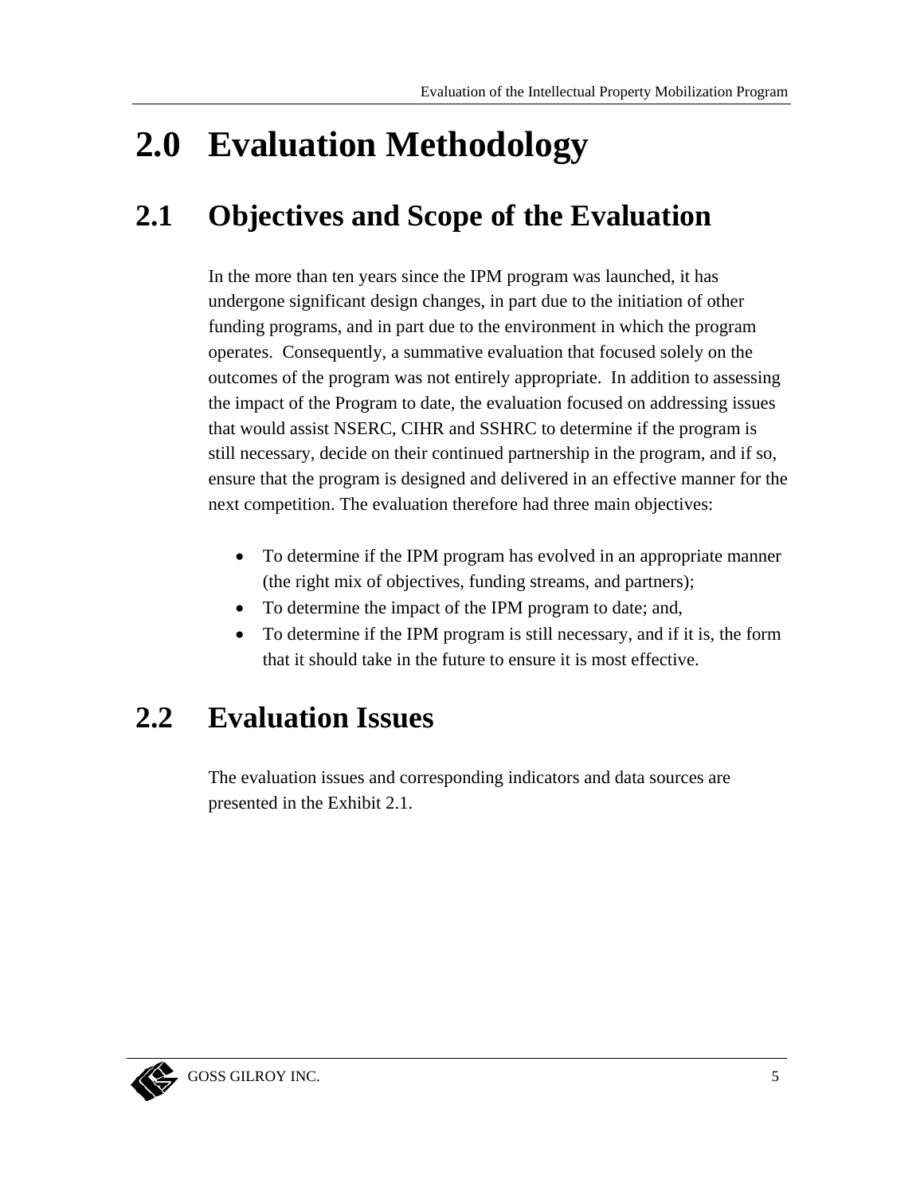# 2.0 Evaluation Methodology

## 2.1 Objectives and Scope of the Evaluation

In the more than ten years since the IPM program was launched, it has undergone significant design changes, in part due to the initiation of other funding programs, and in part due to the environment in which the program operates. Consequently, a summative evaluation that focused solely on the outcomes of the program was not entirely appropriate. In addition to assessing the impact of the Program to date, the evaluation focused on addressing issues that would assist NSERC, CIHR and SSHRC to determine if the program is still necessary, decide on their continued partnership in the program, and if so, ensure that the program is designed and delivered in an effective manner for the next competition. The evaluation therefore had three main objectives:

- To determine if the IPM program has evolved in an appropriate manner (the right mix of objectives, funding streams, and partners);
- To determine the impact of the IPM program to date; and,
- To determine if the IPM program is still necessary, and if it is, the form that it should take in the future to ensure it is most effective.

## 2.2 Evaluation Issues

The evaluation issues and corresponding indicators and data sources are presented in the Exhibit 2.1.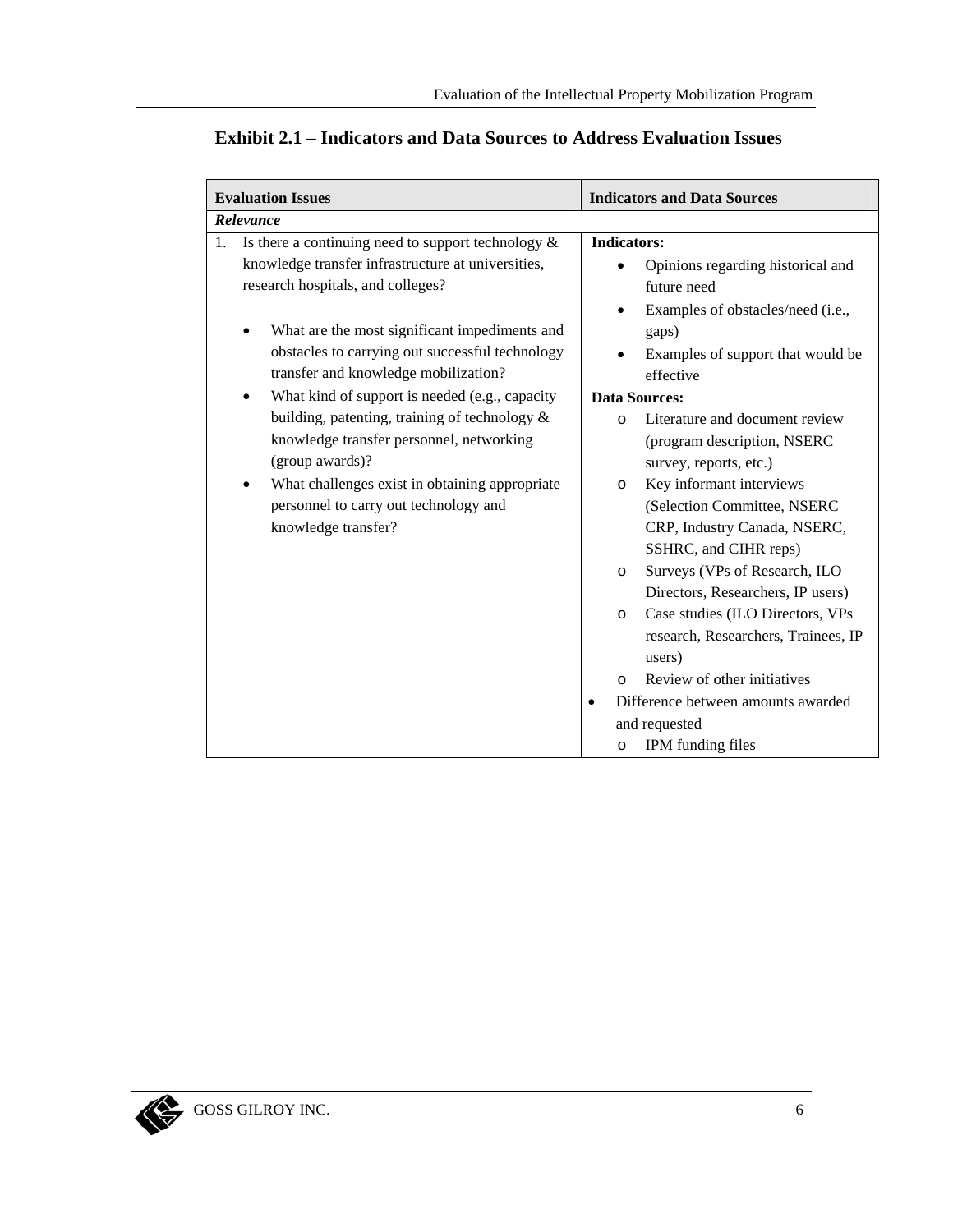## Exhibit 2.1 – Indicators and Data Sources to Address Evaluation Issues

| Evaluation Issues | Indicators and Data Sources |
|---|---|
| ***Relevance*** | |
| 1. Is there a continuing need to support technology & knowledge transfer infrastructure at universities, research hospitals, and colleges?<br><br>• What are the most significant impediments and obstacles to carrying out successful technology transfer and knowledge mobilization?<br>• What kind of support is needed (e.g., capacity building, patenting, training of technology & knowledge transfer personnel, networking (group awards)?<br>• What challenges exist in obtaining appropriate personnel to carry out technology and knowledge transfer? | **Indicators:**<br>• Opinions regarding historical and future need<br>• Examples of obstacles/need (i.e., gaps)<br>• Examples of support that would be effective<br>**Data Sources:**<br>o Literature and document review (program description, NSERC survey, reports, etc.)<br>o Key informant interviews (Selection Committee, NSERC CRP, Industry Canada, NSERC, SSHRC, and CIHR reps)<br>o Surveys (VPs of Research, ILO Directors, Researchers, IP users)<br>o Case studies (ILO Directors, VPs research, Researchers, Trainees, IP users)<br>o Review of other initiatives<br>• Difference between amounts awarded and requested<br>o IPM funding files |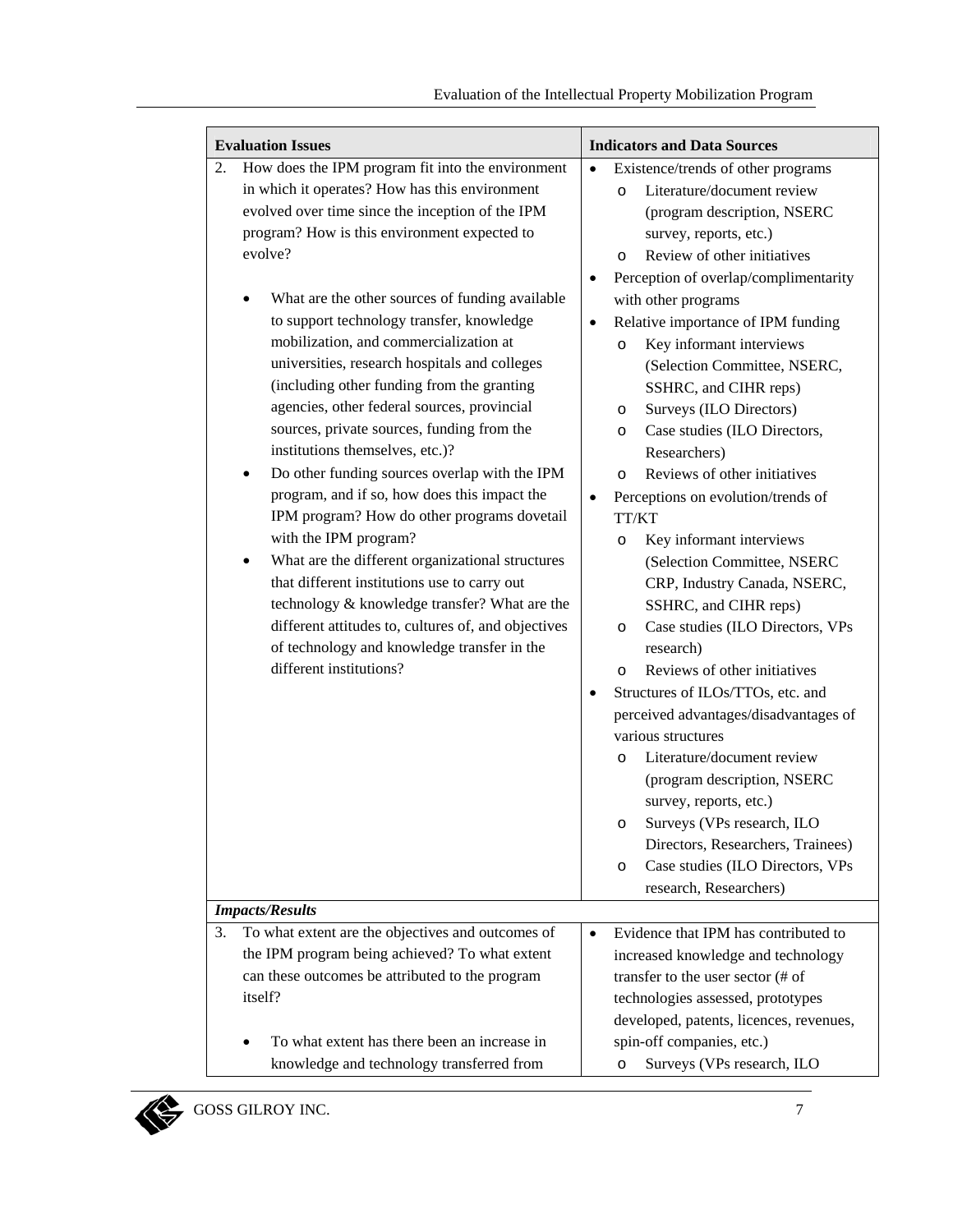| Evaluation Issues | Indicators and Data Sources |
|---|---|
| 2. How does the IPM program fit into the environment in which it operates? How has this environment evolved over time since the inception of the IPM program? How is this environment expected to evolve?<br><br>• What are the other sources of funding available to support technology transfer, knowledge mobilization, and commercialization at universities, research hospitals and colleges (including other funding from the granting agencies, other federal sources, provincial sources, private sources, funding from the institutions themselves, etc.)?<br>• Do other funding sources overlap with the IPM program, and if so, how does this impact the IPM program? How do other programs dovetail with the IPM program?<br>• What are the different organizational structures that different institutions use to carry out technology & knowledge transfer? What are the different attitudes to, cultures of, and objectives of technology and knowledge transfer in the different institutions? | • Existence/trends of other programs<br>  o Literature/document review (program description, NSERC survey, reports, etc.)<br>  o Review of other initiatives<br>• Perception of overlap/complimentarity with other programs<br>• Relative importance of IPM funding<br>  o Key informant interviews (Selection Committee, NSERC, SSHRC, and CIHR reps)<br>  o Surveys (ILO Directors)<br>  o Case studies (ILO Directors, Researchers)<br>  o Reviews of other initiatives<br>• Perceptions on evolution/trends of TT/KT<br>  o Key informant interviews (Selection Committee, NSERC CRP, Industry Canada, NSERC, SSHRC, and CIHR reps)<br>  o Case studies (ILO Directors, VPs research)<br>  o Reviews of other initiatives<br>• Structures of ILOs/TTOs, etc. and perceived advantages/disadvantages of various structures<br>  o Literature/document review (program description, NSERC survey, reports, etc.)<br>  o Surveys (VPs research, ILO Directors, Researchers, Trainees)<br>  o Case studies (ILO Directors, VPs research, Researchers) |
| ***Impacts/Results*** | |
| 3. To what extent are the objectives and outcomes of the IPM program being achieved? To what extent can these outcomes be attributed to the program itself?<br><br>• To what extent has there been an increase in knowledge and technology transferred from | • Evidence that IPM has contributed to increased knowledge and technology transfer to the user sector (# of technologies assessed, prototypes developed, patents, licences, revenues, spin-off companies, etc.)<br>  o Surveys (VPs research, ILO |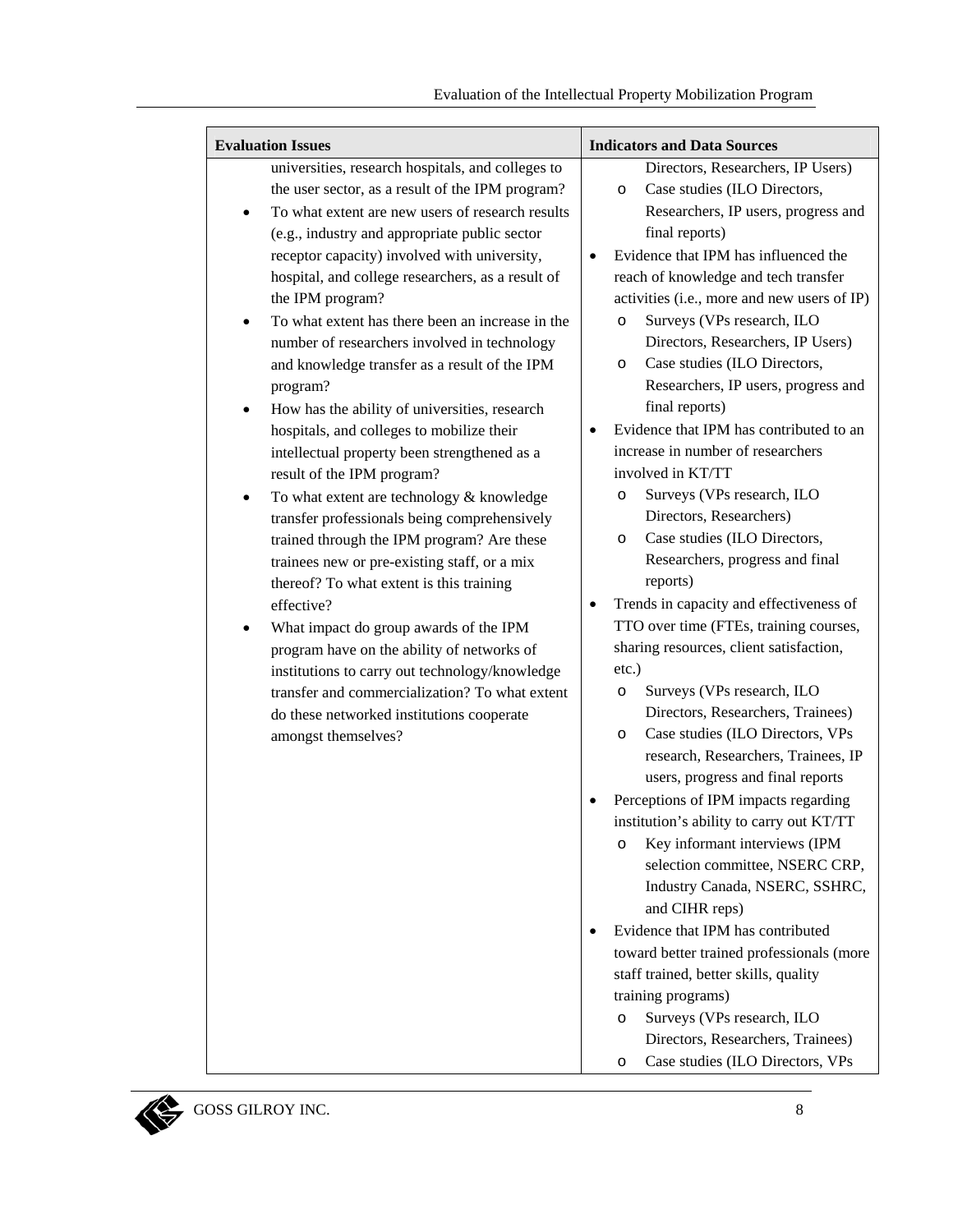| Evaluation Issues | Indicators and Data Sources |
|---|---|
| universities, research hospitals, and colleges to the user sector, as a result of the IPM program?<br>• To what extent are new users of research results (e.g., industry and appropriate public sector receptor capacity) involved with university, hospital, and college researchers, as a result of the IPM program?<br>• To what extent has there been an increase in the number of researchers involved in technology and knowledge transfer as a result of the IPM program?<br>• How has the ability of universities, research hospitals, and colleges to mobilize their intellectual property been strengthened as a result of the IPM program?<br>• To what extent are technology & knowledge transfer professionals being comprehensively trained through the IPM program? Are these trainees new or pre-existing staff, or a mix thereof? To what extent is this training effective?<br>• What impact do group awards of the IPM program have on the ability of networks of institutions to carry out technology/knowledge transfer and commercialization? To what extent do these networked institutions cooperate amongst themselves? | Directors, Researchers, IP Users)<br>o Case studies (ILO Directors, Researchers, IP users, progress and final reports)<br>• Evidence that IPM has influenced the reach of knowledge and tech transfer activities (i.e., more and new users of IP)<br>o Surveys (VPs research, ILO Directors, Researchers, IP Users)<br>o Case studies (ILO Directors, Researchers, IP users, progress and final reports)<br>• Evidence that IPM has contributed to an increase in number of researchers involved in KT/TT<br>o Surveys (VPs research, ILO Directors, Researchers)<br>o Case studies (ILO Directors, Researchers, progress and final reports)<br>• Trends in capacity and effectiveness of TTO over time (FTEs, training courses, sharing resources, client satisfaction, etc.)<br>o Surveys (VPs research, ILO Directors, Researchers, Trainees)<br>o Case studies (ILO Directors, VPs research, Researchers, Trainees, IP users, progress and final reports<br>• Perceptions of IPM impacts regarding institution's ability to carry out KT/TT<br>o Key informant interviews (IPM selection committee, NSERC CRP, Industry Canada, NSERC, SSHRC, and CIHR reps)<br>• Evidence that IPM has contributed toward better trained professionals (more staff trained, better skills, quality training programs)<br>o Surveys (VPs research, ILO Directors, Researchers, Trainees)<br>o Case studies (ILO Directors, VPs |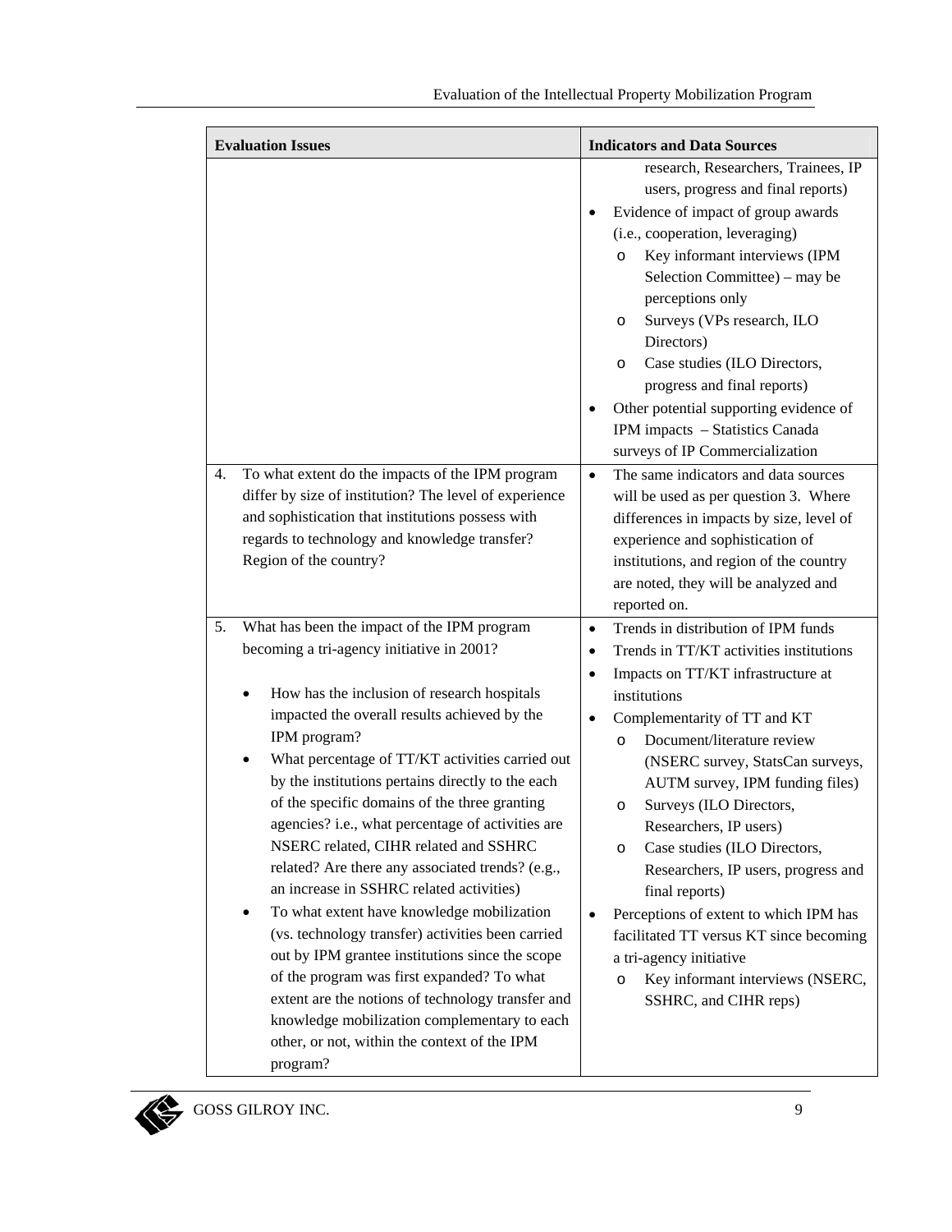| Evaluation Issues | Indicators and Data Sources |
| --- | --- |
| | research, Researchers, Trainees, IP users, progress and final reports)<br>• Evidence of impact of group awards (i.e., cooperation, leveraging)<br>&nbsp;&nbsp;o Key informant interviews (IPM Selection Committee) – may be perceptions only<br>&nbsp;&nbsp;o Surveys (VPs research, ILO Directors)<br>&nbsp;&nbsp;o Case studies (ILO Directors, progress and final reports)<br>• Other potential supporting evidence of IPM impacts – Statistics Canada surveys of IP Commercialization |
| 4. To what extent do the impacts of the IPM program differ by size of institution? The level of experience and sophistication that institutions possess with regards to technology and knowledge transfer? Region of the country? | • The same indicators and data sources will be used as per question 3. Where differences in impacts by size, level of experience and sophistication of institutions, and region of the country are noted, they will be analyzed and reported on. |
| 5. What has been the impact of the IPM program becoming a tri-agency initiative in 2001?<br><br>• How has the inclusion of research hospitals impacted the overall results achieved by the IPM program?<br>• What percentage of TT/KT activities carried out by the institutions pertains directly to the each of the specific domains of the three granting agencies? i.e., what percentage of activities are NSERC related, CIHR related and SSHRC related? Are there any associated trends? (e.g., an increase in SSHRC related activities)<br>• To what extent have knowledge mobilization (vs. technology transfer) activities been carried out by IPM grantee institutions since the scope of the program was first expanded? To what extent are the notions of technology transfer and knowledge mobilization complementary to each other, or not, within the context of the IPM program? | • Trends in distribution of IPM funds<br>• Trends in TT/KT activities institutions<br>• Impacts on TT/KT infrastructure at institutions<br>• Complementarity of TT and KT<br>&nbsp;&nbsp;o Document/literature review (NSERC survey, StatsCan surveys, AUTM survey, IPM funding files)<br>&nbsp;&nbsp;o Surveys (ILO Directors, Researchers, IP users)<br>&nbsp;&nbsp;o Case studies (ILO Directors, Researchers, IP users, progress and final reports)<br>• Perceptions of extent to which IPM has facilitated TT versus KT since becoming a tri-agency initiative<br>&nbsp;&nbsp;o Key informant interviews (NSERC, SSHRC, and CIHR reps) |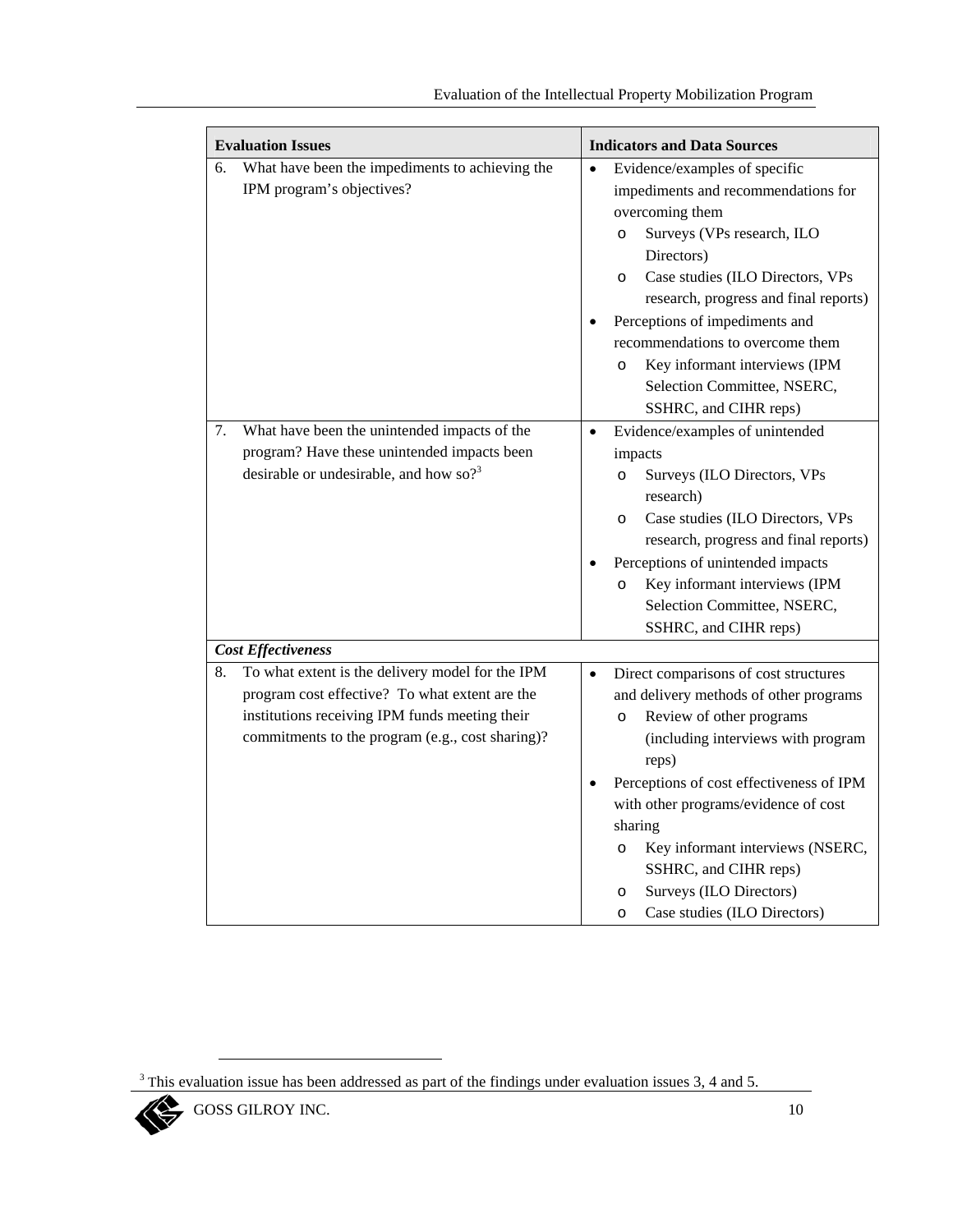| Evaluation Issues | Indicators and Data Sources |
|---|---|
| 6. What have been the impediments to achieving the IPM program's objectives? | • Evidence/examples of specific impediments and recommendations for overcoming them<br>  o Surveys (VPs research, ILO Directors)<br>  o Case studies (ILO Directors, VPs research, progress and final reports)<br>• Perceptions of impediments and recommendations to overcome them<br>  o Key informant interviews (IPM Selection Committee, NSERC, SSHRC, and CIHR reps) |
| 7. What have been the unintended impacts of the program? Have these unintended impacts been desirable or undesirable, and how so?[3] | • Evidence/examples of unintended impacts<br>  o Surveys (ILO Directors, VPs research)<br>  o Case studies (ILO Directors, VPs research, progress and final reports)<br>• Perceptions of unintended impacts<br>  o Key informant interviews (IPM Selection Committee, NSERC, SSHRC, and CIHR reps) |
| ***Cost Effectiveness*** | |
| 8. To what extent is the delivery model for the IPM program cost effective? To what extent are the institutions receiving IPM funds meeting their commitments to the program (e.g., cost sharing)? | • Direct comparisons of cost structures and delivery methods of other programs<br>  o Review of other programs (including interviews with program reps)<br>• Perceptions of cost effectiveness of IPM with other programs/evidence of cost sharing<br>  o Key informant interviews (NSERC, SSHRC, and CIHR reps)<br>  o Surveys (ILO Directors)<br>  o Case studies (ILO Directors) |

[3] This evaluation issue has been addressed as part of the findings under evaluation issues 3, 4 and 5.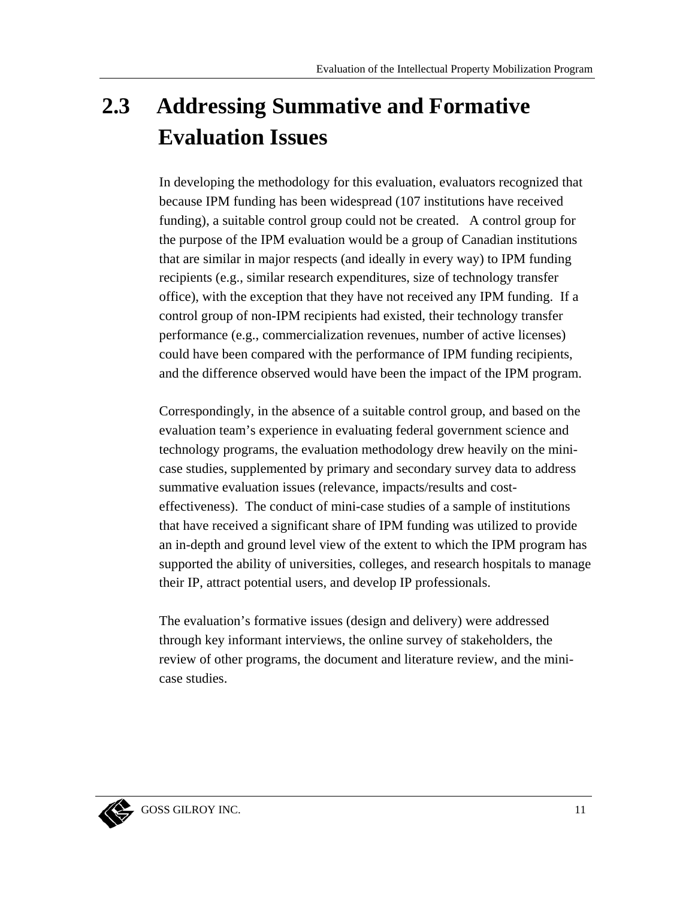## 2.3 Addressing Summative and Formative Evaluation Issues

In developing the methodology for this evaluation, evaluators recognized that because IPM funding has been widespread (107 institutions have received funding), a suitable control group could not be created. A control group for the purpose of the IPM evaluation would be a group of Canadian institutions that are similar in major respects (and ideally in every way) to IPM funding recipients (e.g., similar research expenditures, size of technology transfer office), with the exception that they have not received any IPM funding. If a control group of non-IPM recipients had existed, their technology transfer performance (e.g., commercialization revenues, number of active licenses) could have been compared with the performance of IPM funding recipients, and the difference observed would have been the impact of the IPM program.

Correspondingly, in the absence of a suitable control group, and based on the evaluation team's experience in evaluating federal government science and technology programs, the evaluation methodology drew heavily on the mini-case studies, supplemented by primary and secondary survey data to address summative evaluation issues (relevance, impacts/results and cost-effectiveness). The conduct of mini-case studies of a sample of institutions that have received a significant share of IPM funding was utilized to provide an in-depth and ground level view of the extent to which the IPM program has supported the ability of universities, colleges, and research hospitals to manage their IP, attract potential users, and develop IP professionals.

The evaluation's formative issues (design and delivery) were addressed through key informant interviews, the online survey of stakeholders, the review of other programs, the document and literature review, and the mini-case studies.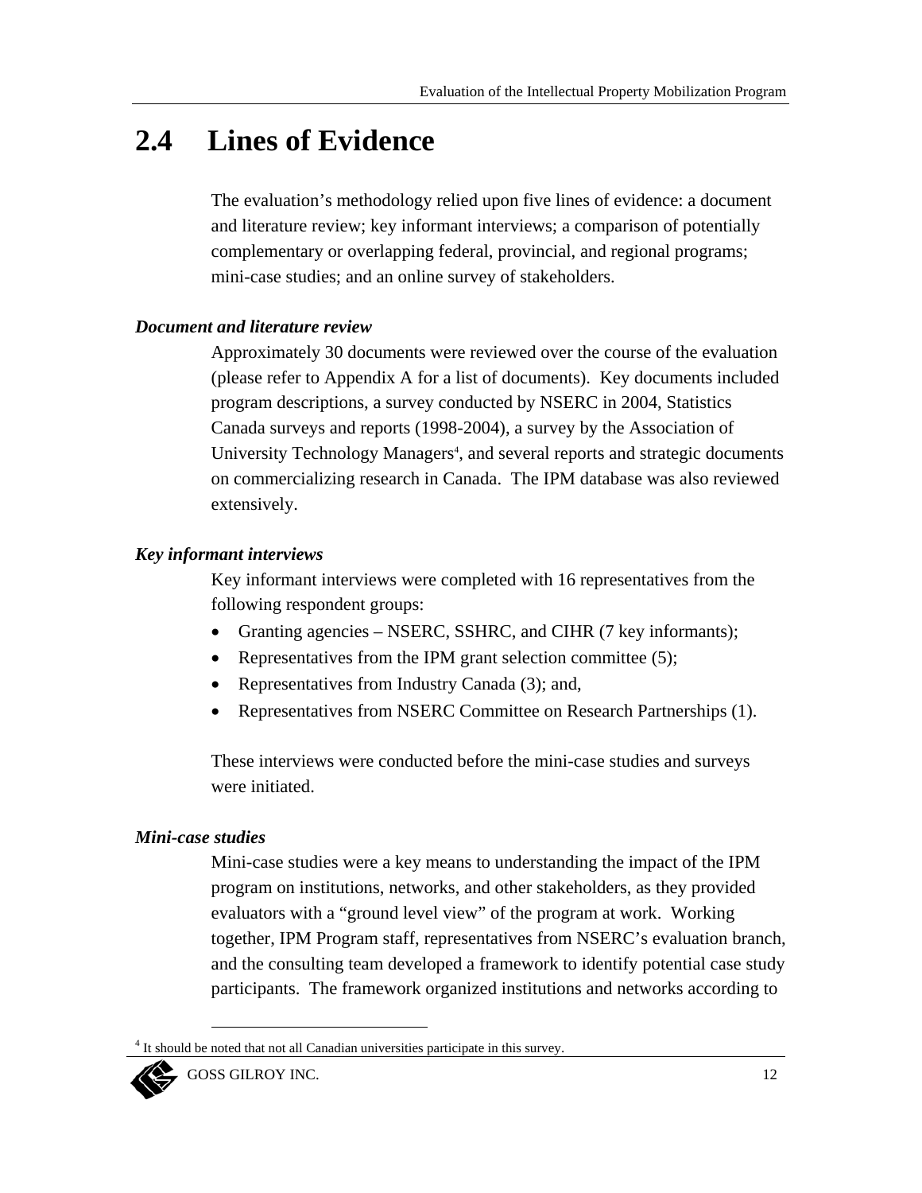## 2.4 Lines of Evidence

The evaluation's methodology relied upon five lines of evidence: a document and literature review; key informant interviews; a comparison of potentially complementary or overlapping federal, provincial, and regional programs; mini-case studies; and an online survey of stakeholders.

***Document and literature review***

Approximately 30 documents were reviewed over the course of the evaluation (please refer to Appendix A for a list of documents). Key documents included program descriptions, a survey conducted by NSERC in 2004, Statistics Canada surveys and reports (1998-2004), a survey by the Association of University Technology Managers[4], and several reports and strategic documents on commercializing research in Canada. The IPM database was also reviewed extensively.

***Key informant interviews***

Key informant interviews were completed with 16 representatives from the following respondent groups:

- Granting agencies – NSERC, SSHRC, and CIHR (7 key informants);
- Representatives from the IPM grant selection committee (5);
- Representatives from Industry Canada (3); and,
- Representatives from NSERC Committee on Research Partnerships (1).

These interviews were conducted before the mini-case studies and surveys were initiated.

***Mini-case studies***

Mini-case studies were a key means to understanding the impact of the IPM program on institutions, networks, and other stakeholders, as they provided evaluators with a "ground level view" of the program at work. Working together, IPM Program staff, representatives from NSERC's evaluation branch, and the consulting team developed a framework to identify potential case study participants. The framework organized institutions and networks according to

[4] It should be noted that not all Canadian universities participate in this survey.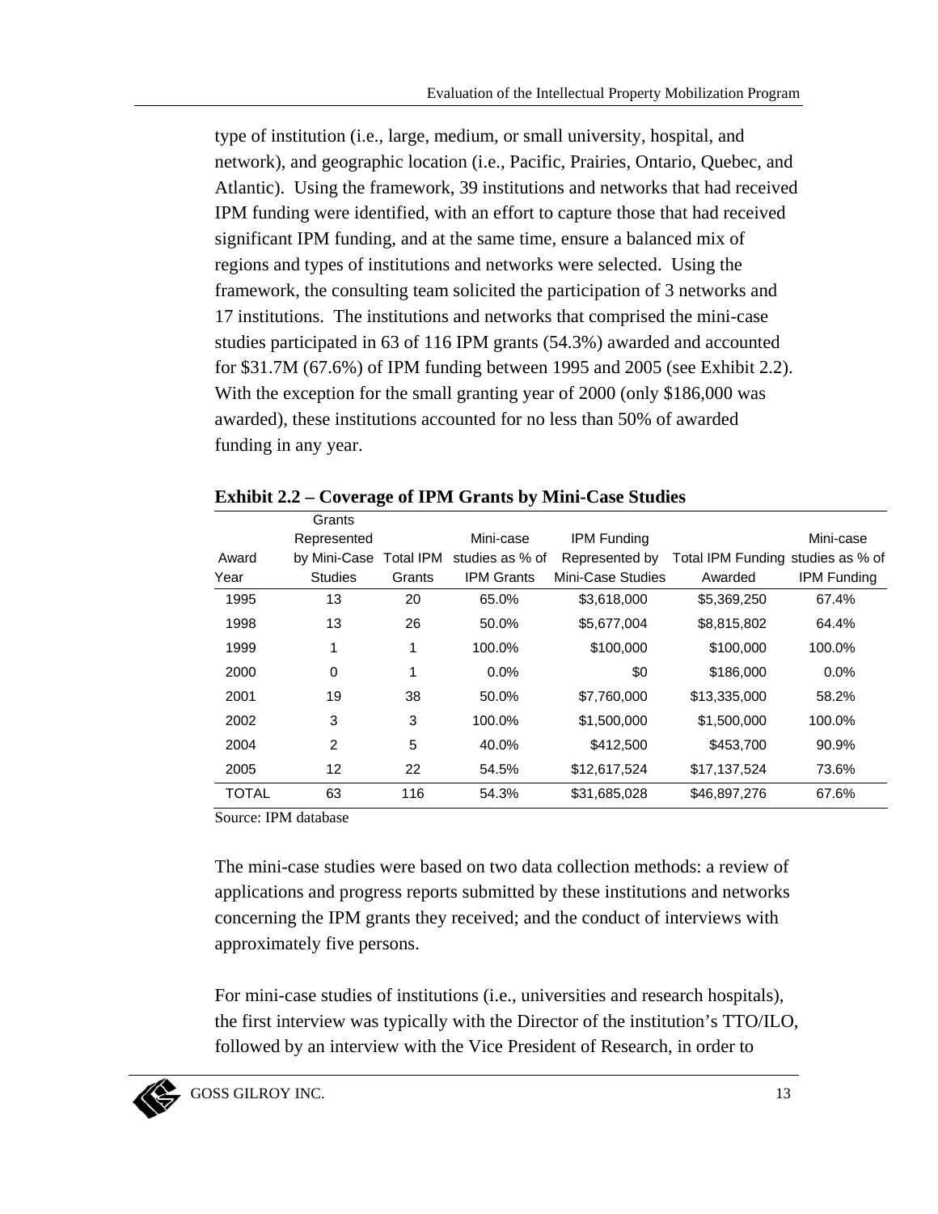type of institution (i.e., large, medium, or small university, hospital, and network), and geographic location (i.e., Pacific, Prairies, Ontario, Quebec, and Atlantic). Using the framework, 39 institutions and networks that had received IPM funding were identified, with an effort to capture those that had received significant IPM funding, and at the same time, ensure a balanced mix of regions and types of institutions and networks were selected. Using the framework, the consulting team solicited the participation of 3 networks and 17 institutions. The institutions and networks that comprised the mini-case studies participated in 63 of 116 IPM grants (54.3%) awarded and accounted for $31.7M (67.6%) of IPM funding between 1995 and 2005 (see Exhibit 2.2). With the exception for the small granting year of 2000 (only $186,000 was awarded), these institutions accounted for no less than 50% of awarded funding in any year.

**Exhibit 2.2 – Coverage of IPM Grants by Mini-Case Studies**

| Award Year | Grants Represented by Mini-Case Studies | Total IPM Grants | Mini-case studies as % of IPM Grants | IPM Funding Represented by Mini-Case Studies | Total IPM Funding Awarded | Mini-case studies as % of IPM Funding |
|---|---|---|---|---|---|---|
| 1995 | 13 | 20 | 65.0% | $3,618,000 | $5,369,250 | 67.4% |
| 1998 | 13 | 26 | 50.0% | $5,677,004 | $8,815,802 | 64.4% |
| 1999 | 1 | 1 | 100.0% | $100,000 | $100,000 | 100.0% |
| 2000 | 0 | 1 | 0.0% | $0 | $186,000 | 0.0% |
| 2001 | 19 | 38 | 50.0% | $7,760,000 | $13,335,000 | 58.2% |
| 2002 | 3 | 3 | 100.0% | $1,500,000 | $1,500,000 | 100.0% |
| 2004 | 2 | 5 | 40.0% | $412,500 | $453,700 | 90.9% |
| 2005 | 12 | 22 | 54.5% | $12,617,524 | $17,137,524 | 73.6% |
| TOTAL | 63 | 116 | 54.3% | $31,685,028 | $46,897,276 | 67.6% |

Source: IPM database

The mini-case studies were based on two data collection methods: a review of applications and progress reports submitted by these institutions and networks concerning the IPM grants they received; and the conduct of interviews with approximately five persons.

For mini-case studies of institutions (i.e., universities and research hospitals), the first interview was typically with the Director of the institution's TTO/ILO, followed by an interview with the Vice President of Research, in order to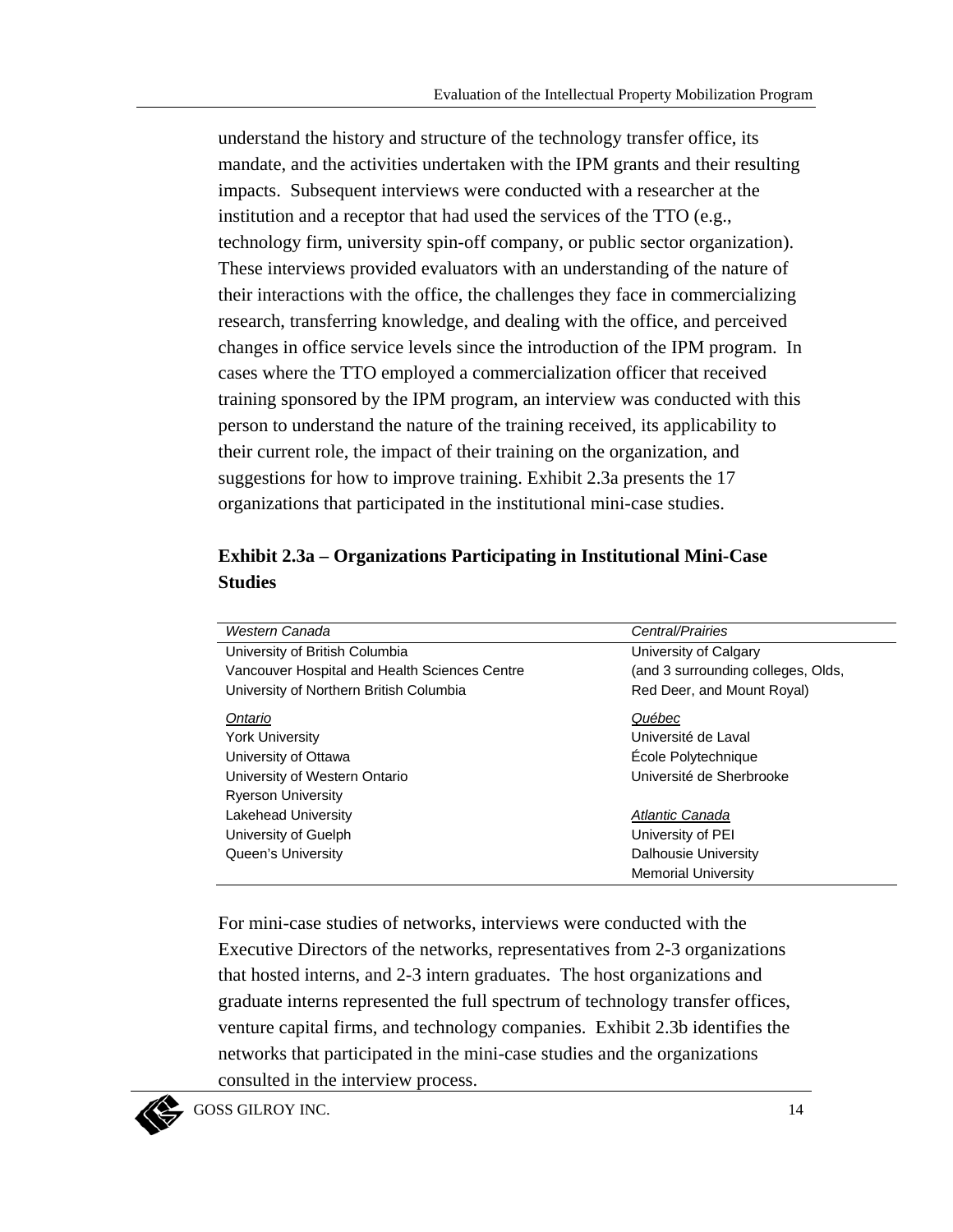understand the history and structure of the technology transfer office, its mandate, and the activities undertaken with the IPM grants and their resulting impacts. Subsequent interviews were conducted with a researcher at the institution and a receptor that had used the services of the TTO (e.g., technology firm, university spin-off company, or public sector organization). These interviews provided evaluators with an understanding of the nature of their interactions with the office, the challenges they face in commercializing research, transferring knowledge, and dealing with the office, and perceived changes in office service levels since the introduction of the IPM program. In cases where the TTO employed a commercialization officer that received training sponsored by the IPM program, an interview was conducted with this person to understand the nature of the training received, its applicability to their current role, the impact of their training on the organization, and suggestions for how to improve training. Exhibit 2.3a presents the 17 organizations that participated in the institutional mini-case studies.

**Exhibit 2.3a – Organizations Participating in Institutional Mini-Case Studies**

| *Western Canada* | *Central/Prairies* |
|---|---|
| University of British Columbia | University of Calgary |
| Vancouver Hospital and Health Sciences Centre | (and 3 surrounding colleges, Olds, |
| University of Northern British Columbia | Red Deer, and Mount Royal) |
| *Ontario* | *Québec* |
| York University | Université de Laval |
| University of Ottawa | École Polytechnique |
| University of Western Ontario | Université de Sherbrooke |
| Ryerson University | |
| Lakehead University | *Atlantic Canada* |
| University of Guelph | University of PEI |
| Queen's University | Dalhousie University |
| | Memorial University |

For mini-case studies of networks, interviews were conducted with the Executive Directors of the networks, representatives from 2-3 organizations that hosted interns, and 2-3 intern graduates. The host organizations and graduate interns represented the full spectrum of technology transfer offices, venture capital firms, and technology companies. Exhibit 2.3b identifies the networks that participated in the mini-case studies and the organizations consulted in the interview process.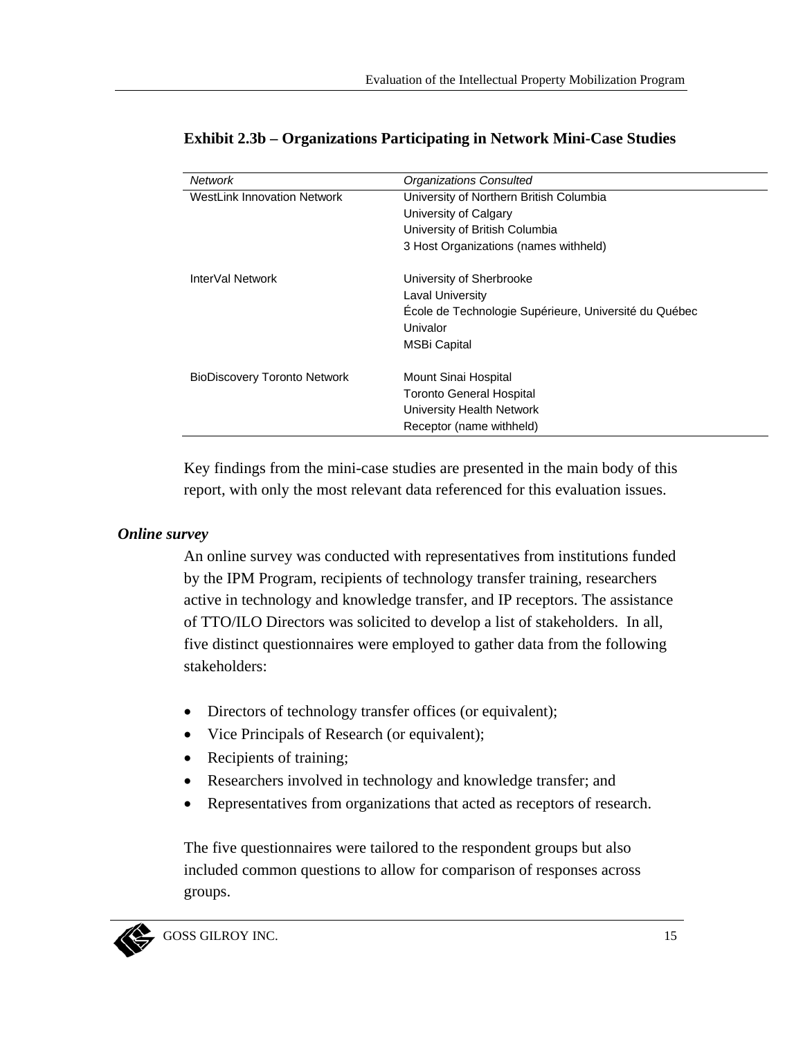**Exhibit 2.3b – Organizations Participating in Network Mini-Case Studies**

| *Network* | *Organizations Consulted* |
|---|---|
| WestLink Innovation Network | University of Northern British Columbia |
| | University of Calgary |
| | University of British Columbia |
| | 3 Host Organizations (names withheld) |
| InterVal Network | University of Sherbrooke |
| | Laval University |
| | École de Technologie Supérieure, Université du Québec |
| | Univalor |
| | MSBi Capital |
| BioDiscovery Toronto Network | Mount Sinai Hospital |
| | Toronto General Hospital |
| | University Health Network |
| | Receptor (name withheld) |

Key findings from the mini-case studies are presented in the main body of this report, with only the most relevant data referenced for this evaluation issues.

***Online survey***

An online survey was conducted with representatives from institutions funded by the IPM Program, recipients of technology transfer training, researchers active in technology and knowledge transfer, and IP receptors. The assistance of TTO/ILO Directors was solicited to develop a list of stakeholders. In all, five distinct questionnaires were employed to gather data from the following stakeholders:

- Directors of technology transfer offices (or equivalent);
- Vice Principals of Research (or equivalent);
- Recipients of training;
- Researchers involved in technology and knowledge transfer; and
- Representatives from organizations that acted as receptors of research.

The five questionnaires were tailored to the respondent groups but also included common questions to allow for comparison of responses across groups.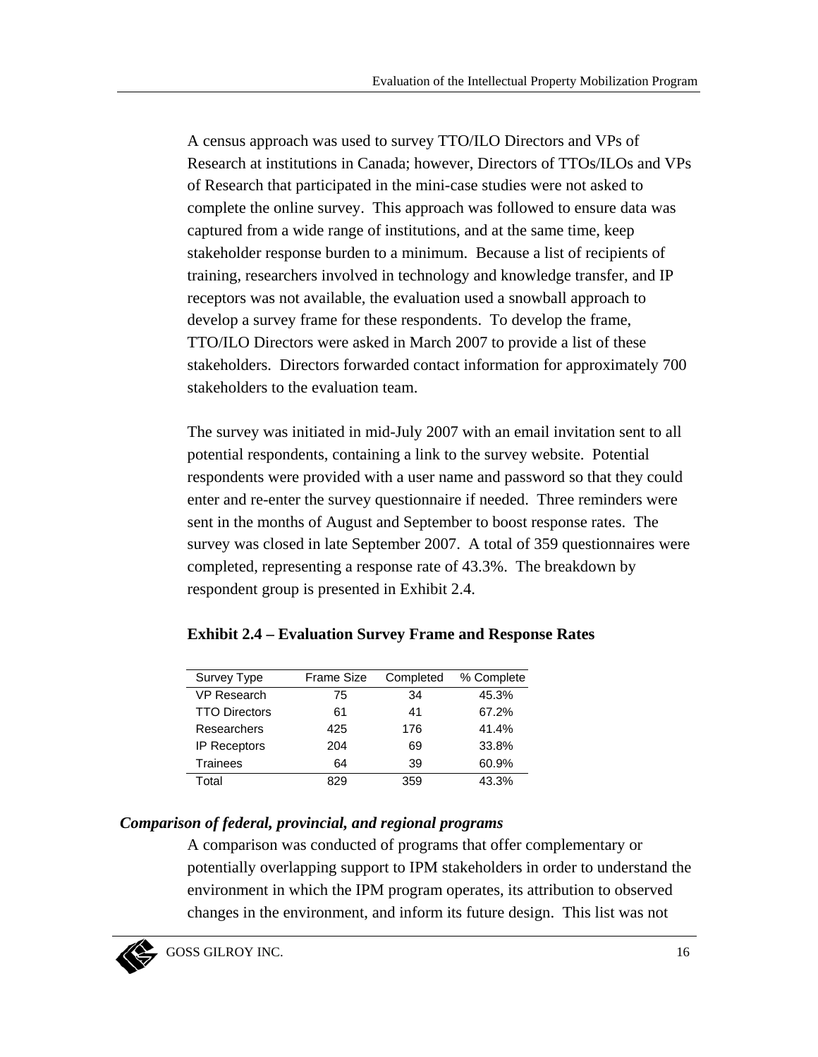A census approach was used to survey TTO/ILO Directors and VPs of Research at institutions in Canada; however, Directors of TTOs/ILOs and VPs of Research that participated in the mini-case studies were not asked to complete the online survey. This approach was followed to ensure data was captured from a wide range of institutions, and at the same time, keep stakeholder response burden to a minimum. Because a list of recipients of training, researchers involved in technology and knowledge transfer, and IP receptors was not available, the evaluation used a snowball approach to develop a survey frame for these respondents. To develop the frame, TTO/ILO Directors were asked in March 2007 to provide a list of these stakeholders. Directors forwarded contact information for approximately 700 stakeholders to the evaluation team.

The survey was initiated in mid-July 2007 with an email invitation sent to all potential respondents, containing a link to the survey website. Potential respondents were provided with a user name and password so that they could enter and re-enter the survey questionnaire if needed. Three reminders were sent in the months of August and September to boost response rates. The survey was closed in late September 2007. A total of 359 questionnaires were completed, representing a response rate of 43.3%. The breakdown by respondent group is presented in Exhibit 2.4.

**Exhibit 2.4 – Evaluation Survey Frame and Response Rates**

| Survey Type | Frame Size | Completed | % Complete |
|---|---|---|---|
| VP Research | 75 | 34 | 45.3% |
| TTO Directors | 61 | 41 | 67.2% |
| Researchers | 425 | 176 | 41.4% |
| IP Receptors | 204 | 69 | 33.8% |
| Trainees | 64 | 39 | 60.9% |
| Total | 829 | 359 | 43.3% |

***Comparison of federal, provincial, and regional programs***

A comparison was conducted of programs that offer complementary or potentially overlapping support to IPM stakeholders in order to understand the environment in which the IPM program operates, its attribution to observed changes in the environment, and inform its future design. This list was not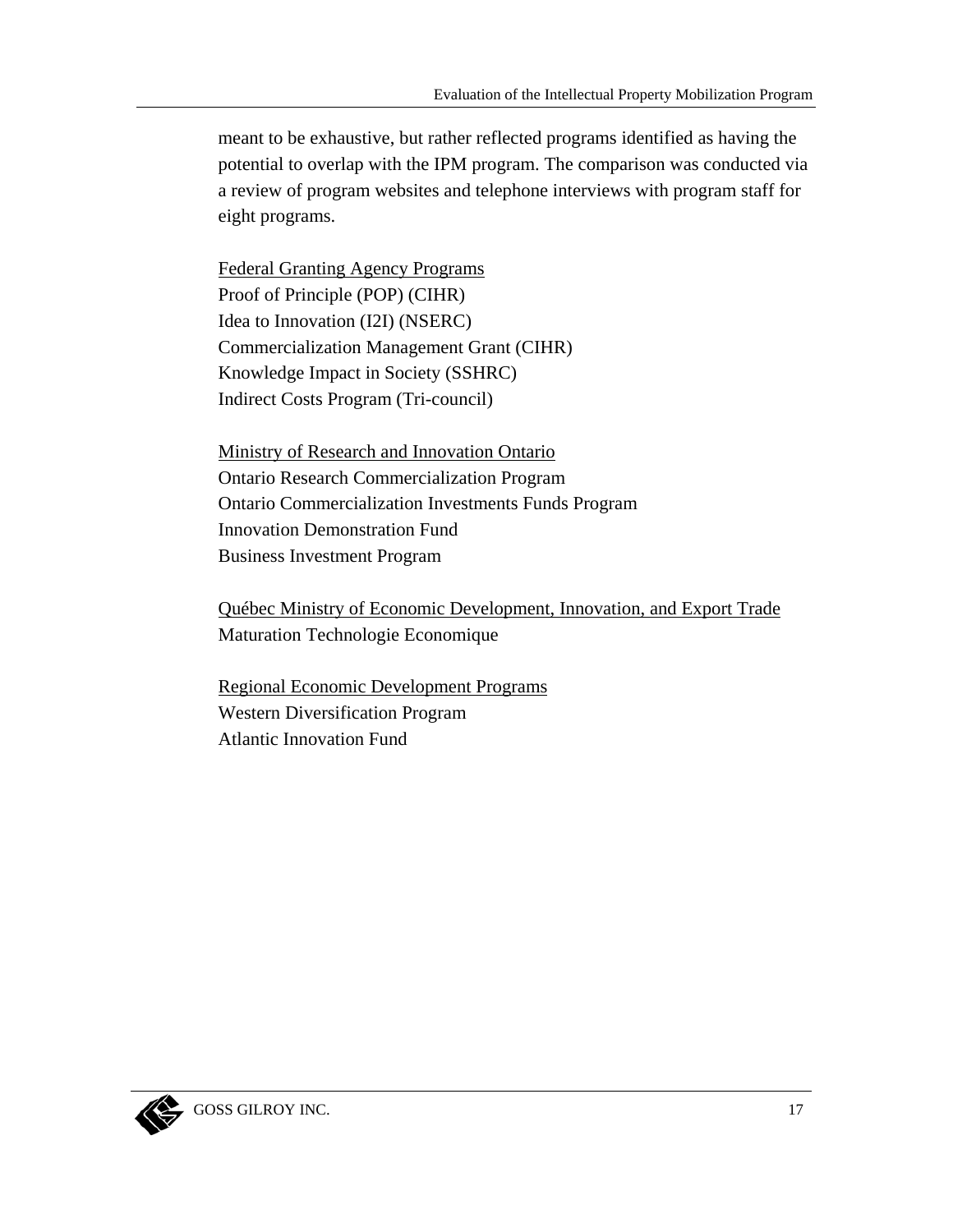meant to be exhaustive, but rather reflected programs identified as having the potential to overlap with the IPM program. The comparison was conducted via a review of program websites and telephone interviews with program staff for eight programs.

<u>Federal Granting Agency Programs</u>
Proof of Principle (POP) (CIHR)
Idea to Innovation (I2I) (NSERC)
Commercialization Management Grant (CIHR)
Knowledge Impact in Society (SSHRC)
Indirect Costs Program (Tri-council)

<u>Ministry of Research and Innovation Ontario</u>
Ontario Research Commercialization Program
Ontario Commercialization Investments Funds Program
Innovation Demonstration Fund
Business Investment Program

<u>Québec Ministry of Economic Development, Innovation, and Export Trade</u>
Maturation Technologie Economique

<u>Regional Economic Development Programs</u>
Western Diversification Program
Atlantic Innovation Fund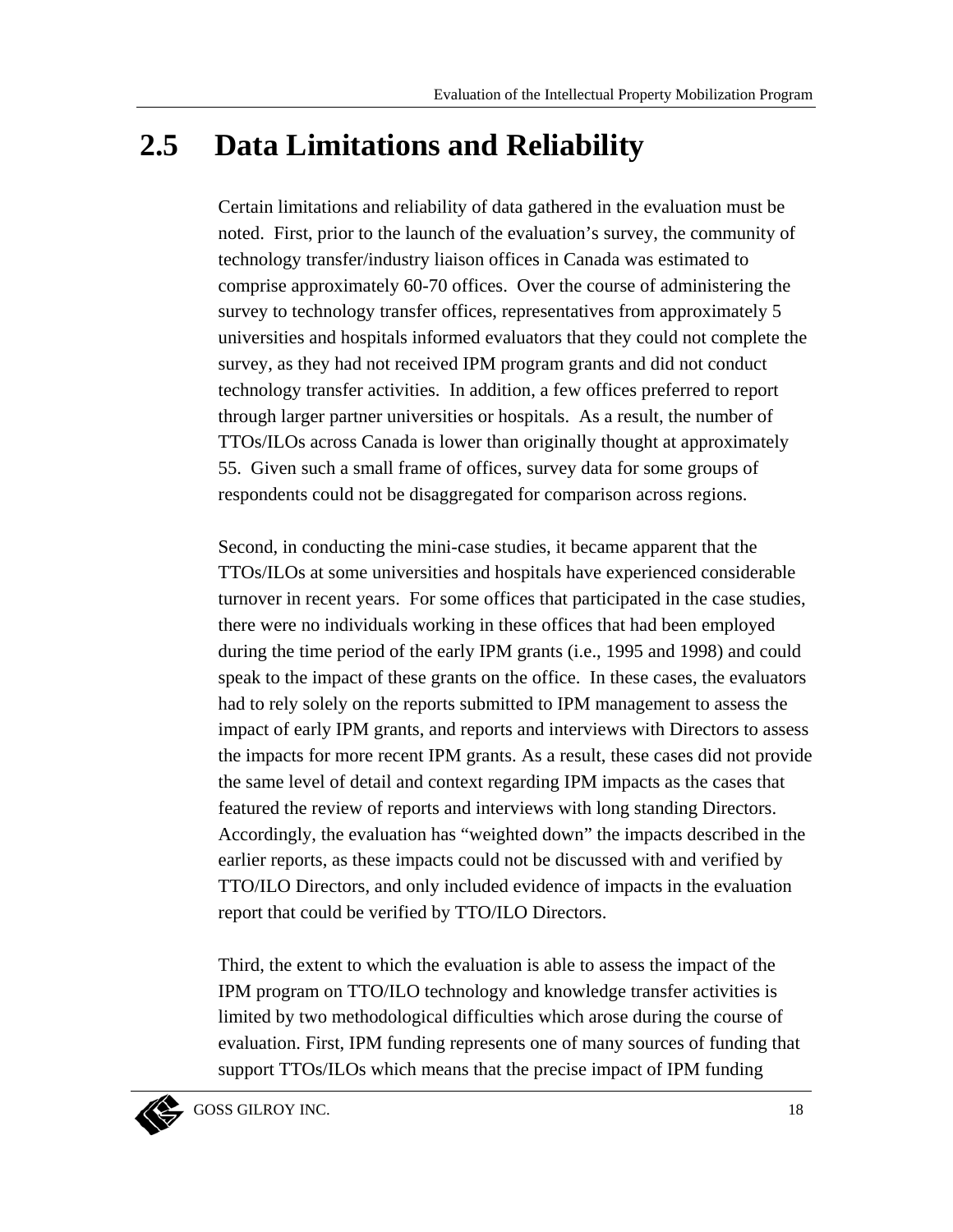## 2.5 Data Limitations and Reliability

Certain limitations and reliability of data gathered in the evaluation must be noted. First, prior to the launch of the evaluation's survey, the community of technology transfer/industry liaison offices in Canada was estimated to comprise approximately 60-70 offices. Over the course of administering the survey to technology transfer offices, representatives from approximately 5 universities and hospitals informed evaluators that they could not complete the survey, as they had not received IPM program grants and did not conduct technology transfer activities. In addition, a few offices preferred to report through larger partner universities or hospitals. As a result, the number of TTOs/ILOs across Canada is lower than originally thought at approximately 55. Given such a small frame of offices, survey data for some groups of respondents could not be disaggregated for comparison across regions.

Second, in conducting the mini-case studies, it became apparent that the TTOs/ILOs at some universities and hospitals have experienced considerable turnover in recent years. For some offices that participated in the case studies, there were no individuals working in these offices that had been employed during the time period of the early IPM grants (i.e., 1995 and 1998) and could speak to the impact of these grants on the office. In these cases, the evaluators had to rely solely on the reports submitted to IPM management to assess the impact of early IPM grants, and reports and interviews with Directors to assess the impacts for more recent IPM grants. As a result, these cases did not provide the same level of detail and context regarding IPM impacts as the cases that featured the review of reports and interviews with long standing Directors. Accordingly, the evaluation has "weighted down" the impacts described in the earlier reports, as these impacts could not be discussed with and verified by TTO/ILO Directors, and only included evidence of impacts in the evaluation report that could be verified by TTO/ILO Directors.

Third, the extent to which the evaluation is able to assess the impact of the IPM program on TTO/ILO technology and knowledge transfer activities is limited by two methodological difficulties which arose during the course of evaluation. First, IPM funding represents one of many sources of funding that support TTOs/ILOs which means that the precise impact of IPM funding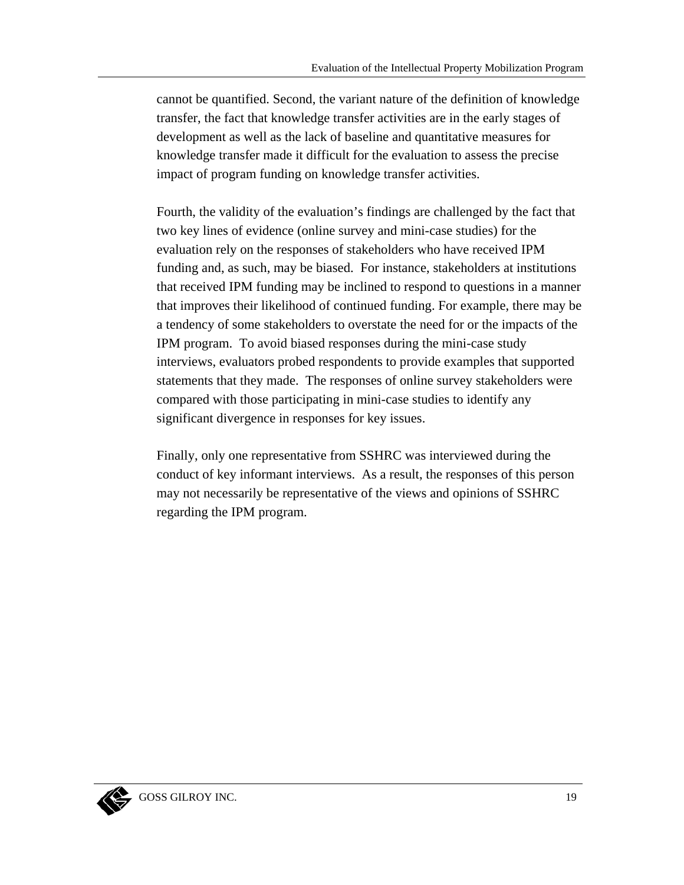cannot be quantified. Second, the variant nature of the definition of knowledge transfer, the fact that knowledge transfer activities are in the early stages of development as well as the lack of baseline and quantitative measures for knowledge transfer made it difficult for the evaluation to assess the precise impact of program funding on knowledge transfer activities.

Fourth, the validity of the evaluation's findings are challenged by the fact that two key lines of evidence (online survey and mini-case studies) for the evaluation rely on the responses of stakeholders who have received IPM funding and, as such, may be biased. For instance, stakeholders at institutions that received IPM funding may be inclined to respond to questions in a manner that improves their likelihood of continued funding. For example, there may be a tendency of some stakeholders to overstate the need for or the impacts of the IPM program. To avoid biased responses during the mini-case study interviews, evaluators probed respondents to provide examples that supported statements that they made. The responses of online survey stakeholders were compared with those participating in mini-case studies to identify any significant divergence in responses for key issues.

Finally, only one representative from SSHRC was interviewed during the conduct of key informant interviews. As a result, the responses of this person may not necessarily be representative of the views and opinions of SSHRC regarding the IPM program.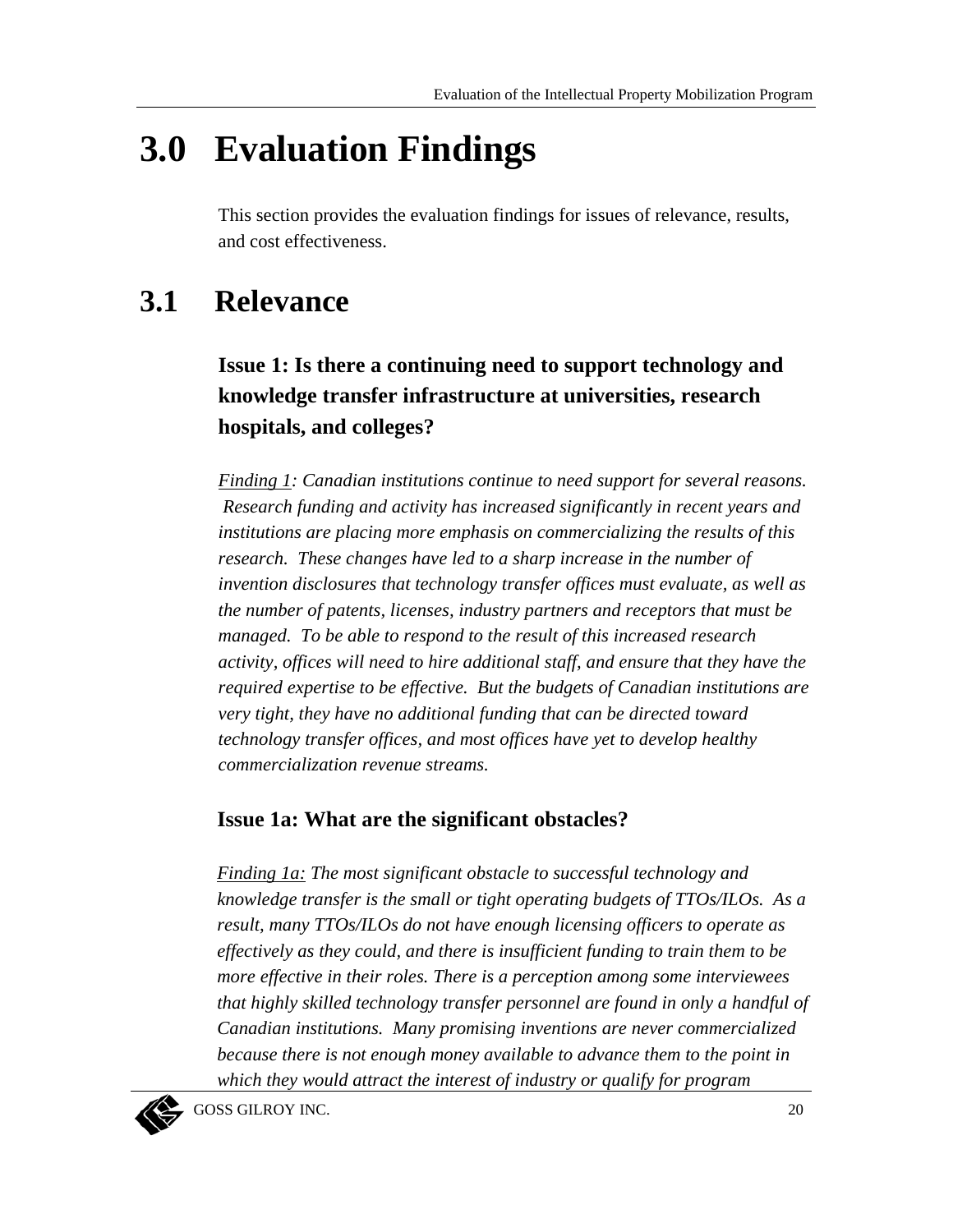# 3.0 Evaluation Findings

This section provides the evaluation findings for issues of relevance, results, and cost effectiveness.

## 3.1 Relevance

### Issue 1: Is there a continuing need to support technology and knowledge transfer infrastructure at universities, research hospitals, and colleges?

*<u>Finding 1</u>: Canadian institutions continue to need support for several reasons. Research funding and activity has increased significantly in recent years and institutions are placing more emphasis on commercializing the results of this research. These changes have led to a sharp increase in the number of invention disclosures that technology transfer offices must evaluate, as well as the number of patents, licenses, industry partners and receptors that must be managed. To be able to respond to the result of this increased research activity, offices will need to hire additional staff, and ensure that they have the required expertise to be effective. But the budgets of Canadian institutions are very tight, they have no additional funding that can be directed toward technology transfer offices, and most offices have yet to develop healthy commercialization revenue streams.*

### Issue 1a: What are the significant obstacles?

*<u>Finding 1a:</u> The most significant obstacle to successful technology and knowledge transfer is the small or tight operating budgets of TTOs/ILOs. As a result, many TTOs/ILOs do not have enough licensing officers to operate as effectively as they could, and there is insufficient funding to train them to be more effective in their roles. There is a perception among some interviewees that highly skilled technology transfer personnel are found in only a handful of Canadian institutions. Many promising inventions are never commercialized because there is not enough money available to advance them to the point in which they would attract the interest of industry or qualify for program*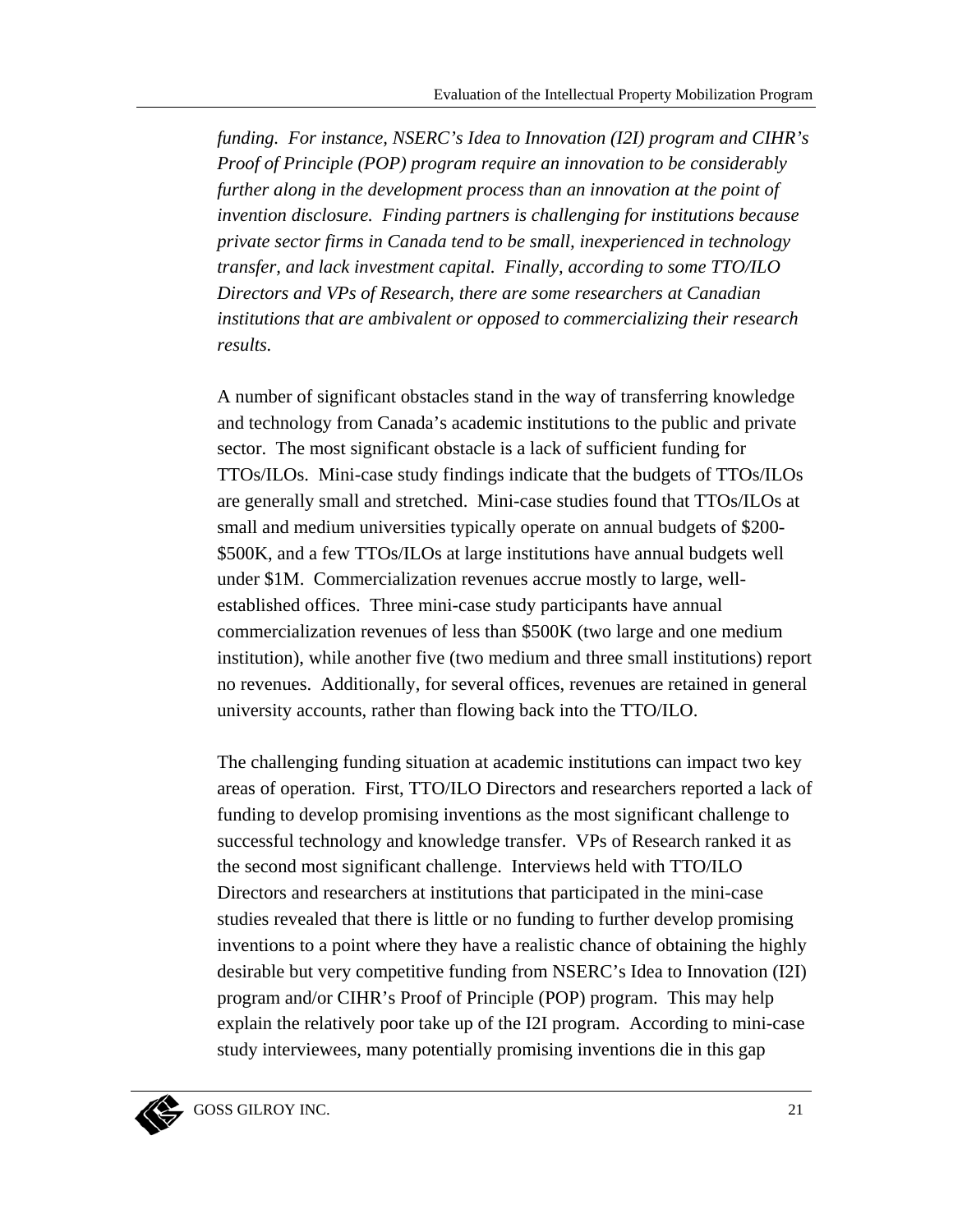*funding. For instance, NSERC's Idea to Innovation (I2I) program and CIHR's Proof of Principle (POP) program require an innovation to be considerably further along in the development process than an innovation at the point of invention disclosure. Finding partners is challenging for institutions because private sector firms in Canada tend to be small, inexperienced in technology transfer, and lack investment capital. Finally, according to some TTO/ILO Directors and VPs of Research, there are some researchers at Canadian institutions that are ambivalent or opposed to commercializing their research results.*

A number of significant obstacles stand in the way of transferring knowledge and technology from Canada's academic institutions to the public and private sector. The most significant obstacle is a lack of sufficient funding for TTOs/ILOs. Mini-case study findings indicate that the budgets of TTOs/ILOs are generally small and stretched. Mini-case studies found that TTOs/ILOs at small and medium universities typically operate on annual budgets of $200-$500K, and a few TTOs/ILOs at large institutions have annual budgets well under $1M. Commercialization revenues accrue mostly to large, well-established offices. Three mini-case study participants have annual commercialization revenues of less than $500K (two large and one medium institution), while another five (two medium and three small institutions) report no revenues. Additionally, for several offices, revenues are retained in general university accounts, rather than flowing back into the TTO/ILO.

The challenging funding situation at academic institutions can impact two key areas of operation. First, TTO/ILO Directors and researchers reported a lack of funding to develop promising inventions as the most significant challenge to successful technology and knowledge transfer. VPs of Research ranked it as the second most significant challenge. Interviews held with TTO/ILO Directors and researchers at institutions that participated in the mini-case studies revealed that there is little or no funding to further develop promising inventions to a point where they have a realistic chance of obtaining the highly desirable but very competitive funding from NSERC's Idea to Innovation (I2I) program and/or CIHR's Proof of Principle (POP) program. This may help explain the relatively poor take up of the I2I program. According to mini-case study interviewees, many potentially promising inventions die in this gap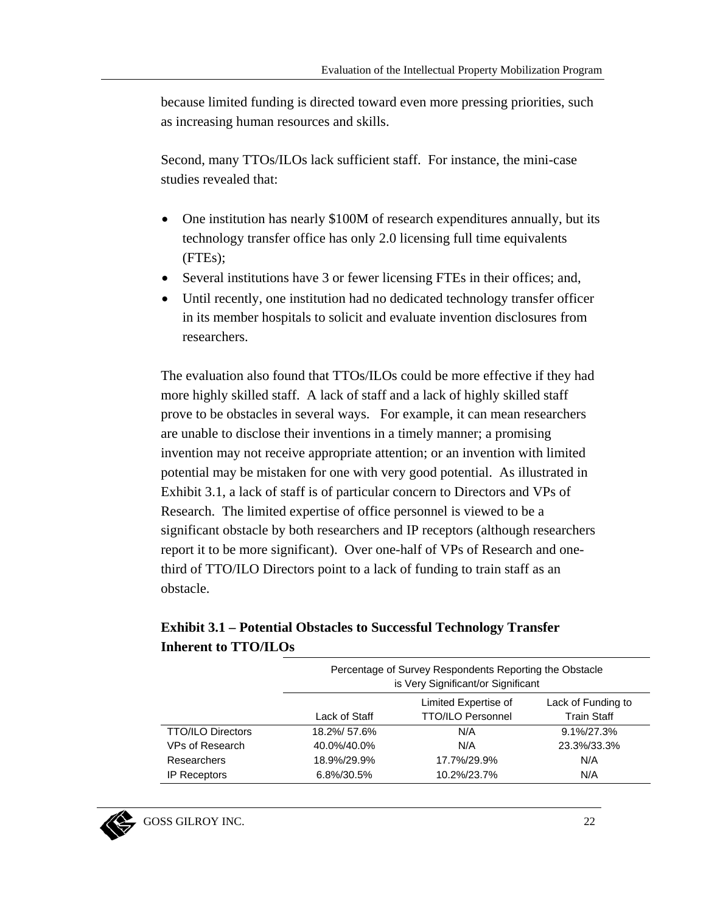because limited funding is directed toward even more pressing priorities, such as increasing human resources and skills.

Second, many TTOs/ILOs lack sufficient staff. For instance, the mini-case studies revealed that:

- One institution has nearly $100M of research expenditures annually, but its technology transfer office has only 2.0 licensing full time equivalents (FTEs);
- Several institutions have 3 or fewer licensing FTEs in their offices; and,
- Until recently, one institution had no dedicated technology transfer officer in its member hospitals to solicit and evaluate invention disclosures from researchers.

The evaluation also found that TTOs/ILOs could be more effective if they had more highly skilled staff. A lack of staff and a lack of highly skilled staff prove to be obstacles in several ways. For example, it can mean researchers are unable to disclose their inventions in a timely manner; a promising invention may not receive appropriate attention; or an invention with limited potential may be mistaken for one with very good potential. As illustrated in Exhibit 3.1, a lack of staff is of particular concern to Directors and VPs of Research. The limited expertise of office personnel is viewed to be a significant obstacle by both researchers and IP receptors (although researchers report it to be more significant). Over one-half of VPs of Research and one-third of TTO/ILO Directors point to a lack of funding to train staff as an obstacle.

**Exhibit 3.1 – Potential Obstacles to Successful Technology Transfer Inherent to TTO/ILOs**

| | Percentage of Survey Respondents Reporting the Obstacle is Very Significant/or Significant | | |
|---|---|---|---|
| | Lack of Staff | Limited Expertise of TTO/ILO Personnel | Lack of Funding to Train Staff |
| TTO/ILO Directors | 18.2%/ 57.6% | N/A | 9.1%/27.3% |
| VPs of Research | 40.0%/40.0% | N/A | 23.3%/33.3% |
| Researchers | 18.9%/29.9% | 17.7%/29.9% | N/A |
| IP Receptors | 6.8%/30.5% | 10.2%/23.7% | N/A |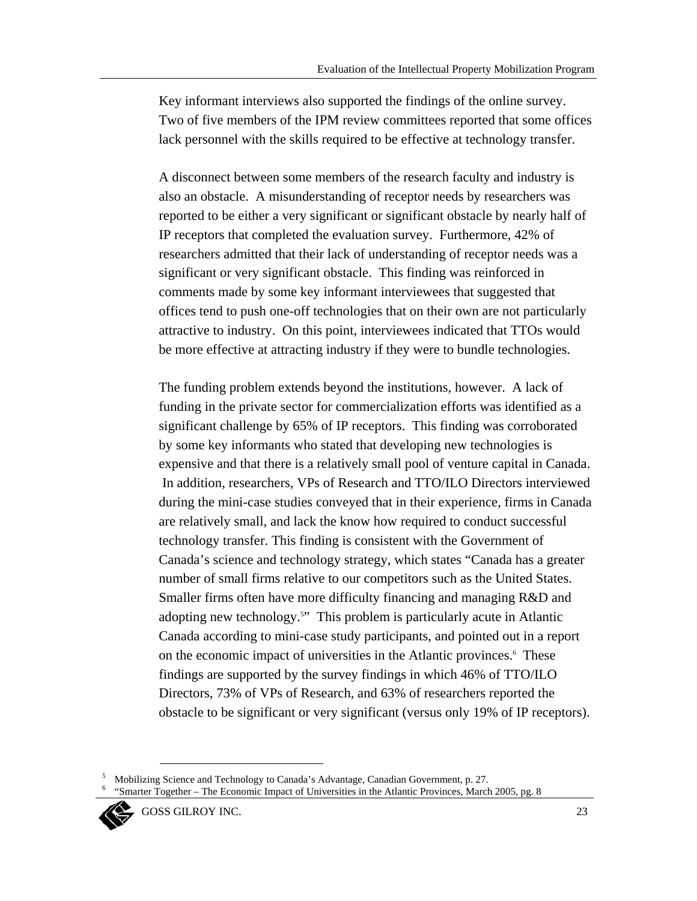Key informant interviews also supported the findings of the online survey. Two of five members of the IPM review committees reported that some offices lack personnel with the skills required to be effective at technology transfer.

A disconnect between some members of the research faculty and industry is also an obstacle. A misunderstanding of receptor needs by researchers was reported to be either a very significant or significant obstacle by nearly half of IP receptors that completed the evaluation survey. Furthermore, 42% of researchers admitted that their lack of understanding of receptor needs was a significant or very significant obstacle. This finding was reinforced in comments made by some key informant interviewees that suggested that offices tend to push one-off technologies that on their own are not particularly attractive to industry. On this point, interviewees indicated that TTOs would be more effective at attracting industry if they were to bundle technologies.

The funding problem extends beyond the institutions, however. A lack of funding in the private sector for commercialization efforts was identified as a significant challenge by 65% of IP receptors. This finding was corroborated by some key informants who stated that developing new technologies is expensive and that there is a relatively small pool of venture capital in Canada. In addition, researchers, VPs of Research and TTO/ILO Directors interviewed during the mini-case studies conveyed that in their experience, firms in Canada are relatively small, and lack the know how required to conduct successful technology transfer. This finding is consistent with the Government of Canada's science and technology strategy, which states "Canada has a greater number of small firms relative to our competitors such as the United States. Smaller firms often have more difficulty financing and managing R&D and adopting new technology.[5]" This problem is particularly acute in Atlantic Canada according to mini-case study participants, and pointed out in a report on the economic impact of universities in the Atlantic provinces.[6] These findings are supported by the survey findings in which 46% of TTO/ILO Directors, 73% of VPs of Research, and 63% of researchers reported the obstacle to be significant or very significant (versus only 19% of IP receptors).

---

[5] Mobilizing Science and Technology to Canada's Advantage, Canadian Government, p. 27.

[6] "Smarter Together – The Economic Impact of Universities in the Atlantic Provinces, March 2005, pg. 8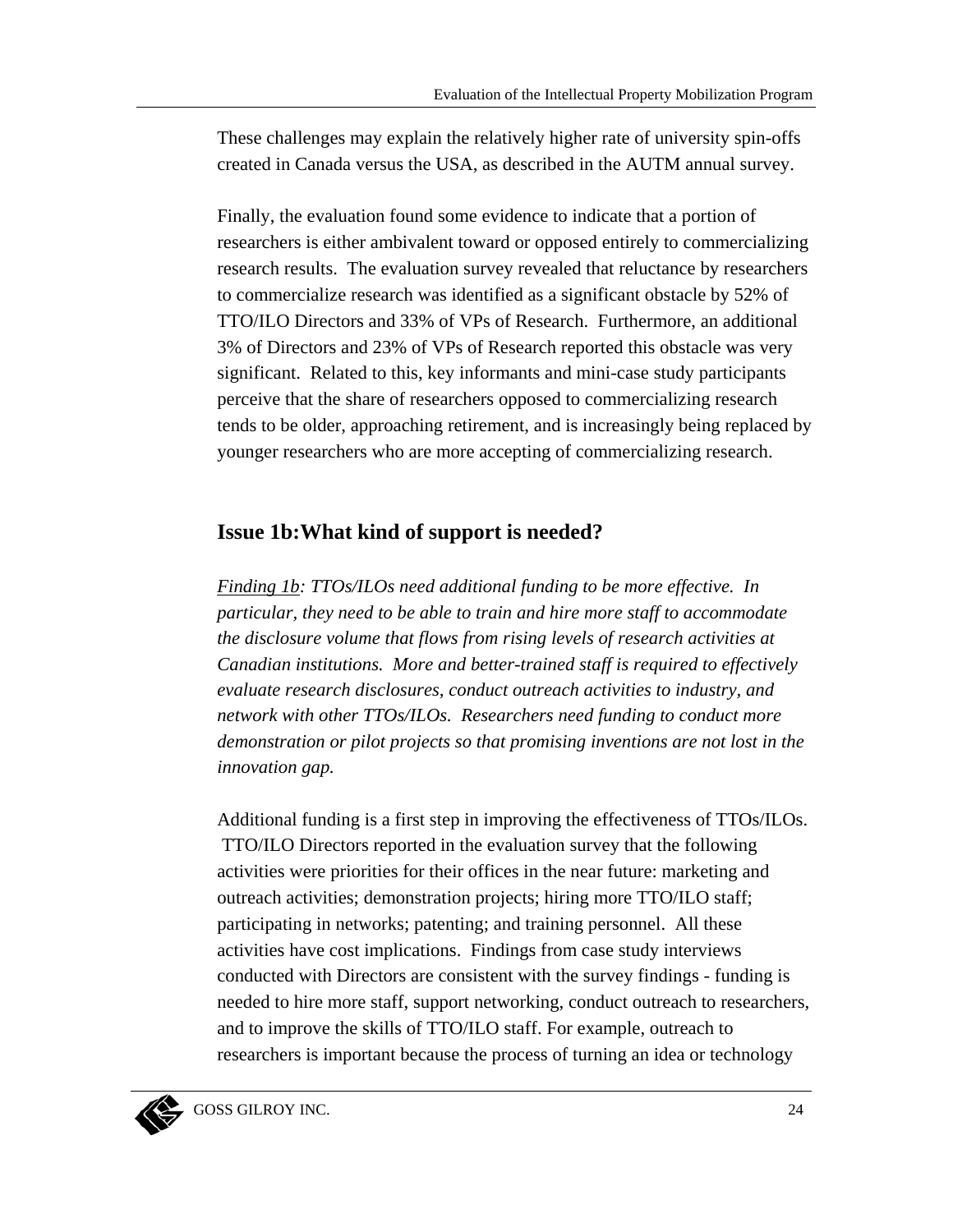These challenges may explain the relatively higher rate of university spin-offs created in Canada versus the USA, as described in the AUTM annual survey.

Finally, the evaluation found some evidence to indicate that a portion of researchers is either ambivalent toward or opposed entirely to commercializing research results. The evaluation survey revealed that reluctance by researchers to commercialize research was identified as a significant obstacle by 52% of TTO/ILO Directors and 33% of VPs of Research. Furthermore, an additional 3% of Directors and 23% of VPs of Research reported this obstacle was very significant. Related to this, key informants and mini-case study participants perceive that the share of researchers opposed to commercializing research tends to be older, approaching retirement, and is increasingly being replaced by younger researchers who are more accepting of commercializing research.

## Issue 1b:What kind of support is needed?

*<u>Finding 1b</u>: TTOs/ILOs need additional funding to be more effective. In particular, they need to be able to train and hire more staff to accommodate the disclosure volume that flows from rising levels of research activities at Canadian institutions. More and better-trained staff is required to effectively evaluate research disclosures, conduct outreach activities to industry, and network with other TTOs/ILOs. Researchers need funding to conduct more demonstration or pilot projects so that promising inventions are not lost in the innovation gap.*

Additional funding is a first step in improving the effectiveness of TTOs/ILOs. TTO/ILO Directors reported in the evaluation survey that the following activities were priorities for their offices in the near future: marketing and outreach activities; demonstration projects; hiring more TTO/ILO staff; participating in networks; patenting; and training personnel. All these activities have cost implications. Findings from case study interviews conducted with Directors are consistent with the survey findings - funding is needed to hire more staff, support networking, conduct outreach to researchers, and to improve the skills of TTO/ILO staff. For example, outreach to researchers is important because the process of turning an idea or technology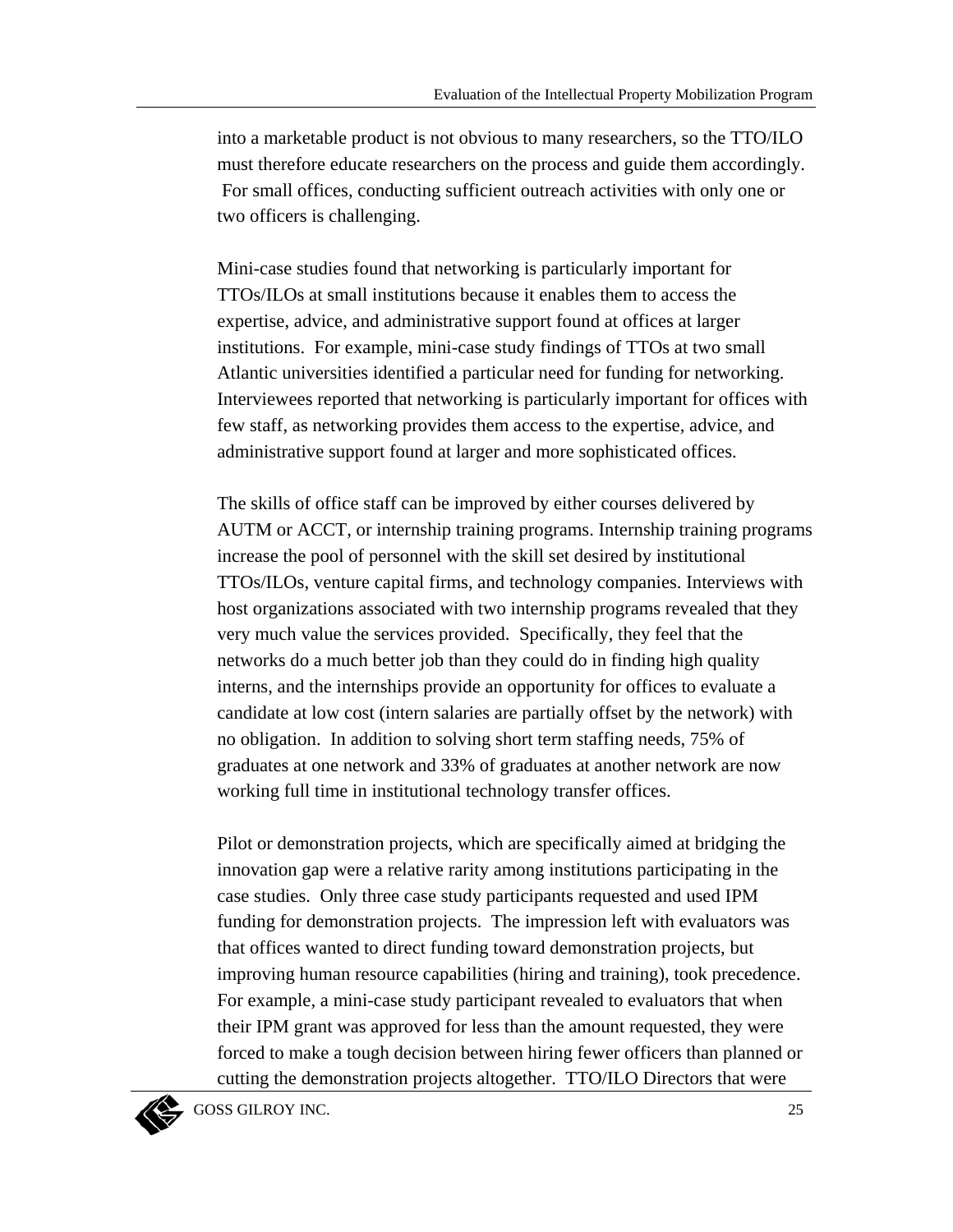into a marketable product is not obvious to many researchers, so the TTO/ILO must therefore educate researchers on the process and guide them accordingly. For small offices, conducting sufficient outreach activities with only one or two officers is challenging.

Mini-case studies found that networking is particularly important for TTOs/ILOs at small institutions because it enables them to access the expertise, advice, and administrative support found at offices at larger institutions. For example, mini-case study findings of TTOs at two small Atlantic universities identified a particular need for funding for networking. Interviewees reported that networking is particularly important for offices with few staff, as networking provides them access to the expertise, advice, and administrative support found at larger and more sophisticated offices.

The skills of office staff can be improved by either courses delivered by AUTM or ACCT, or internship training programs. Internship training programs increase the pool of personnel with the skill set desired by institutional TTOs/ILOs, venture capital firms, and technology companies. Interviews with host organizations associated with two internship programs revealed that they very much value the services provided. Specifically, they feel that the networks do a much better job than they could do in finding high quality interns, and the internships provide an opportunity for offices to evaluate a candidate at low cost (intern salaries are partially offset by the network) with no obligation. In addition to solving short term staffing needs, 75% of graduates at one network and 33% of graduates at another network are now working full time in institutional technology transfer offices.

Pilot or demonstration projects, which are specifically aimed at bridging the innovation gap were a relative rarity among institutions participating in the case studies. Only three case study participants requested and used IPM funding for demonstration projects. The impression left with evaluators was that offices wanted to direct funding toward demonstration projects, but improving human resource capabilities (hiring and training), took precedence. For example, a mini-case study participant revealed to evaluators that when their IPM grant was approved for less than the amount requested, they were forced to make a tough decision between hiring fewer officers than planned or cutting the demonstration projects altogether. TTO/ILO Directors that were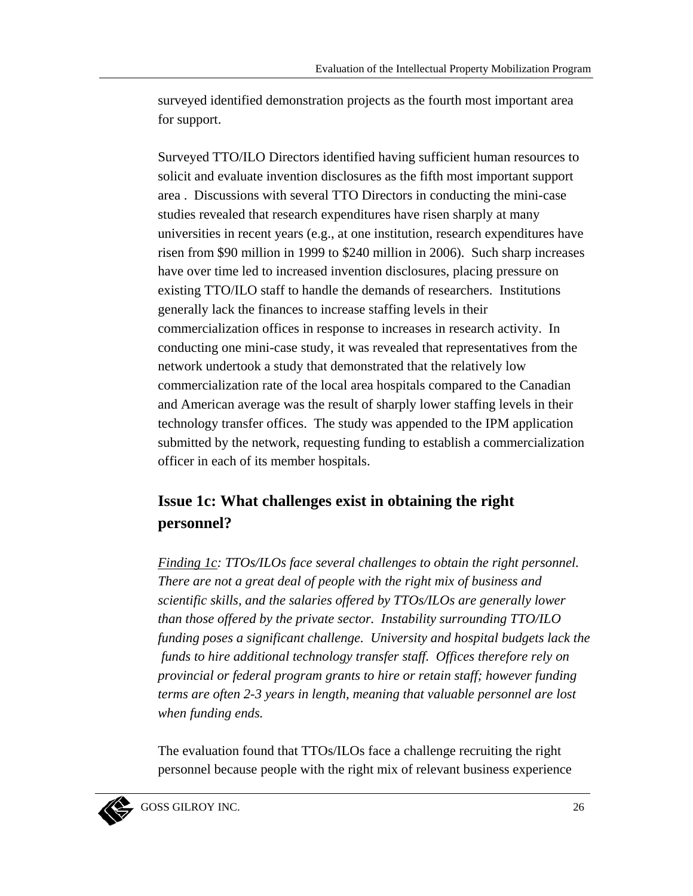surveyed identified demonstration projects as the fourth most important area for support.

Surveyed TTO/ILO Directors identified having sufficient human resources to solicit and evaluate invention disclosures as the fifth most important support area . Discussions with several TTO Directors in conducting the mini-case studies revealed that research expenditures have risen sharply at many universities in recent years (e.g., at one institution, research expenditures have risen from $90 million in 1999 to $240 million in 2006). Such sharp increases have over time led to increased invention disclosures, placing pressure on existing TTO/ILO staff to handle the demands of researchers. Institutions generally lack the finances to increase staffing levels in their commercialization offices in response to increases in research activity. In conducting one mini-case study, it was revealed that representatives from the network undertook a study that demonstrated that the relatively low commercialization rate of the local area hospitals compared to the Canadian and American average was the result of sharply lower staffing levels in their technology transfer offices. The study was appended to the IPM application submitted by the network, requesting funding to establish a commercialization officer in each of its member hospitals.

## Issue 1c: What challenges exist in obtaining the right personnel?

*Finding 1c: TTOs/ILOs face several challenges to obtain the right personnel. There are not a great deal of people with the right mix of business and scientific skills, and the salaries offered by TTOs/ILOs are generally lower than those offered by the private sector. Instability surrounding TTO/ILO funding poses a significant challenge. University and hospital budgets lack the funds to hire additional technology transfer staff. Offices therefore rely on provincial or federal program grants to hire or retain staff; however funding terms are often 2-3 years in length, meaning that valuable personnel are lost when funding ends.*

The evaluation found that TTOs/ILOs face a challenge recruiting the right personnel because people with the right mix of relevant business experience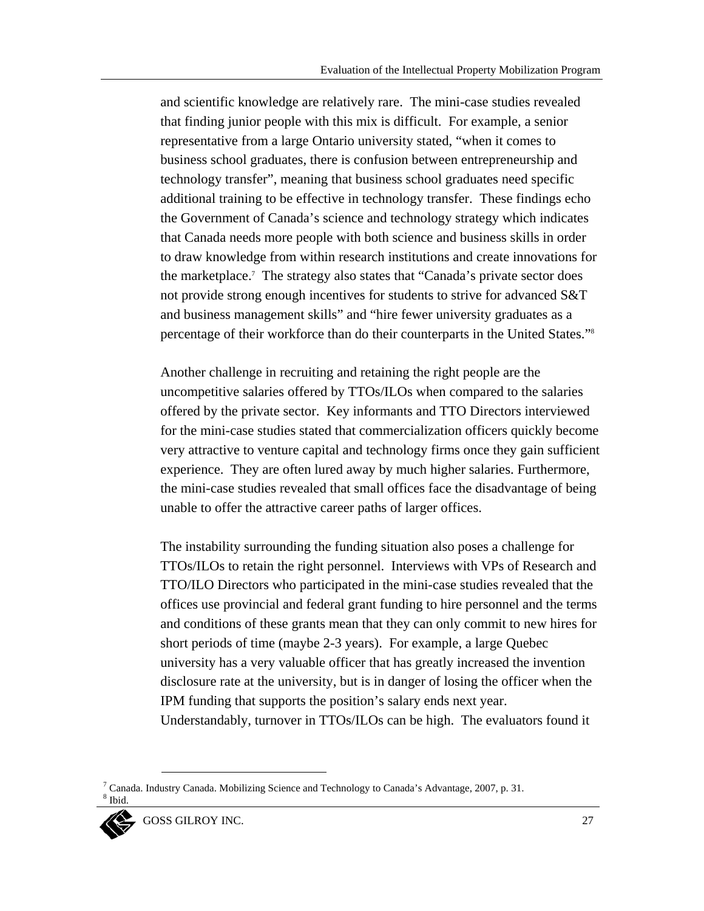and scientific knowledge are relatively rare. The mini-case studies revealed that finding junior people with this mix is difficult. For example, a senior representative from a large Ontario university stated, "when it comes to business school graduates, there is confusion between entrepreneurship and technology transfer", meaning that business school graduates need specific additional training to be effective in technology transfer. These findings echo the Government of Canada's science and technology strategy which indicates that Canada needs more people with both science and business skills in order to draw knowledge from within research institutions and create innovations for the marketplace.[7] The strategy also states that "Canada's private sector does not provide strong enough incentives for students to strive for advanced S&T and business management skills" and "hire fewer university graduates as a percentage of their workforce than do their counterparts in the United States."[8]

Another challenge in recruiting and retaining the right people are the uncompetitive salaries offered by TTOs/ILOs when compared to the salaries offered by the private sector. Key informants and TTO Directors interviewed for the mini-case studies stated that commercialization officers quickly become very attractive to venture capital and technology firms once they gain sufficient experience. They are often lured away by much higher salaries. Furthermore, the mini-case studies revealed that small offices face the disadvantage of being unable to offer the attractive career paths of larger offices.

The instability surrounding the funding situation also poses a challenge for TTOs/ILOs to retain the right personnel. Interviews with VPs of Research and TTO/ILO Directors who participated in the mini-case studies revealed that the offices use provincial and federal grant funding to hire personnel and the terms and conditions of these grants mean that they can only commit to new hires for short periods of time (maybe 2-3 years). For example, a large Quebec university has a very valuable officer that has greatly increased the invention disclosure rate at the university, but is in danger of losing the officer when the IPM funding that supports the position's salary ends next year. Understandably, turnover in TTOs/ILOs can be high. The evaluators found it

[7] Canada. Industry Canada. Mobilizing Science and Technology to Canada's Advantage, 2007, p. 31.
[8] Ibid.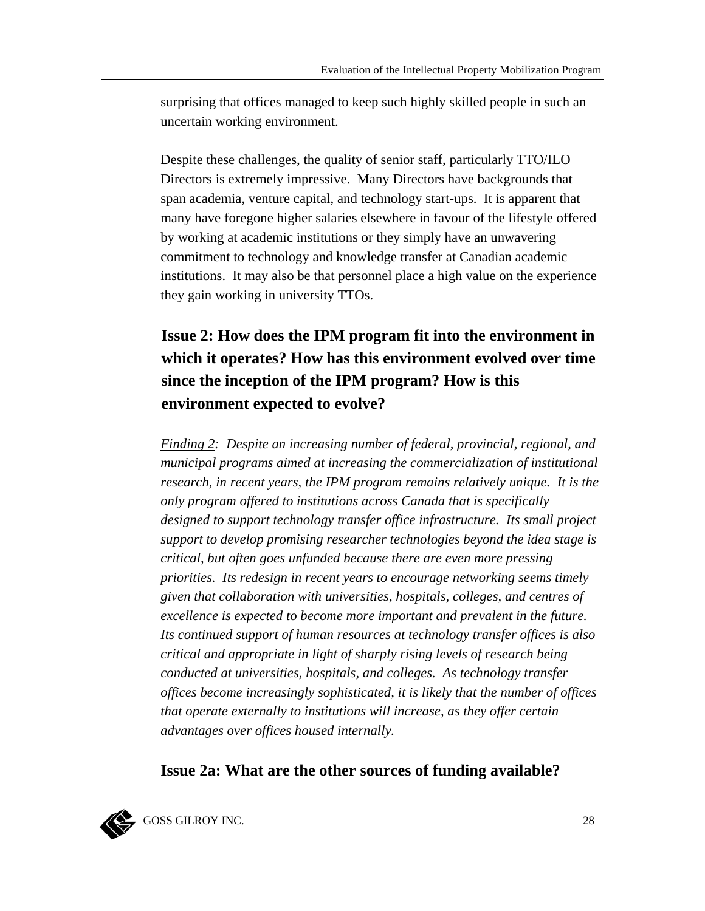surprising that offices managed to keep such highly skilled people in such an uncertain working environment.

Despite these challenges, the quality of senior staff, particularly TTO/ILO Directors is extremely impressive. Many Directors have backgrounds that span academia, venture capital, and technology start-ups. It is apparent that many have foregone higher salaries elsewhere in favour of the lifestyle offered by working at academic institutions or they simply have an unwavering commitment to technology and knowledge transfer at Canadian academic institutions. It may also be that personnel place a high value on the experience they gain working in university TTOs.

## Issue 2: How does the IPM program fit into the environment in which it operates? How has this environment evolved over time since the inception of the IPM program? How is this environment expected to evolve?

*Finding 2: Despite an increasing number of federal, provincial, regional, and municipal programs aimed at increasing the commercialization of institutional research, in recent years, the IPM program remains relatively unique. It is the only program offered to institutions across Canada that is specifically designed to support technology transfer office infrastructure. Its small project support to develop promising researcher technologies beyond the idea stage is critical, but often goes unfunded because there are even more pressing priorities. Its redesign in recent years to encourage networking seems timely given that collaboration with universities, hospitals, colleges, and centres of excellence is expected to become more important and prevalent in the future. Its continued support of human resources at technology transfer offices is also critical and appropriate in light of sharply rising levels of research being conducted at universities, hospitals, and colleges. As technology transfer offices become increasingly sophisticated, it is likely that the number of offices that operate externally to institutions will increase, as they offer certain advantages over offices housed internally.*

### Issue 2a: What are the other sources of funding available?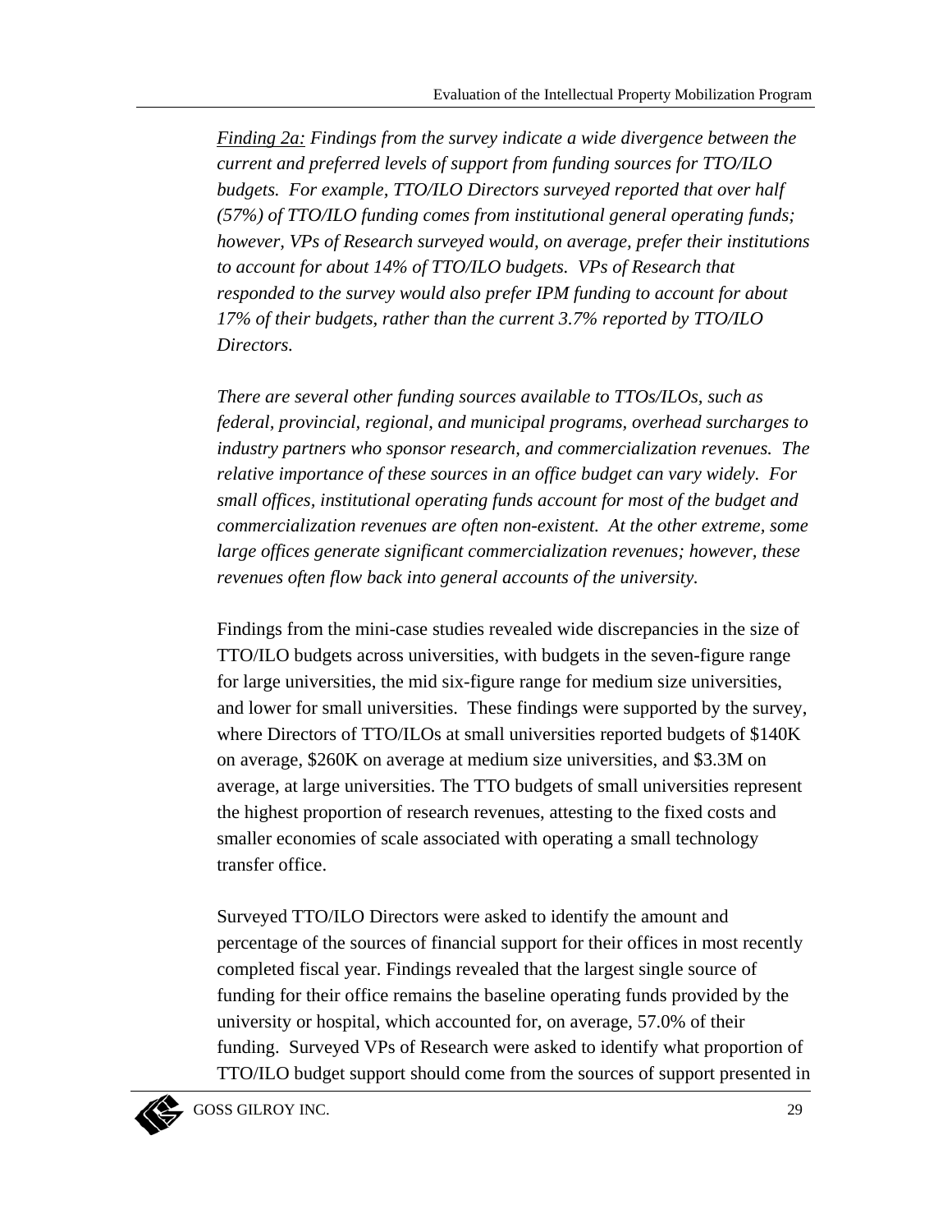*<u>Finding 2a:</u> Findings from the survey indicate a wide divergence between the current and preferred levels of support from funding sources for TTO/ILO budgets. For example, TTO/ILO Directors surveyed reported that over half (57%) of TTO/ILO funding comes from institutional general operating funds; however, VPs of Research surveyed would, on average, prefer their institutions to account for about 14% of TTO/ILO budgets. VPs of Research that responded to the survey would also prefer IPM funding to account for about 17% of their budgets, rather than the current 3.7% reported by TTO/ILO Directors.*

*There are several other funding sources available to TTOs/ILOs, such as federal, provincial, regional, and municipal programs, overhead surcharges to industry partners who sponsor research, and commercialization revenues. The relative importance of these sources in an office budget can vary widely. For small offices, institutional operating funds account for most of the budget and commercialization revenues are often non-existent. At the other extreme, some large offices generate significant commercialization revenues; however, these revenues often flow back into general accounts of the university.*

Findings from the mini-case studies revealed wide discrepancies in the size of TTO/ILO budgets across universities, with budgets in the seven-figure range for large universities, the mid six-figure range for medium size universities, and lower for small universities. These findings were supported by the survey, where Directors of TTO/ILOs at small universities reported budgets of $140K on average, $260K on average at medium size universities, and $3.3M on average, at large universities. The TTO budgets of small universities represent the highest proportion of research revenues, attesting to the fixed costs and smaller economies of scale associated with operating a small technology transfer office.

Surveyed TTO/ILO Directors were asked to identify the amount and percentage of the sources of financial support for their offices in most recently completed fiscal year. Findings revealed that the largest single source of funding for their office remains the baseline operating funds provided by the university or hospital, which accounted for, on average, 57.0% of their funding. Surveyed VPs of Research were asked to identify what proportion of TTO/ILO budget support should come from the sources of support presented in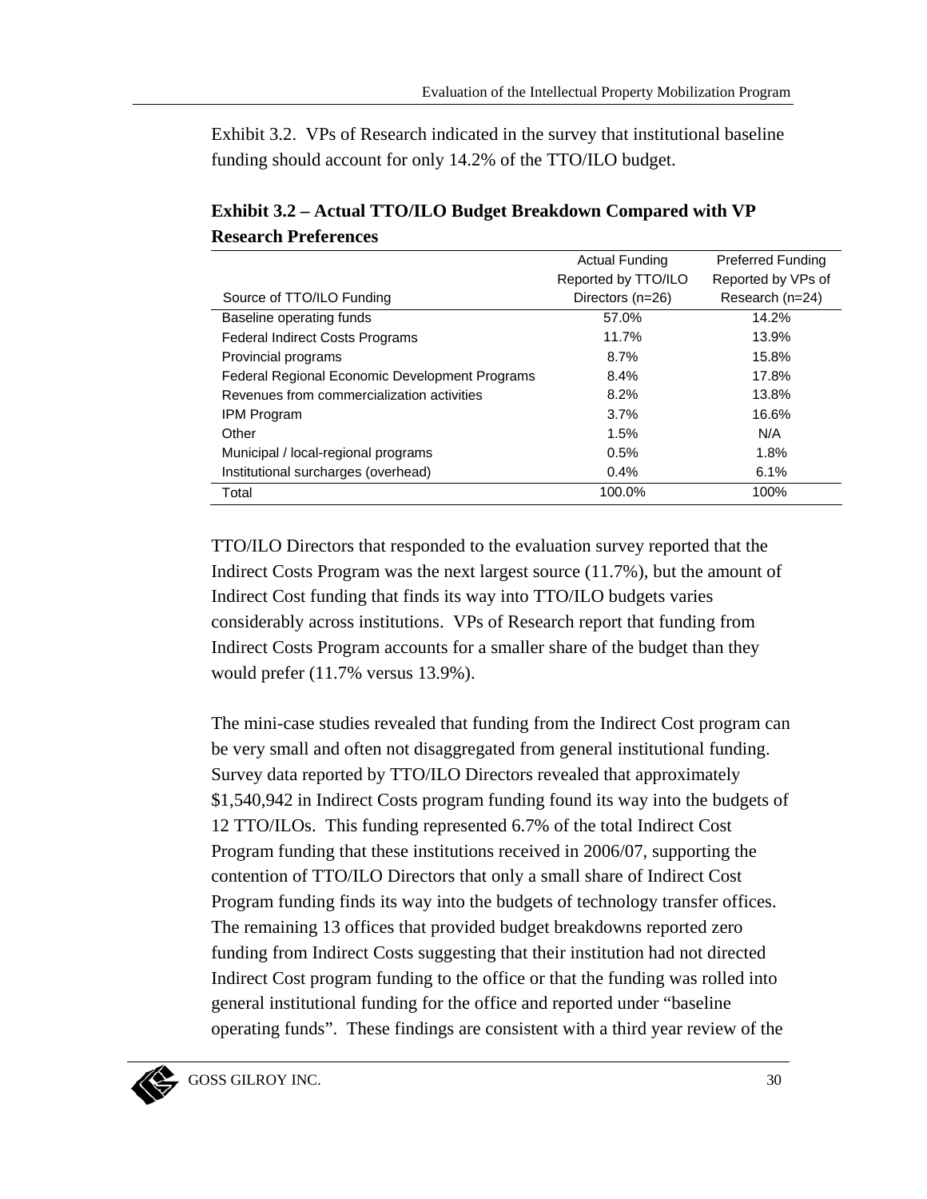Exhibit 3.2. VPs of Research indicated in the survey that institutional baseline funding should account for only 14.2% of the TTO/ILO budget.

**Exhibit 3.2 – Actual TTO/ILO Budget Breakdown Compared with VP Research Preferences**

| Source of TTO/ILO Funding | Actual Funding Reported by TTO/ILO Directors (n=26) | Preferred Funding Reported by VPs of Research (n=24) |
|---|---|---|
| Baseline operating funds | 57.0% | 14.2% |
| Federal Indirect Costs Programs | 11.7% | 13.9% |
| Provincial programs | 8.7% | 15.8% |
| Federal Regional Economic Development Programs | 8.4% | 17.8% |
| Revenues from commercialization activities | 8.2% | 13.8% |
| IPM Program | 3.7% | 16.6% |
| Other | 1.5% | N/A |
| Municipal / local-regional programs | 0.5% | 1.8% |
| Institutional surcharges (overhead) | 0.4% | 6.1% |
| Total | 100.0% | 100% |

TTO/ILO Directors that responded to the evaluation survey reported that the Indirect Costs Program was the next largest source (11.7%), but the amount of Indirect Cost funding that finds its way into TTO/ILO budgets varies considerably across institutions. VPs of Research report that funding from Indirect Costs Program accounts for a smaller share of the budget than they would prefer (11.7% versus 13.9%).

The mini-case studies revealed that funding from the Indirect Cost program can be very small and often not disaggregated from general institutional funding. Survey data reported by TTO/ILO Directors revealed that approximately $1,540,942 in Indirect Costs program funding found its way into the budgets of 12 TTO/ILOs. This funding represented 6.7% of the total Indirect Cost Program funding that these institutions received in 2006/07, supporting the contention of TTO/ILO Directors that only a small share of Indirect Cost Program funding finds its way into the budgets of technology transfer offices. The remaining 13 offices that provided budget breakdowns reported zero funding from Indirect Costs suggesting that their institution had not directed Indirect Cost program funding to the office or that the funding was rolled into general institutional funding for the office and reported under "baseline operating funds". These findings are consistent with a third year review of the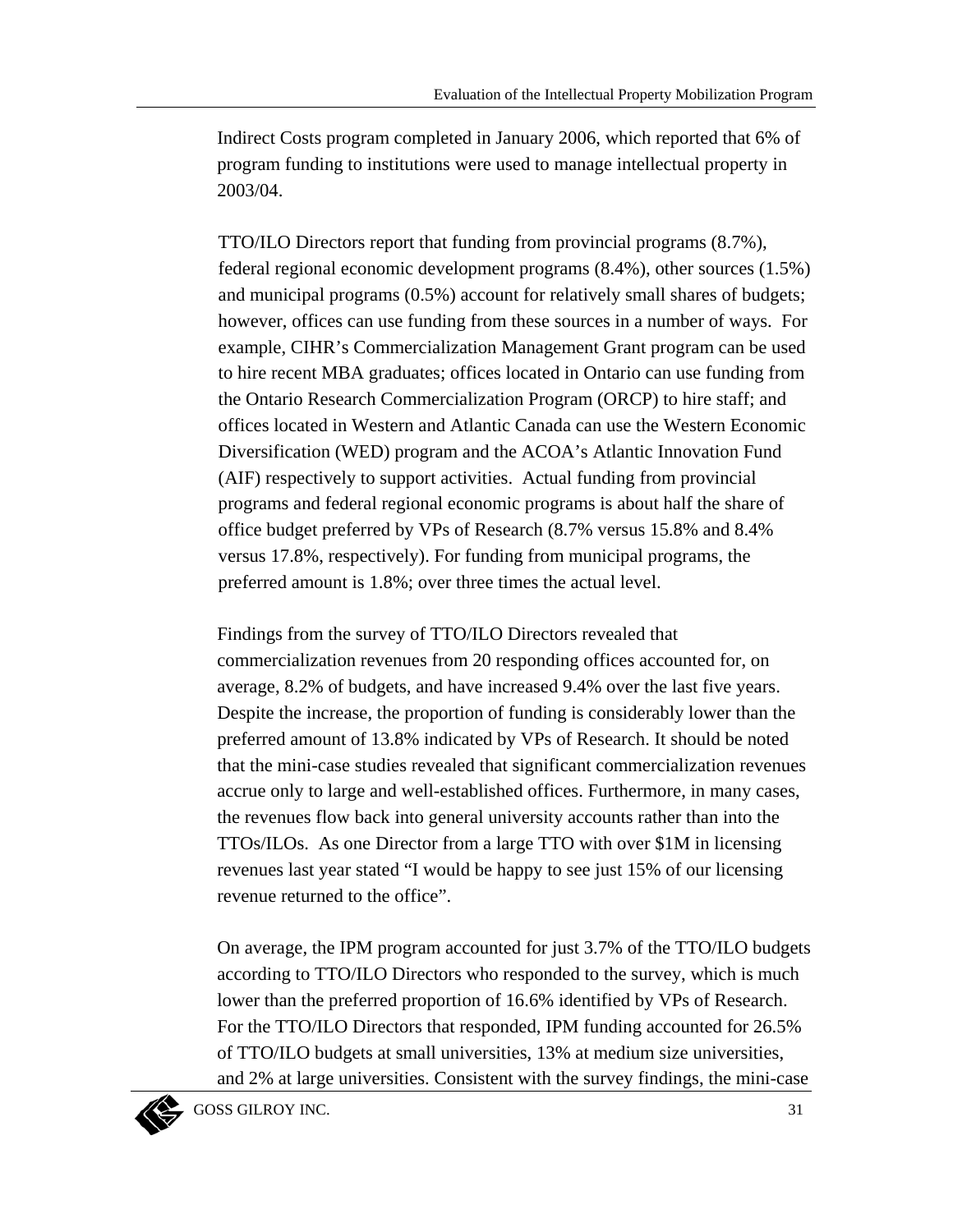Indirect Costs program completed in January 2006, which reported that 6% of program funding to institutions were used to manage intellectual property in 2003/04.

TTO/ILO Directors report that funding from provincial programs (8.7%), federal regional economic development programs (8.4%), other sources (1.5%) and municipal programs (0.5%) account for relatively small shares of budgets; however, offices can use funding from these sources in a number of ways. For example, CIHR's Commercialization Management Grant program can be used to hire recent MBA graduates; offices located in Ontario can use funding from the Ontario Research Commercialization Program (ORCP) to hire staff; and offices located in Western and Atlantic Canada can use the Western Economic Diversification (WED) program and the ACOA's Atlantic Innovation Fund (AIF) respectively to support activities. Actual funding from provincial programs and federal regional economic programs is about half the share of office budget preferred by VPs of Research (8.7% versus 15.8% and 8.4% versus 17.8%, respectively). For funding from municipal programs, the preferred amount is 1.8%; over three times the actual level.

Findings from the survey of TTO/ILO Directors revealed that commercialization revenues from 20 responding offices accounted for, on average, 8.2% of budgets, and have increased 9.4% over the last five years. Despite the increase, the proportion of funding is considerably lower than the preferred amount of 13.8% indicated by VPs of Research. It should be noted that the mini-case studies revealed that significant commercialization revenues accrue only to large and well-established offices. Furthermore, in many cases, the revenues flow back into general university accounts rather than into the TTOs/ILOs. As one Director from a large TTO with over $1M in licensing revenues last year stated "I would be happy to see just 15% of our licensing revenue returned to the office".

On average, the IPM program accounted for just 3.7% of the TTO/ILO budgets according to TTO/ILO Directors who responded to the survey, which is much lower than the preferred proportion of 16.6% identified by VPs of Research. For the TTO/ILO Directors that responded, IPM funding accounted for 26.5% of TTO/ILO budgets at small universities, 13% at medium size universities, and 2% at large universities. Consistent with the survey findings, the mini-case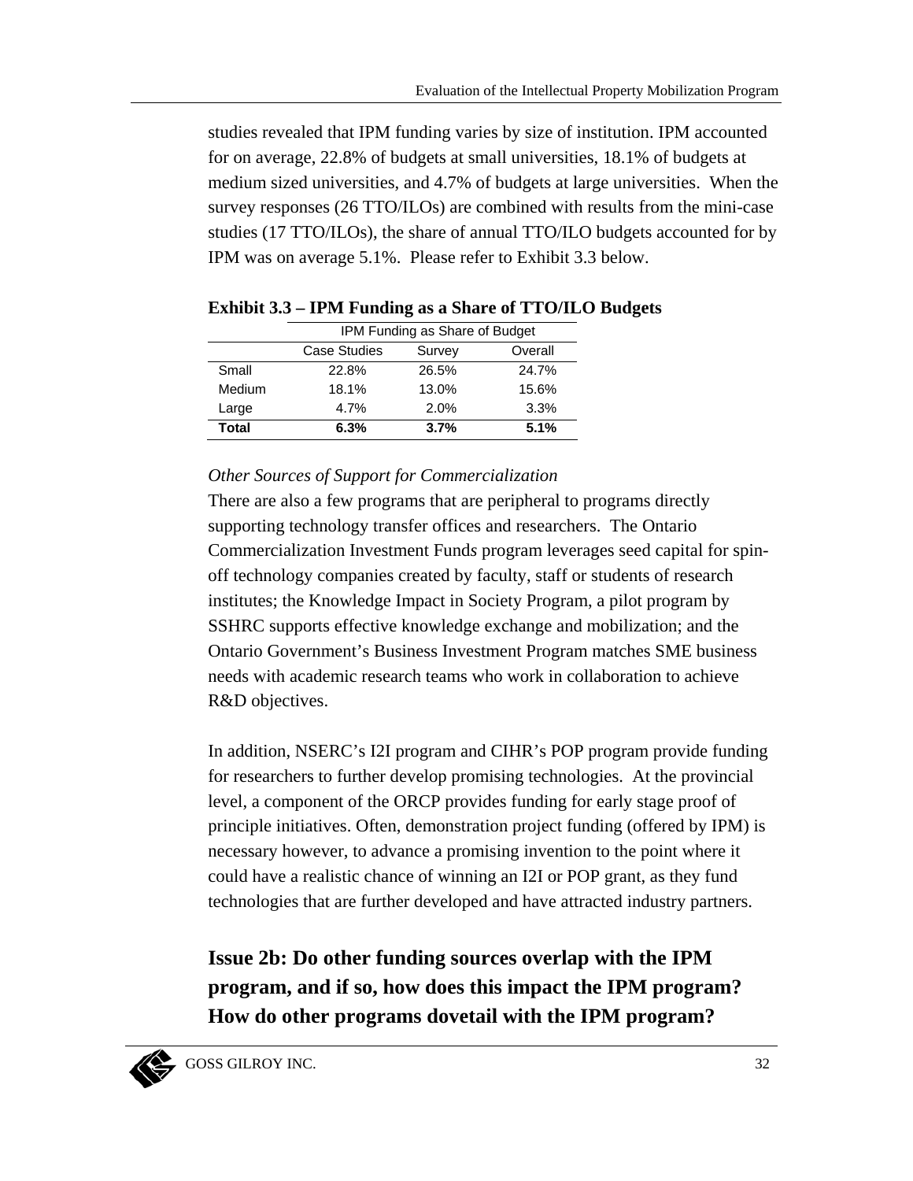studies revealed that IPM funding varies by size of institution. IPM accounted for on average, 22.8% of budgets at small universities, 18.1% of budgets at medium sized universities, and 4.7% of budgets at large universities. When the survey responses (26 TTO/ILOs) are combined with results from the mini-case studies (17 TTO/ILOs), the share of annual TTO/ILO budgets accounted for by IPM was on average 5.1%. Please refer to Exhibit 3.3 below.

**Exhibit 3.3 – IPM Funding as a Share of TTO/ILO Budgets**

| | IPM Funding as Share of Budget | | |
|---|---|---|---|
| | Case Studies | Survey | Overall |
| Small | 22.8% | 26.5% | 24.7% |
| Medium | 18.1% | 13.0% | 15.6% |
| Large | 4.7% | 2.0% | 3.3% |
| **Total** | **6.3%** | **3.7%** | **5.1%** |

*Other Sources of Support for Commercialization*

There are also a few programs that are peripheral to programs directly supporting technology transfer offices and researchers. The Ontario Commercialization Investment Funds program leverages seed capital for spin-off technology companies created by faculty, staff or students of research institutes; the Knowledge Impact in Society Program, a pilot program by SSHRC supports effective knowledge exchange and mobilization; and the Ontario Government's Business Investment Program matches SME business needs with academic research teams who work in collaboration to achieve R&D objectives.

In addition, NSERC's I2I program and CIHR's POP program provide funding for researchers to further develop promising technologies. At the provincial level, a component of the ORCP provides funding for early stage proof of principle initiatives. Often, demonstration project funding (offered by IPM) is necessary however, to advance a promising invention to the point where it could have a realistic chance of winning an I2I or POP grant, as they fund technologies that are further developed and have attracted industry partners.

## Issue 2b: Do other funding sources overlap with the IPM program, and if so, how does this impact the IPM program? How do other programs dovetail with the IPM program?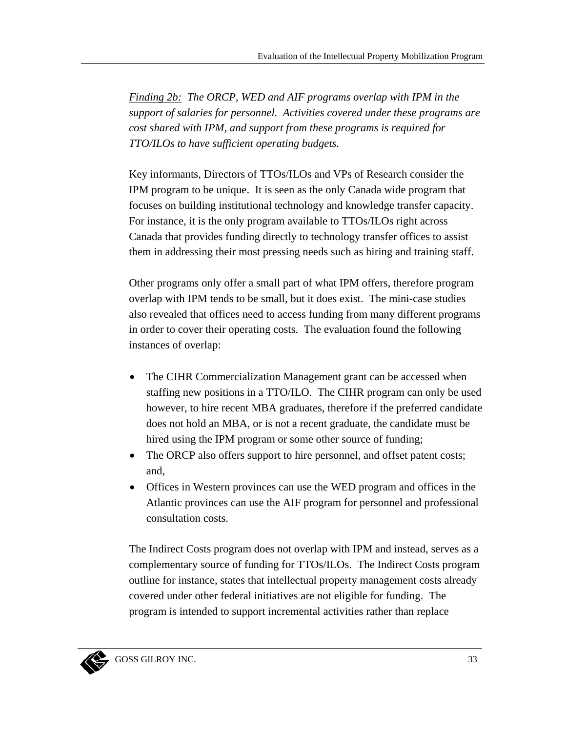*Finding 2b:* *The ORCP, WED and AIF programs overlap with IPM in the support of salaries for personnel. Activities covered under these programs are cost shared with IPM, and support from these programs is required for TTO/ILOs to have sufficient operating budgets.*

Key informants, Directors of TTOs/ILOs and VPs of Research consider the IPM program to be unique. It is seen as the only Canada wide program that focuses on building institutional technology and knowledge transfer capacity. For instance, it is the only program available to TTOs/ILOs right across Canada that provides funding directly to technology transfer offices to assist them in addressing their most pressing needs such as hiring and training staff.

Other programs only offer a small part of what IPM offers, therefore program overlap with IPM tends to be small, but it does exist. The mini-case studies also revealed that offices need to access funding from many different programs in order to cover their operating costs. The evaluation found the following instances of overlap:

- The CIHR Commercialization Management grant can be accessed when staffing new positions in a TTO/ILO. The CIHR program can only be used however, to hire recent MBA graduates, therefore if the preferred candidate does not hold an MBA, or is not a recent graduate, the candidate must be hired using the IPM program or some other source of funding;
- The ORCP also offers support to hire personnel, and offset patent costs; and,
- Offices in Western provinces can use the WED program and offices in the Atlantic provinces can use the AIF program for personnel and professional consultation costs.

The Indirect Costs program does not overlap with IPM and instead, serves as a complementary source of funding for TTOs/ILOs. The Indirect Costs program outline for instance, states that intellectual property management costs already covered under other federal initiatives are not eligible for funding. The program is intended to support incremental activities rather than replace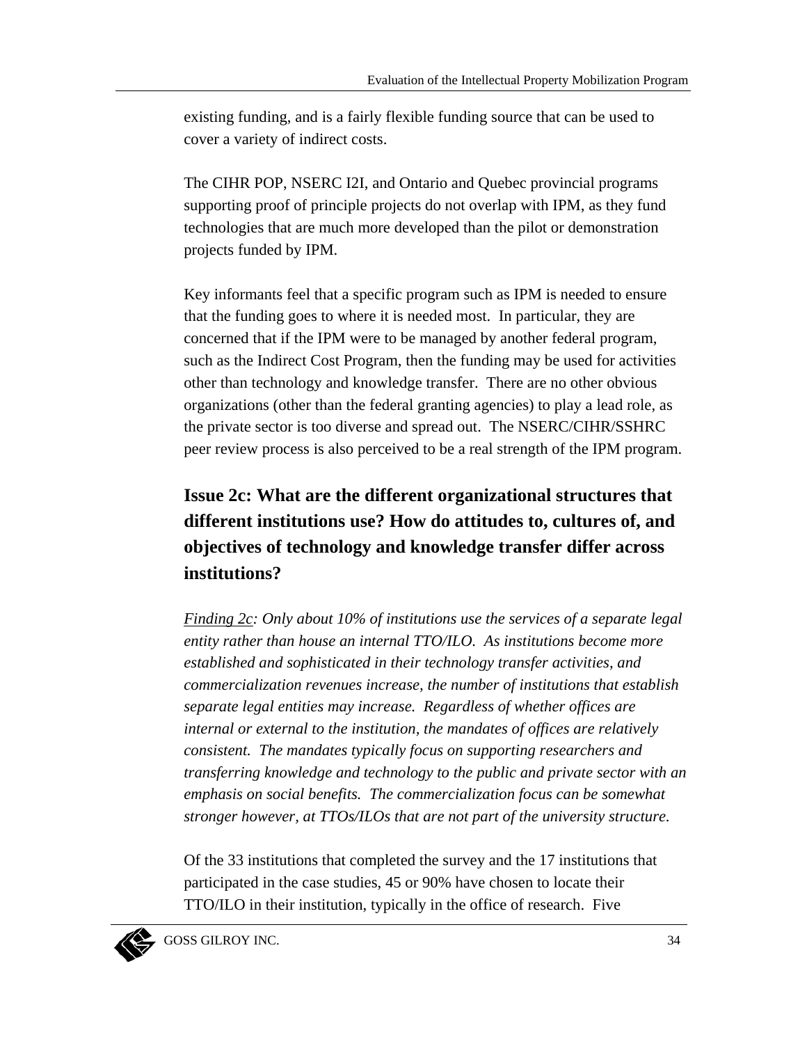existing funding, and is a fairly flexible funding source that can be used to cover a variety of indirect costs.

The CIHR POP, NSERC I2I, and Ontario and Quebec provincial programs supporting proof of principle projects do not overlap with IPM, as they fund technologies that are much more developed than the pilot or demonstration projects funded by IPM.

Key informants feel that a specific program such as IPM is needed to ensure that the funding goes to where it is needed most. In particular, they are concerned that if the IPM were to be managed by another federal program, such as the Indirect Cost Program, then the funding may be used for activities other than technology and knowledge transfer. There are no other obvious organizations (other than the federal granting agencies) to play a lead role, as the private sector is too diverse and spread out. The NSERC/CIHR/SSHRC peer review process is also perceived to be a real strength of the IPM program.

## Issue 2c: What are the different organizational structures that different institutions use? How do attitudes to, cultures of, and objectives of technology and knowledge transfer differ across institutions?

*Finding 2c: Only about 10% of institutions use the services of a separate legal entity rather than house an internal TTO/ILO. As institutions become more established and sophisticated in their technology transfer activities, and commercialization revenues increase, the number of institutions that establish separate legal entities may increase. Regardless of whether offices are internal or external to the institution, the mandates of offices are relatively consistent. The mandates typically focus on supporting researchers and transferring knowledge and technology to the public and private sector with an emphasis on social benefits. The commercialization focus can be somewhat stronger however, at TTOs/ILOs that are not part of the university structure.*

Of the 33 institutions that completed the survey and the 17 institutions that participated in the case studies, 45 or 90% have chosen to locate their TTO/ILO in their institution, typically in the office of research. Five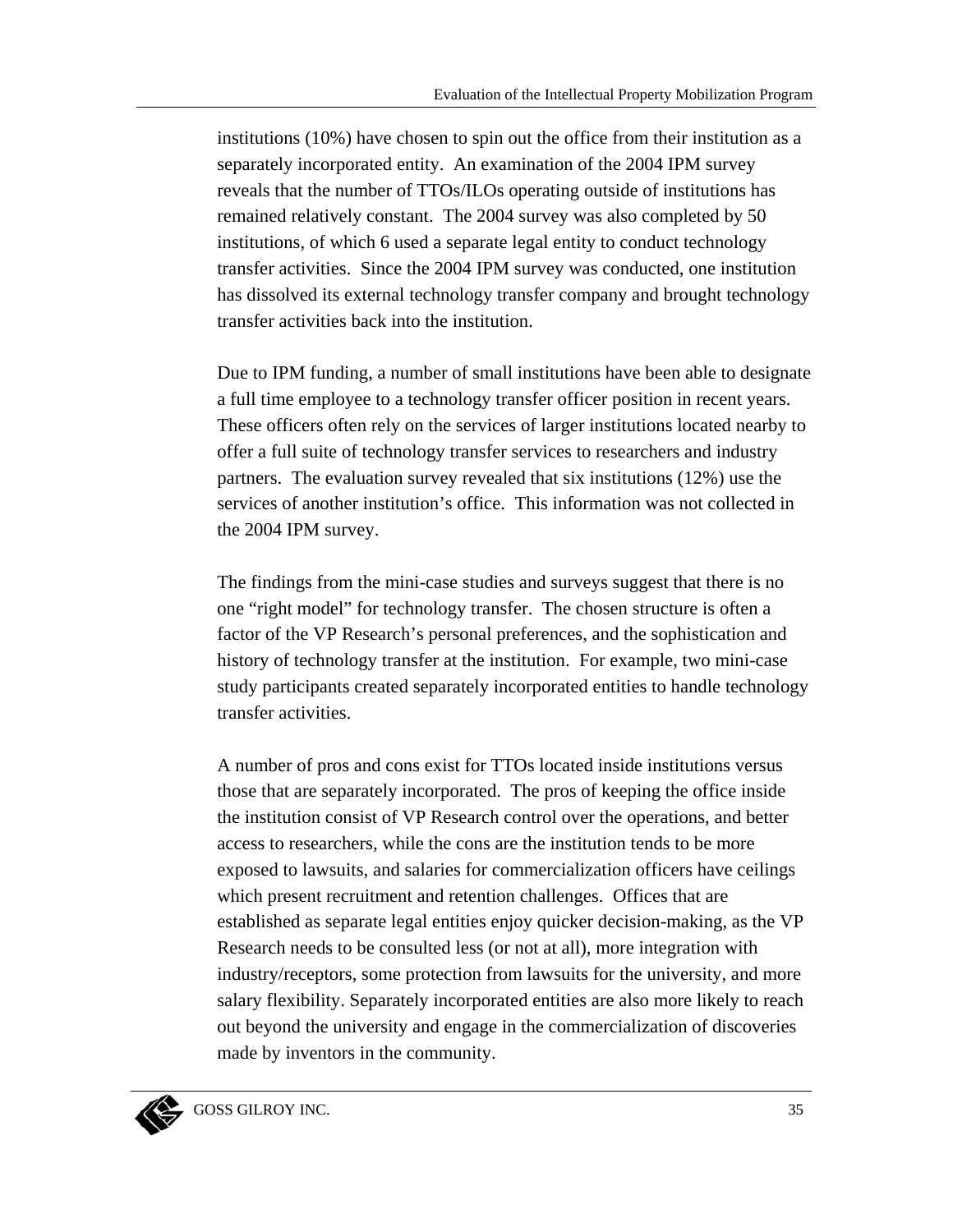institutions (10%) have chosen to spin out the office from their institution as a separately incorporated entity. An examination of the 2004 IPM survey reveals that the number of TTOs/ILOs operating outside of institutions has remained relatively constant. The 2004 survey was also completed by 50 institutions, of which 6 used a separate legal entity to conduct technology transfer activities. Since the 2004 IPM survey was conducted, one institution has dissolved its external technology transfer company and brought technology transfer activities back into the institution.

Due to IPM funding, a number of small institutions have been able to designate a full time employee to a technology transfer officer position in recent years. These officers often rely on the services of larger institutions located nearby to offer a full suite of technology transfer services to researchers and industry partners. The evaluation survey revealed that six institutions (12%) use the services of another institution's office. This information was not collected in the 2004 IPM survey.

The findings from the mini-case studies and surveys suggest that there is no one "right model" for technology transfer. The chosen structure is often a factor of the VP Research's personal preferences, and the sophistication and history of technology transfer at the institution. For example, two mini-case study participants created separately incorporated entities to handle technology transfer activities.

A number of pros and cons exist for TTOs located inside institutions versus those that are separately incorporated. The pros of keeping the office inside the institution consist of VP Research control over the operations, and better access to researchers, while the cons are the institution tends to be more exposed to lawsuits, and salaries for commercialization officers have ceilings which present recruitment and retention challenges. Offices that are established as separate legal entities enjoy quicker decision-making, as the VP Research needs to be consulted less (or not at all), more integration with industry/receptors, some protection from lawsuits for the university, and more salary flexibility. Separately incorporated entities are also more likely to reach out beyond the university and engage in the commercialization of discoveries made by inventors in the community.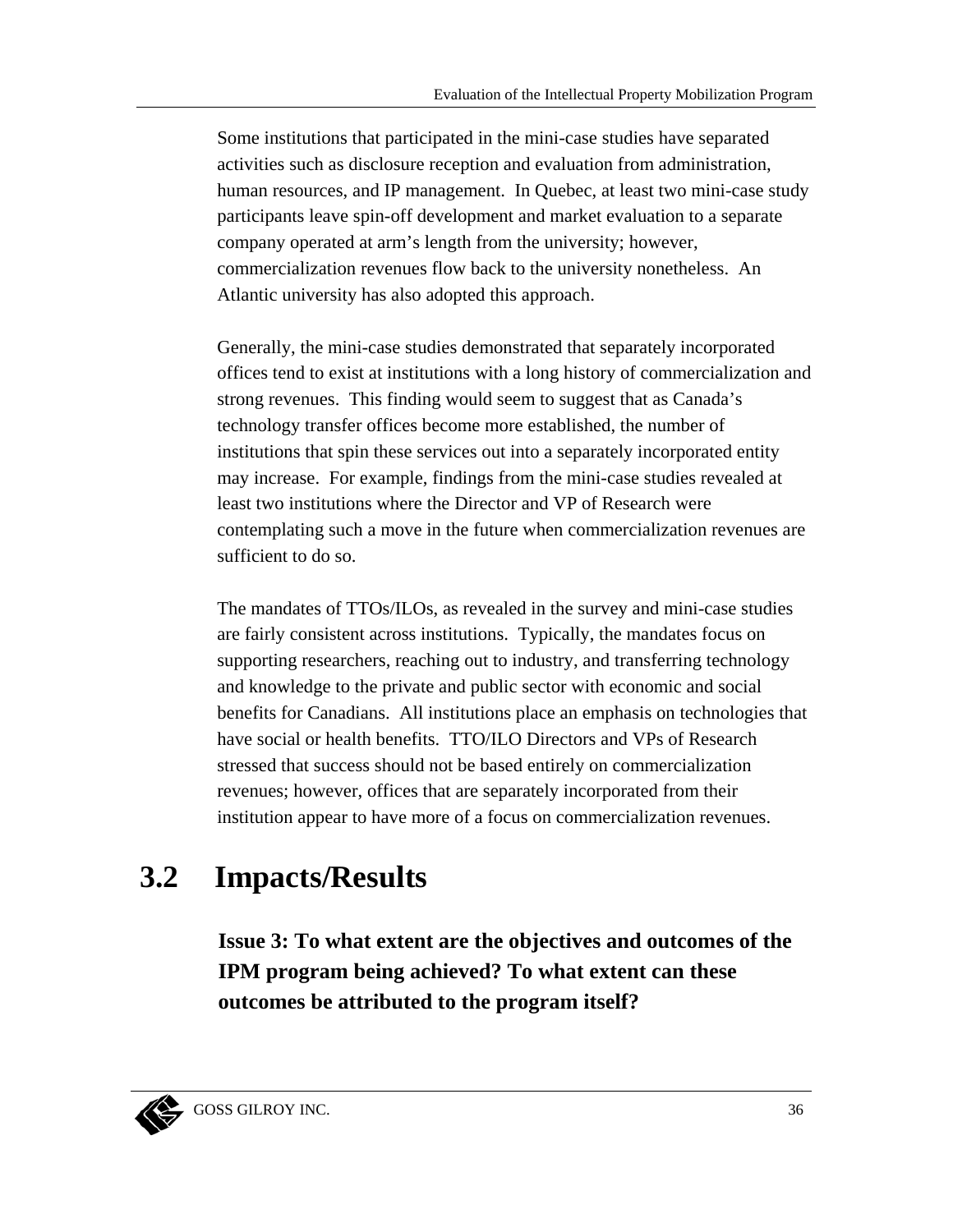Some institutions that participated in the mini-case studies have separated activities such as disclosure reception and evaluation from administration, human resources, and IP management. In Quebec, at least two mini-case study participants leave spin-off development and market evaluation to a separate company operated at arm's length from the university; however, commercialization revenues flow back to the university nonetheless. An Atlantic university has also adopted this approach.

Generally, the mini-case studies demonstrated that separately incorporated offices tend to exist at institutions with a long history of commercialization and strong revenues. This finding would seem to suggest that as Canada's technology transfer offices become more established, the number of institutions that spin these services out into a separately incorporated entity may increase. For example, findings from the mini-case studies revealed at least two institutions where the Director and VP of Research were contemplating such a move in the future when commercialization revenues are sufficient to do so.

The mandates of TTOs/ILOs, as revealed in the survey and mini-case studies are fairly consistent across institutions. Typically, the mandates focus on supporting researchers, reaching out to industry, and transferring technology and knowledge to the private and public sector with economic and social benefits for Canadians. All institutions place an emphasis on technologies that have social or health benefits. TTO/ILO Directors and VPs of Research stressed that success should not be based entirely on commercialization revenues; however, offices that are separately incorporated from their institution appear to have more of a focus on commercialization revenues.

## 3.2 Impacts/Results

**Issue 3: To what extent are the objectives and outcomes of the IPM program being achieved? To what extent can these outcomes be attributed to the program itself?**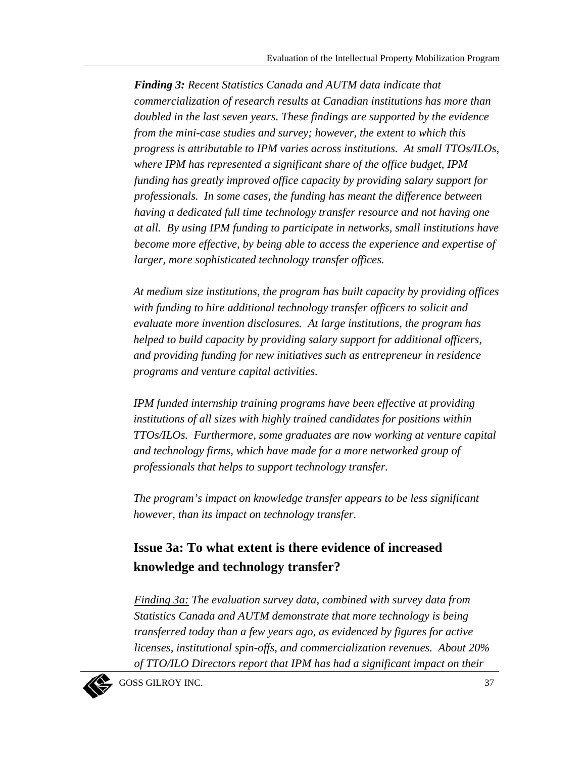***Finding 3:*** *Recent Statistics Canada and AUTM data indicate that commercialization of research results at Canadian institutions has more than doubled in the last seven years. These findings are supported by the evidence from the mini-case studies and survey; however, the extent to which this progress is attributable to IPM varies across institutions. At small TTOs/ILOs, where IPM has represented a significant share of the office budget, IPM funding has greatly improved office capacity by providing salary support for professionals. In some cases, the funding has meant the difference between having a dedicated full time technology transfer resource and not having one at all. By using IPM funding to participate in networks, small institutions have become more effective, by being able to access the experience and expertise of larger, more sophisticated technology transfer offices.*

*At medium size institutions, the program has built capacity by providing offices with funding to hire additional technology transfer officers to solicit and evaluate more invention disclosures. At large institutions, the program has helped to build capacity by providing salary support for additional officers, and providing funding for new initiatives such as entrepreneur in residence programs and venture capital activities.*

*IPM funded internship training programs have been effective at providing institutions of all sizes with highly trained candidates for positions within TTOs/ILOs. Furthermore, some graduates are now working at venture capital and technology firms, which have made for a more networked group of professionals that helps to support technology transfer.*

*The program's impact on knowledge transfer appears to be less significant however, than its impact on technology transfer.*

## Issue 3a: To what extent is there evidence of increased knowledge and technology transfer?

*<u>Finding 3a:</u> The evaluation survey data, combined with survey data from Statistics Canada and AUTM demonstrate that more technology is being transferred today than a few years ago, as evidenced by figures for active licenses, institutional spin-offs, and commercialization revenues. About 20% of TTO/ILO Directors report that IPM has had a significant impact on their*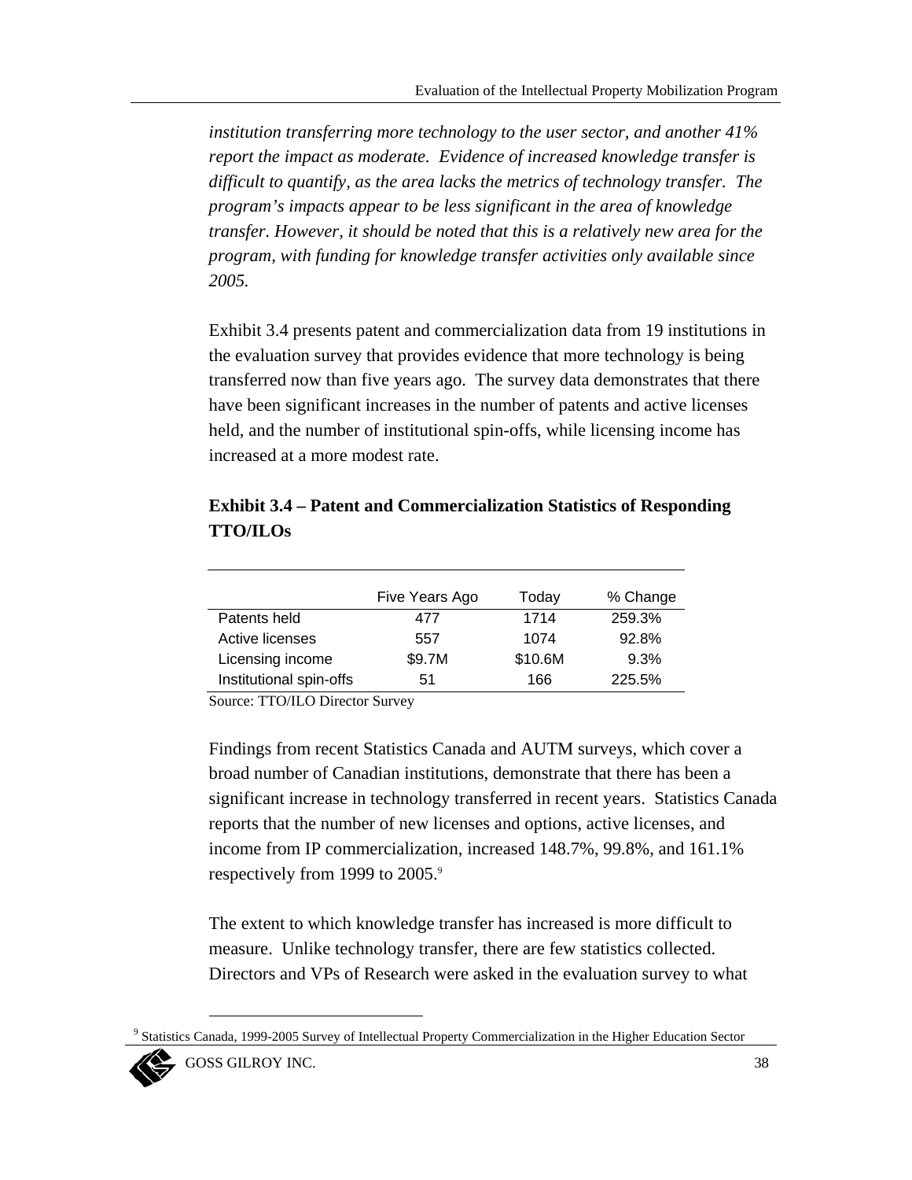*institution transferring more technology to the user sector, and another 41% report the impact as moderate. Evidence of increased knowledge transfer is difficult to quantify, as the area lacks the metrics of technology transfer. The program's impacts appear to be less significant in the area of knowledge transfer. However, it should be noted that this is a relatively new area for the program, with funding for knowledge transfer activities only available since 2005.*

Exhibit 3.4 presents patent and commercialization data from 19 institutions in the evaluation survey that provides evidence that more technology is being transferred now than five years ago. The survey data demonstrates that there have been significant increases in the number of patents and active licenses held, and the number of institutional spin-offs, while licensing income has increased at a more modest rate.

**Exhibit 3.4 – Patent and Commercialization Statistics of Responding TTO/ILOs**

| | Five Years Ago | Today | % Change |
|---|---|---|---|
| Patents held | 477 | 1714 | 259.3% |
| Active licenses | 557 | 1074 | 92.8% |
| Licensing income | $9.7M | $10.6M | 9.3% |
| Institutional spin-offs | 51 | 166 | 225.5% |

Source: TTO/ILO Director Survey

Findings from recent Statistics Canada and AUTM surveys, which cover a broad number of Canadian institutions, demonstrate that there has been a significant increase in technology transferred in recent years. Statistics Canada reports that the number of new licenses and options, active licenses, and income from IP commercialization, increased 148.7%, 99.8%, and 161.1% respectively from 1999 to 2005.[9]

The extent to which knowledge transfer has increased is more difficult to measure. Unlike technology transfer, there are few statistics collected. Directors and VPs of Research were asked in the evaluation survey to what

[9] Statistics Canada, 1999-2005 Survey of Intellectual Property Commercialization in the Higher Education Sector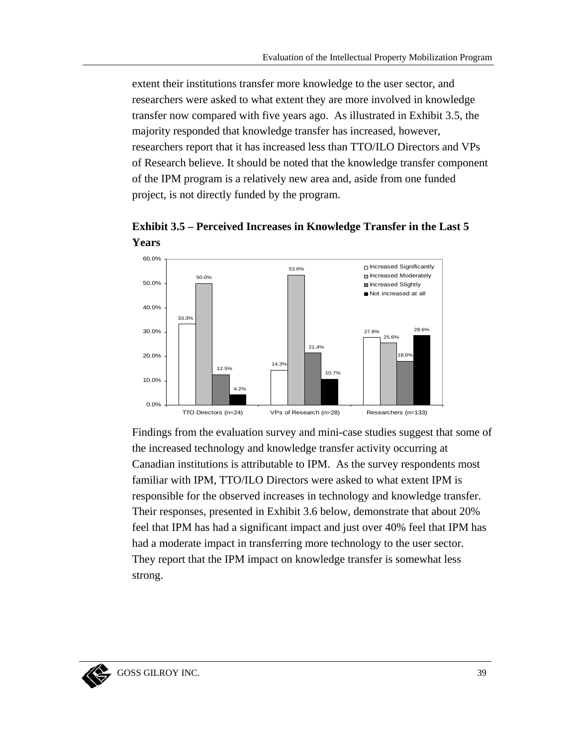extent their institutions transfer more knowledge to the user sector, and researchers were asked to what extent they are more involved in knowledge transfer now compared with five years ago. As illustrated in Exhibit 3.5, the majority responded that knowledge transfer has increased, however, researchers report that it has increased less than TTO/ILO Directors and VPs of Research believe. It should be noted that the knowledge transfer component of the IPM program is a relatively new area and, aside from one funded project, is not directly funded by the program.

**Exhibit 3.5 – Perceived Increases in Knowledge Transfer in the Last 5 Years**

| | TTO Directors (n=24) | VPs of Research (n=28) | Researchers (n=133) |
|---|---|---|---|
| Increased Significantly | 33.3% | 14.3% | 27.8% |
| Increased Moderately | 50.0% | 53.6% | 25.6% |
| Increased Slightly | 12.5% | 21.4% | 18.0% |
| Not increased at all | 4.2% | 10.7% | 28.6% |

Findings from the evaluation survey and mini-case studies suggest that some of the increased technology and knowledge transfer activity occurring at Canadian institutions is attributable to IPM. As the survey respondents most familiar with IPM, TTO/ILO Directors were asked to what extent IPM is responsible for the observed increases in technology and knowledge transfer. Their responses, presented in Exhibit 3.6 below, demonstrate that about 20% feel that IPM has had a significant impact and just over 40% feel that IPM has had a moderate impact in transferring more technology to the user sector. They report that the IPM impact on knowledge transfer is somewhat less strong.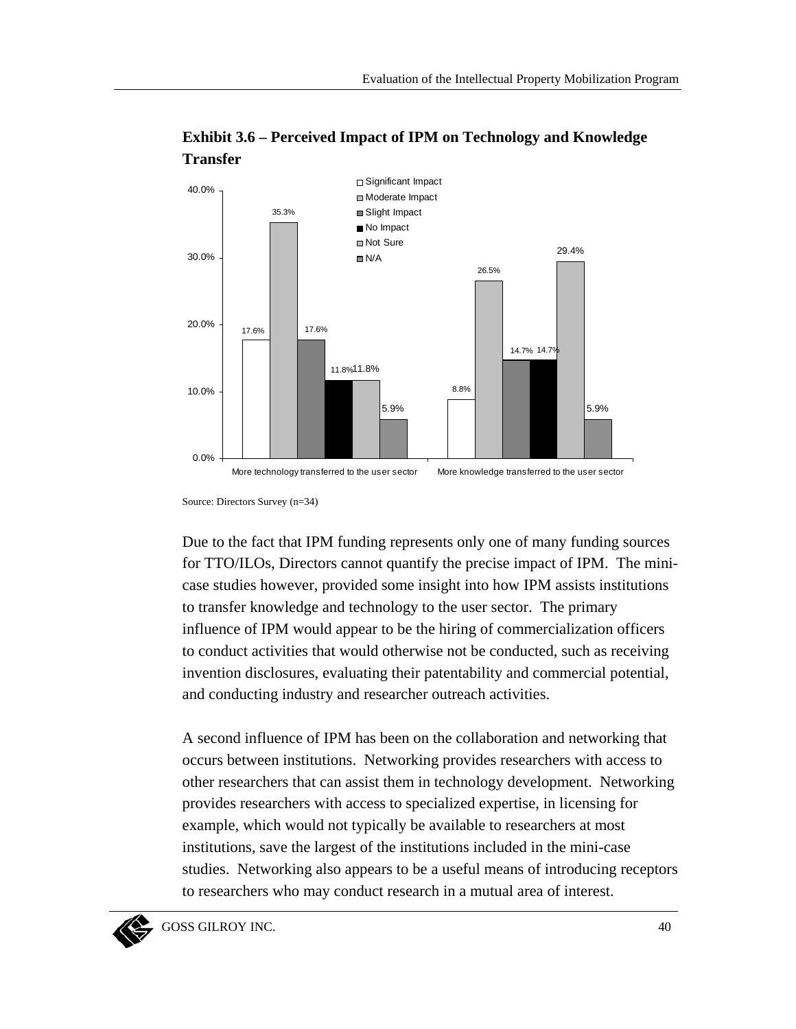**Exhibit 3.6 – Perceived Impact of IPM on Technology and Knowledge Transfer**

| | Significant Impact | Moderate Impact | Slight Impact | No Impact | Not Sure | N/A |
|---|---|---|---|---|---|---|
| More technology transferred to the user sector | 17.6% | 35.3% | 17.6% | 11.8% | 11.8% | 5.9% |
| More knowledge transferred to the user sector | 8.8% | 26.5% | 14.7% | 14.7% | 29.4% | 5.9% |

Source: Directors Survey (n=34)

Due to the fact that IPM funding represents only one of many funding sources for TTO/ILOs, Directors cannot quantify the precise impact of IPM. The mini-case studies however, provided some insight into how IPM assists institutions to transfer knowledge and technology to the user sector. The primary influence of IPM would appear to be the hiring of commercialization officers to conduct activities that would otherwise not be conducted, such as receiving invention disclosures, evaluating their patentability and commercial potential, and conducting industry and researcher outreach activities.

A second influence of IPM has been on the collaboration and networking that occurs between institutions. Networking provides researchers with access to other researchers that can assist them in technology development. Networking provides researchers with access to specialized expertise, in licensing for example, which would not typically be available to researchers at most institutions, save the largest of the institutions included in the mini-case studies. Networking also appears to be a useful means of introducing receptors to researchers who may conduct research in a mutual area of interest.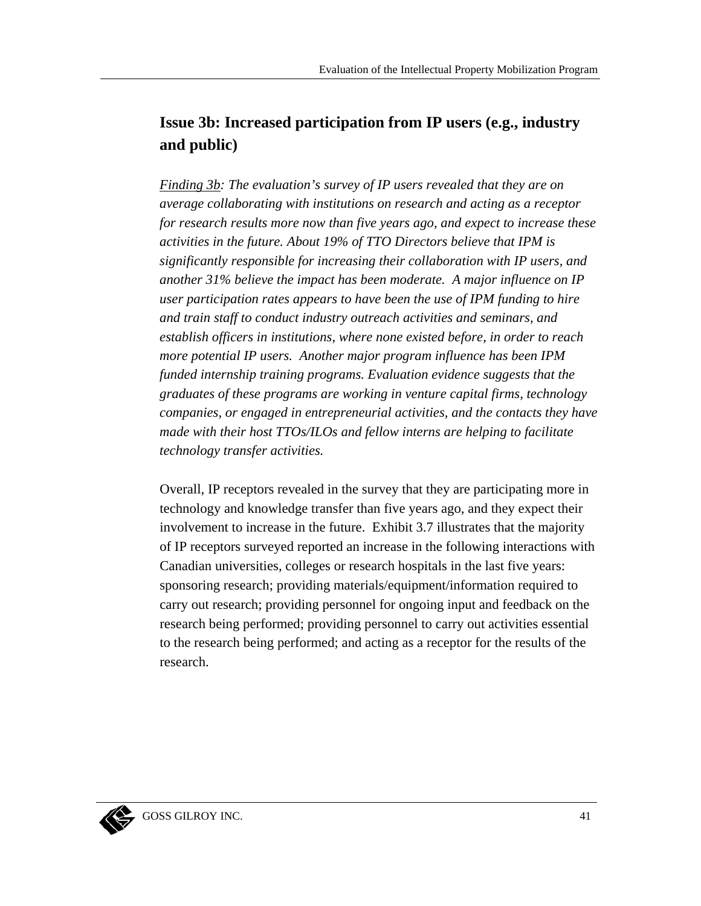## Issue 3b: Increased participation from IP users (e.g., industry and public)

*<u>Finding 3b</u>: The evaluation's survey of IP users revealed that they are on average collaborating with institutions on research and acting as a receptor for research results more now than five years ago, and expect to increase these activities in the future. About 19% of TTO Directors believe that IPM is significantly responsible for increasing their collaboration with IP users, and another 31% believe the impact has been moderate. A major influence on IP user participation rates appears to have been the use of IPM funding to hire and train staff to conduct industry outreach activities and seminars, and establish officers in institutions, where none existed before, in order to reach more potential IP users. Another major program influence has been IPM funded internship training programs. Evaluation evidence suggests that the graduates of these programs are working in venture capital firms, technology companies, or engaged in entrepreneurial activities, and the contacts they have made with their host TTOs/ILOs and fellow interns are helping to facilitate technology transfer activities.*

Overall, IP receptors revealed in the survey that they are participating more in technology and knowledge transfer than five years ago, and they expect their involvement to increase in the future. Exhibit 3.7 illustrates that the majority of IP receptors surveyed reported an increase in the following interactions with Canadian universities, colleges or research hospitals in the last five years: sponsoring research; providing materials/equipment/information required to carry out research; providing personnel for ongoing input and feedback on the research being performed; providing personnel to carry out activities essential to the research being performed; and acting as a receptor for the results of the research.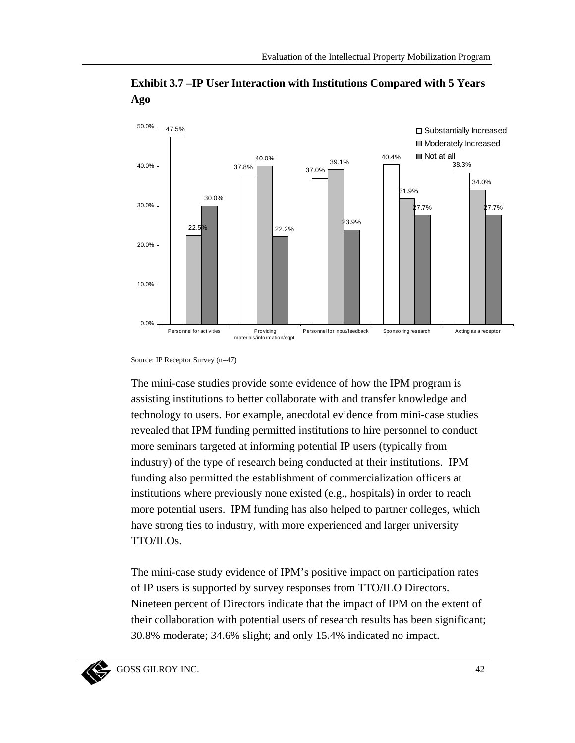**Exhibit 3.7 –IP User Interaction with Institutions Compared with 5 Years Ago**

| | Substantially Increased | Moderately Increased | Not at all |
|---|---|---|---|
| Personnel for activities | 47.5% | 22.5% | 30.0% |
| Providing materials/information/eqpt. | 37.8% | 40.0% | 22.2% |
| Personnel for input/feedback | 37.0% | 39.1% | 23.9% |
| Sponsoring research | 40.4% | 31.9% | 27.7% |
| Acting as a receptor | 38.3% | 34.0% | 27.7% |

Source: IP Receptor Survey (n=47)

The mini-case studies provide some evidence of how the IPM program is assisting institutions to better collaborate with and transfer knowledge and technology to users. For example, anecdotal evidence from mini-case studies revealed that IPM funding permitted institutions to hire personnel to conduct more seminars targeted at informing potential IP users (typically from industry) of the type of research being conducted at their institutions. IPM funding also permitted the establishment of commercialization officers at institutions where previously none existed (e.g., hospitals) in order to reach more potential users. IPM funding has also helped to partner colleges, which have strong ties to industry, with more experienced and larger university TTO/ILOs.

The mini-case study evidence of IPM's positive impact on participation rates of IP users is supported by survey responses from TTO/ILO Directors. Nineteen percent of Directors indicate that the impact of IPM on the extent of their collaboration with potential users of research results has been significant; 30.8% moderate; 34.6% slight; and only 15.4% indicated no impact.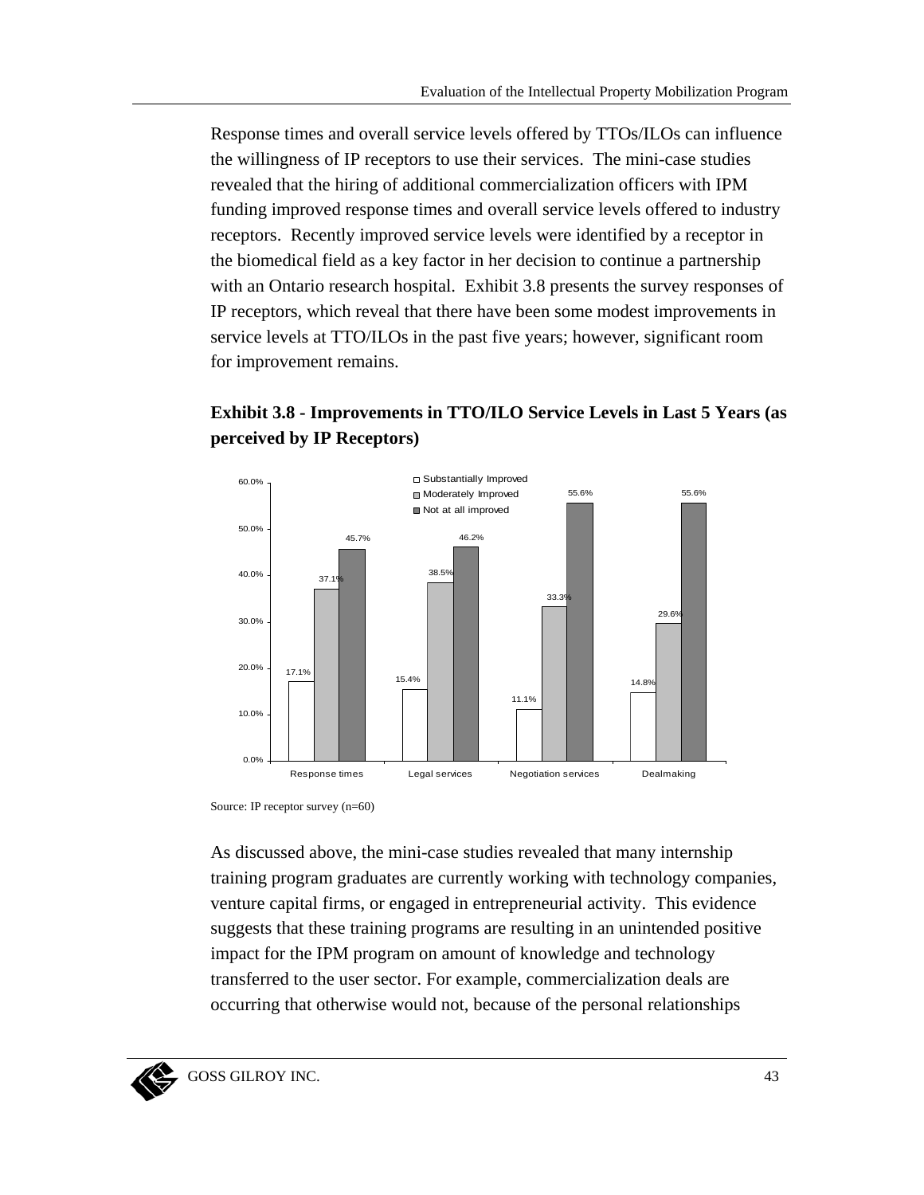Response times and overall service levels offered by TTOs/ILOs can influence the willingness of IP receptors to use their services. The mini-case studies revealed that the hiring of additional commercialization officers with IPM funding improved response times and overall service levels offered to industry receptors. Recently improved service levels were identified by a receptor in the biomedical field as a key factor in her decision to continue a partnership with an Ontario research hospital. Exhibit 3.8 presents the survey responses of IP receptors, which reveal that there have been some modest improvements in service levels at TTO/ILOs in the past five years; however, significant room for improvement remains.

**Exhibit 3.8 - Improvements in TTO/ILO Service Levels in Last 5 Years (as perceived by IP Receptors)**

| | Substantially Improved | Moderately Improved | Not at all improved |
|---|---|---|---|
| Response times | 17.1% | 37.1% | 45.7% |
| Legal services | 15.4% | 38.5% | 46.2% |
| Negotiation services | 11.1% | 33.3% | 55.6% |
| Dealmaking | 14.8% | 29.6% | 55.6% |

Source: IP receptor survey (n=60)

As discussed above, the mini-case studies revealed that many internship training program graduates are currently working with technology companies, venture capital firms, or engaged in entrepreneurial activity. This evidence suggests that these training programs are resulting in an unintended positive impact for the IPM program on amount of knowledge and technology transferred to the user sector. For example, commercialization deals are occurring that otherwise would not, because of the personal relationships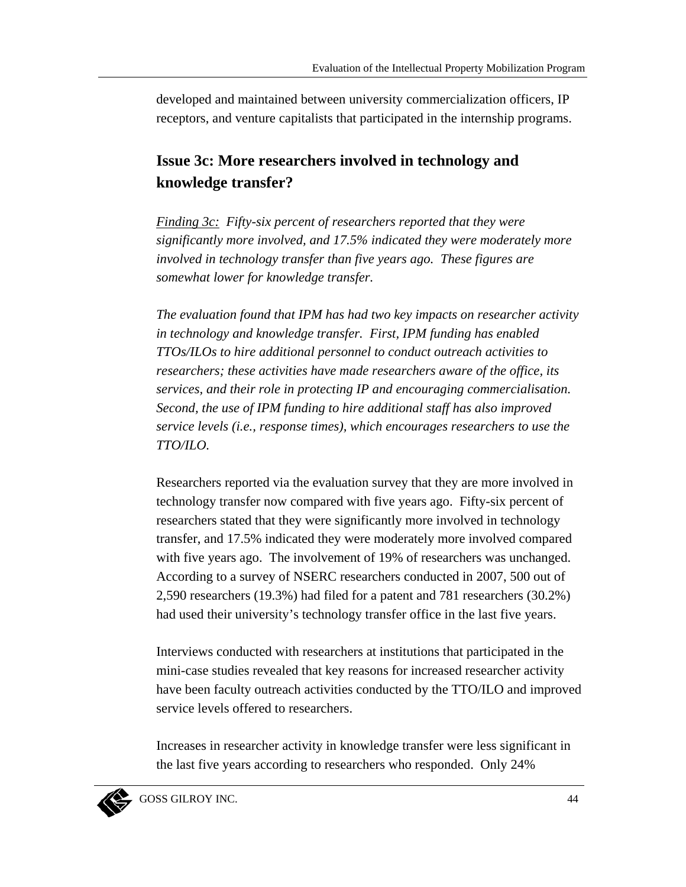developed and maintained between university commercialization officers, IP receptors, and venture capitalists that participated in the internship programs.

## Issue 3c: More researchers involved in technology and knowledge transfer?

*<u>Finding 3c:</u> Fifty-six percent of researchers reported that they were significantly more involved, and 17.5% indicated they were moderately more involved in technology transfer than five years ago. These figures are somewhat lower for knowledge transfer.*

*The evaluation found that IPM has had two key impacts on researcher activity in technology and knowledge transfer. First, IPM funding has enabled TTOs/ILOs to hire additional personnel to conduct outreach activities to researchers; these activities have made researchers aware of the office, its services, and their role in protecting IP and encouraging commercialisation. Second, the use of IPM funding to hire additional staff has also improved service levels (i.e., response times), which encourages researchers to use the TTO/ILO.*

Researchers reported via the evaluation survey that they are more involved in technology transfer now compared with five years ago. Fifty-six percent of researchers stated that they were significantly more involved in technology transfer, and 17.5% indicated they were moderately more involved compared with five years ago. The involvement of 19% of researchers was unchanged. According to a survey of NSERC researchers conducted in 2007, 500 out of 2,590 researchers (19.3%) had filed for a patent and 781 researchers (30.2%) had used their university's technology transfer office in the last five years.

Interviews conducted with researchers at institutions that participated in the mini-case studies revealed that key reasons for increased researcher activity have been faculty outreach activities conducted by the TTO/ILO and improved service levels offered to researchers.

Increases in researcher activity in knowledge transfer were less significant in the last five years according to researchers who responded. Only 24%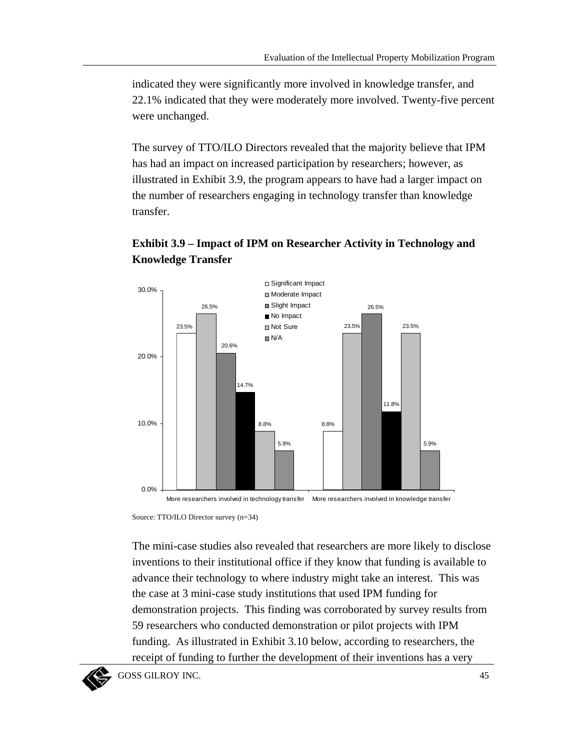indicated they were significantly more involved in knowledge transfer, and 22.1% indicated that they were moderately more involved. Twenty-five percent were unchanged.

The survey of TTO/ILO Directors revealed that the majority believe that IPM has had an impact on increased participation by researchers; however, as illustrated in Exhibit 3.9, the program appears to have had a larger impact on the number of researchers engaging in technology transfer than knowledge transfer.

**Exhibit 3.9 – Impact of IPM on Researcher Activity in Technology and Knowledge Transfer**

| | Significant Impact | Moderate Impact | Slight Impact | No Impact | Not Sure | N/A |
|---|---|---|---|---|---|---|
| More researchers involved in technology transfer | 23.5% | 26.5% | 20.6% | 14.7% | 8.8% | 5.9% |
| More researchers involved in knowledge transfer | 8.8% | 23.5% | 26.5% | 11.8% | 23.5% | 5.9% |

Source: TTO/ILO Director survey (n=34)

The mini-case studies also revealed that researchers are more likely to disclose inventions to their institutional office if they know that funding is available to advance their technology to where industry might take an interest. This was the case at 3 mini-case study institutions that used IPM funding for demonstration projects. This finding was corroborated by survey results from 59 researchers who conducted demonstration or pilot projects with IPM funding. As illustrated in Exhibit 3.10 below, according to researchers, the receipt of funding to further the development of their inventions has a very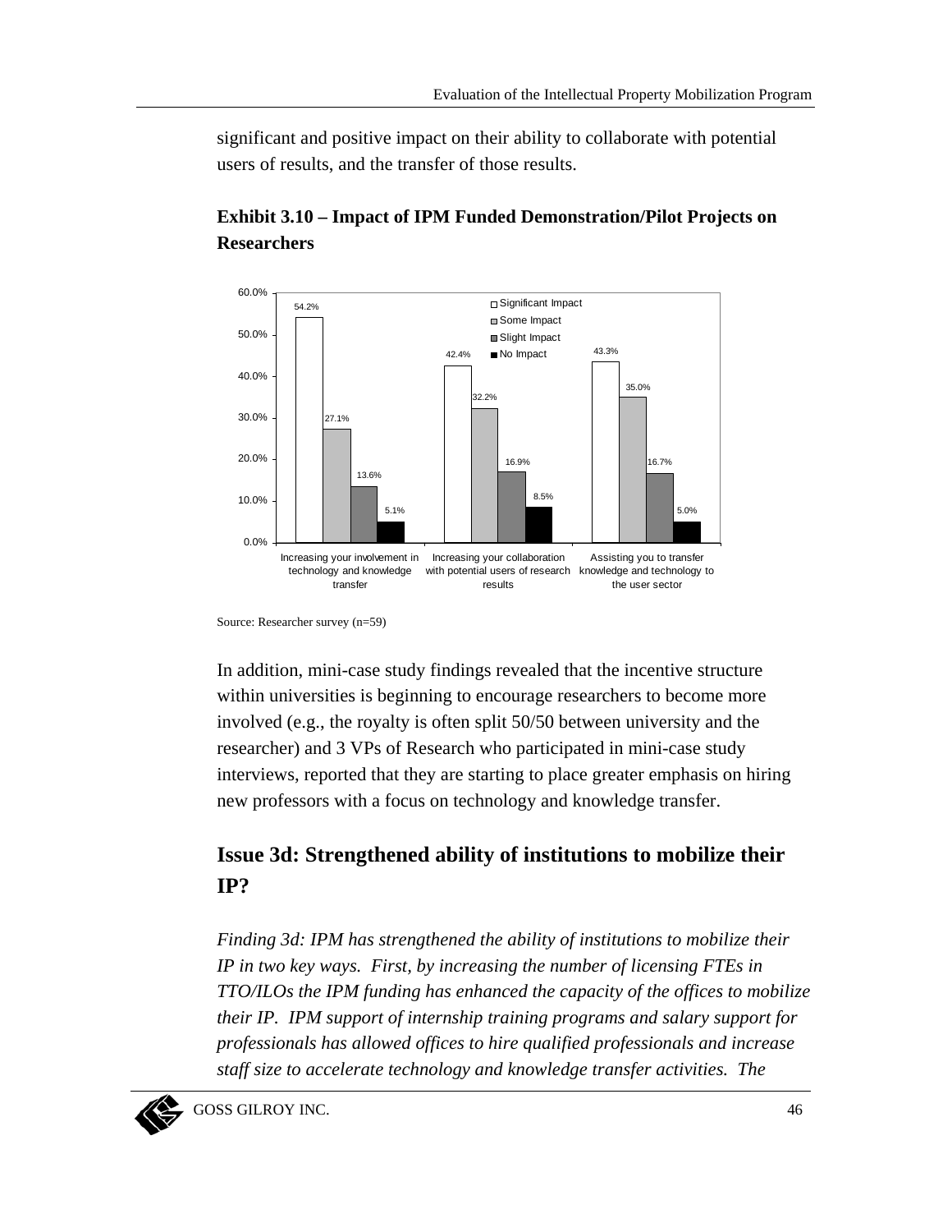significant and positive impact on their ability to collaborate with potential users of results, and the transfer of those results.

**Exhibit 3.10 – Impact of IPM Funded Demonstration/Pilot Projects on Researchers**

| | Significant Impact | Some Impact | Slight Impact | No Impact |
|---|---|---|---|---|
| Increasing your involvement in technology and knowledge transfer | 54.2% | 27.1% | 13.6% | 5.1% |
| Increasing your collaboration with potential users of research results | 42.4% | 32.2% | 16.9% | 8.5% |
| Assisting you to transfer knowledge and technology to the user sector | 43.3% | 35.0% | 16.7% | 5.0% |

Source: Researcher survey (n=59)

In addition, mini-case study findings revealed that the incentive structure within universities is beginning to encourage researchers to become more involved (e.g., the royalty is often split 50/50 between university and the researcher) and 3 VPs of Research who participated in mini-case study interviews, reported that they are starting to place greater emphasis on hiring new professors with a focus on technology and knowledge transfer.

## Issue 3d: Strengthened ability of institutions to mobilize their IP?

*Finding 3d: IPM has strengthened the ability of institutions to mobilize their IP in two key ways. First, by increasing the number of licensing FTEs in TTO/ILOs the IPM funding has enhanced the capacity of the offices to mobilize their IP. IPM support of internship training programs and salary support for professionals has allowed offices to hire qualified professionals and increase staff size to accelerate technology and knowledge transfer activities. The*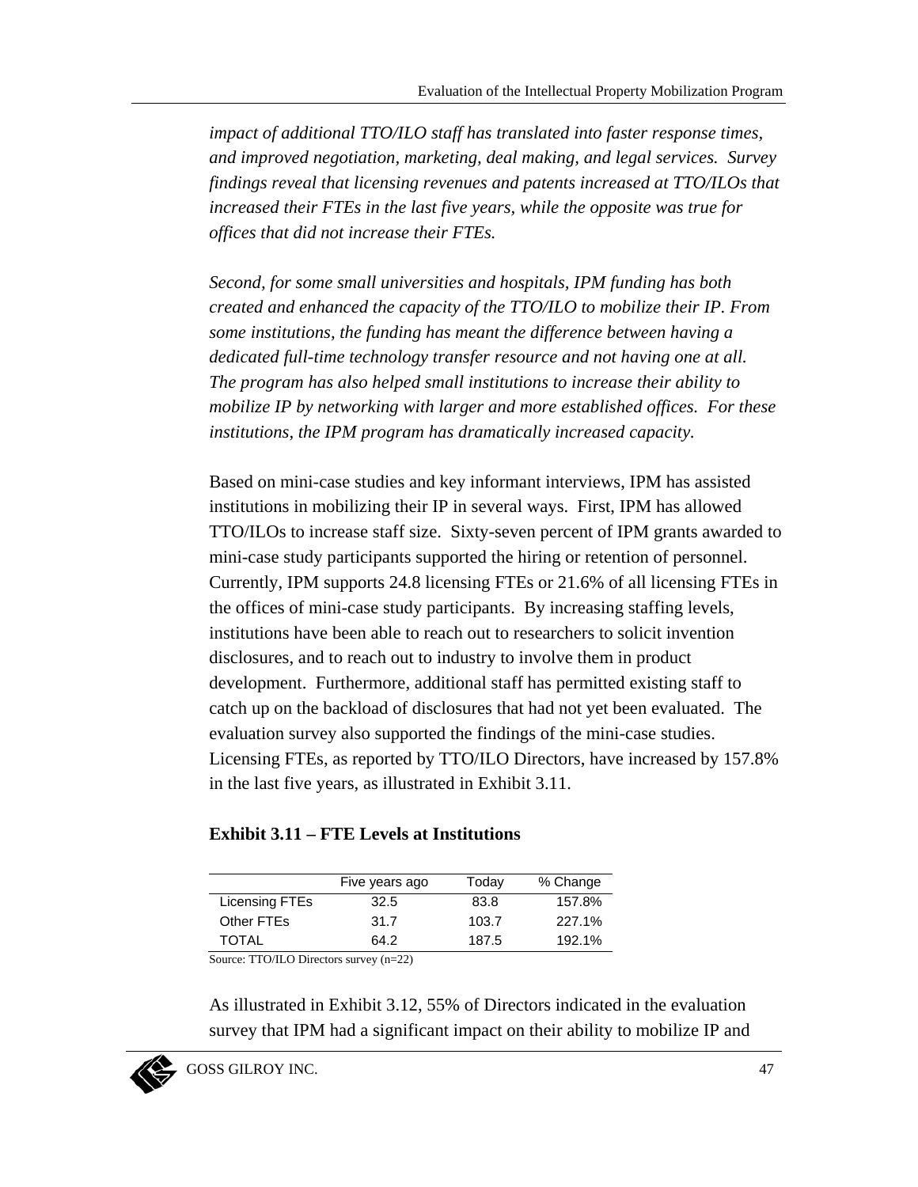*impact of additional TTO/ILO staff has translated into faster response times, and improved negotiation, marketing, deal making, and legal services. Survey findings reveal that licensing revenues and patents increased at TTO/ILOs that increased their FTEs in the last five years, while the opposite was true for offices that did not increase their FTEs.*

*Second, for some small universities and hospitals, IPM funding has both created and enhanced the capacity of the TTO/ILO to mobilize their IP. From some institutions, the funding has meant the difference between having a dedicated full-time technology transfer resource and not having one at all. The program has also helped small institutions to increase their ability to mobilize IP by networking with larger and more established offices. For these institutions, the IPM program has dramatically increased capacity.*

Based on mini-case studies and key informant interviews, IPM has assisted institutions in mobilizing their IP in several ways. First, IPM has allowed TTO/ILOs to increase staff size. Sixty-seven percent of IPM grants awarded to mini-case study participants supported the hiring or retention of personnel. Currently, IPM supports 24.8 licensing FTEs or 21.6% of all licensing FTEs in the offices of mini-case study participants. By increasing staffing levels, institutions have been able to reach out to researchers to solicit invention disclosures, and to reach out to industry to involve them in product development. Furthermore, additional staff has permitted existing staff to catch up on the backload of disclosures that had not yet been evaluated. The evaluation survey also supported the findings of the mini-case studies. Licensing FTEs, as reported by TTO/ILO Directors, have increased by 157.8% in the last five years, as illustrated in Exhibit 3.11.

**Exhibit 3.11 – FTE Levels at Institutions**

| | Five years ago | Today | % Change |
|---|---|---|---|
| Licensing FTEs | 32.5 | 83.8 | 157.8% |
| Other FTEs | 31.7 | 103.7 | 227.1% |
| TOTAL | 64.2 | 187.5 | 192.1% |

Source: TTO/ILO Directors survey (n=22)

As illustrated in Exhibit 3.12, 55% of Directors indicated in the evaluation survey that IPM had a significant impact on their ability to mobilize IP and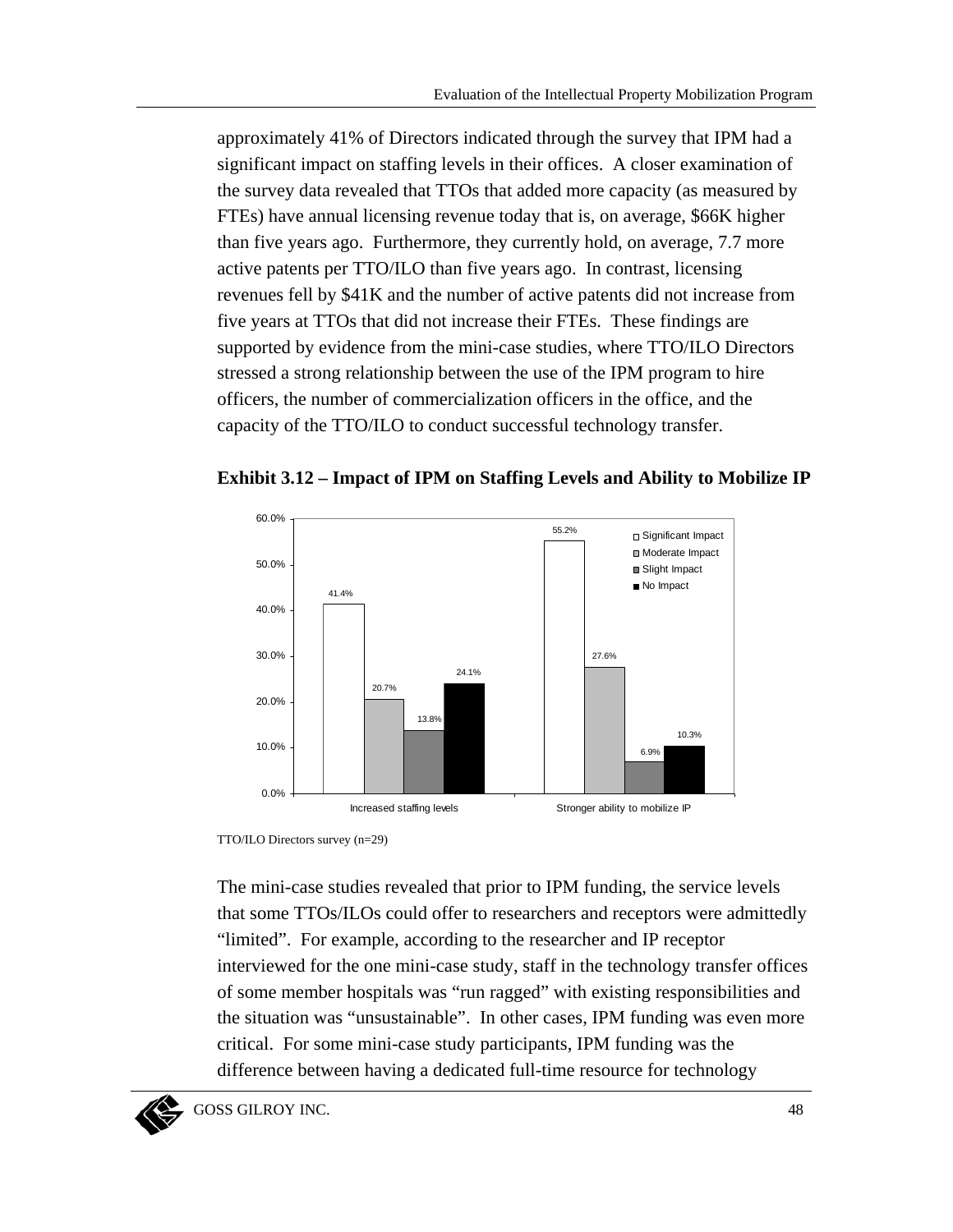approximately 41% of Directors indicated through the survey that IPM had a significant impact on staffing levels in their offices. A closer examination of the survey data revealed that TTOs that added more capacity (as measured by FTEs) have annual licensing revenue today that is, on average, $66K higher than five years ago. Furthermore, they currently hold, on average, 7.7 more active patents per TTO/ILO than five years ago. In contrast, licensing revenues fell by $41K and the number of active patents did not increase from five years at TTOs that did not increase their FTEs. These findings are supported by evidence from the mini-case studies, where TTO/ILO Directors stressed a strong relationship between the use of the IPM program to hire officers, the number of commercialization officers in the office, and the capacity of the TTO/ILO to conduct successful technology transfer.

**Exhibit 3.12 – Impact of IPM on Staffing Levels and Ability to Mobilize IP**

| | Significant Impact | Moderate Impact | Slight Impact | No Impact |
|---|---|---|---|---|
| Increased staffing levels | 41.4% | 20.7% | 13.8% | 24.1% |
| Stronger ability to mobilize IP | 55.2% | 27.6% | 6.9% | 10.3% |

TTO/ILO Directors survey (n=29)

The mini-case studies revealed that prior to IPM funding, the service levels that some TTOs/ILOs could offer to researchers and receptors were admittedly "limited". For example, according to the researcher and IP receptor interviewed for the one mini-case study, staff in the technology transfer offices of some member hospitals was "run ragged" with existing responsibilities and the situation was "unsustainable". In other cases, IPM funding was even more critical. For some mini-case study participants, IPM funding was the difference between having a dedicated full-time resource for technology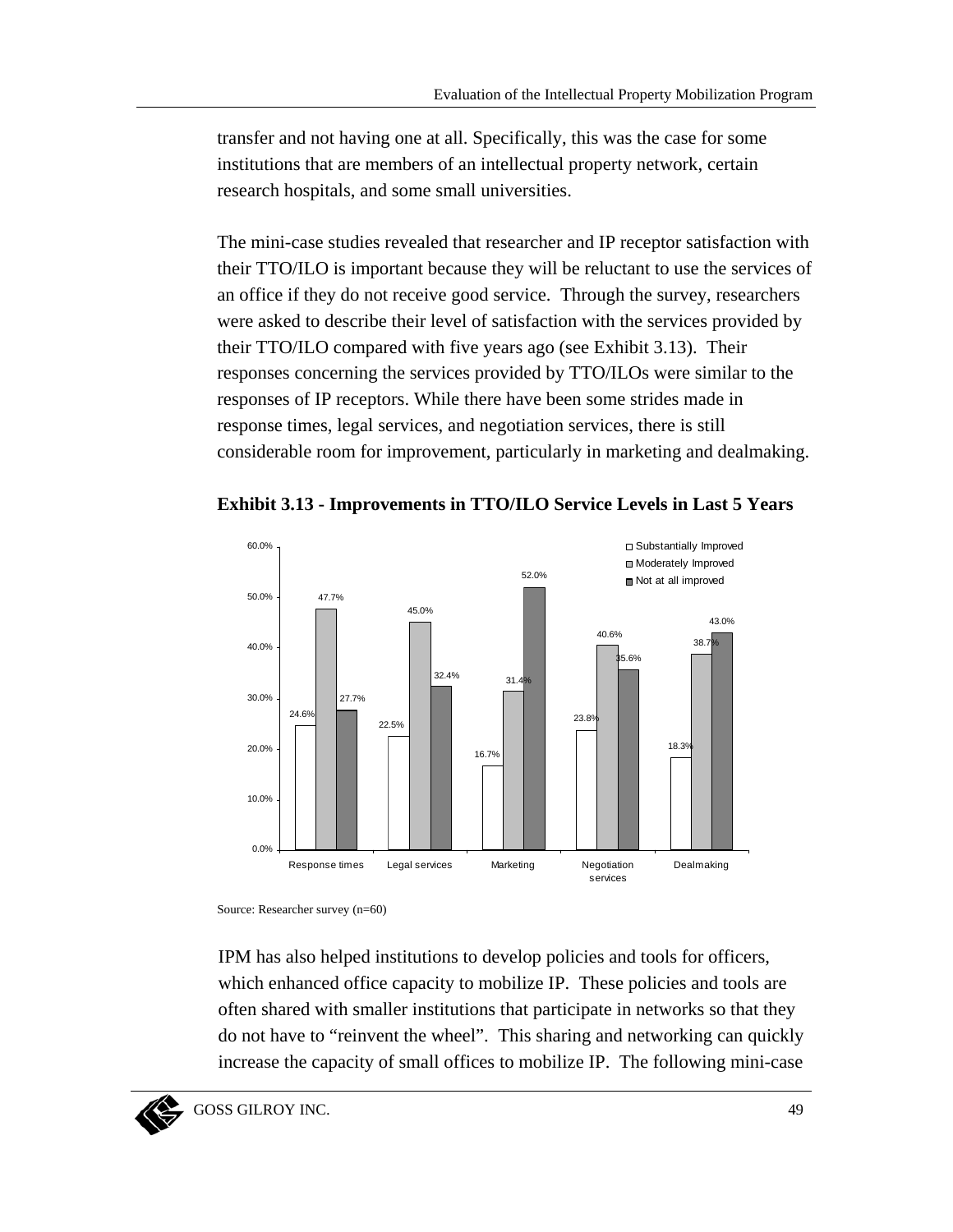transfer and not having one at all. Specifically, this was the case for some institutions that are members of an intellectual property network, certain research hospitals, and some small universities.

The mini-case studies revealed that researcher and IP receptor satisfaction with their TTO/ILO is important because they will be reluctant to use the services of an office if they do not receive good service. Through the survey, researchers were asked to describe their level of satisfaction with the services provided by their TTO/ILO compared with five years ago (see Exhibit 3.13). Their responses concerning the services provided by TTO/ILOs were similar to the responses of IP receptors. While there have been some strides made in response times, legal services, and negotiation services, there is still considerable room for improvement, particularly in marketing and dealmaking.

**Exhibit 3.13 - Improvements in TTO/ILO Service Levels in Last 5 Years**

| | Substantially Improved | Moderately Improved | Not at all improved |
|---|---|---|---|
| Response times | 24.6% | 47.7% | 27.7% |
| Legal services | 22.5% | 45.0% | 32.4% |
| Marketing | 16.7% | 31.4% | 52.0% |
| Negotiation services | 23.8% | 40.6% | 35.6% |
| Dealmaking | 18.3% | 38.7% | 43.0% |

Source: Researcher survey (n=60)

IPM has also helped institutions to develop policies and tools for officers, which enhanced office capacity to mobilize IP. These policies and tools are often shared with smaller institutions that participate in networks so that they do not have to "reinvent the wheel". This sharing and networking can quickly increase the capacity of small offices to mobilize IP. The following mini-case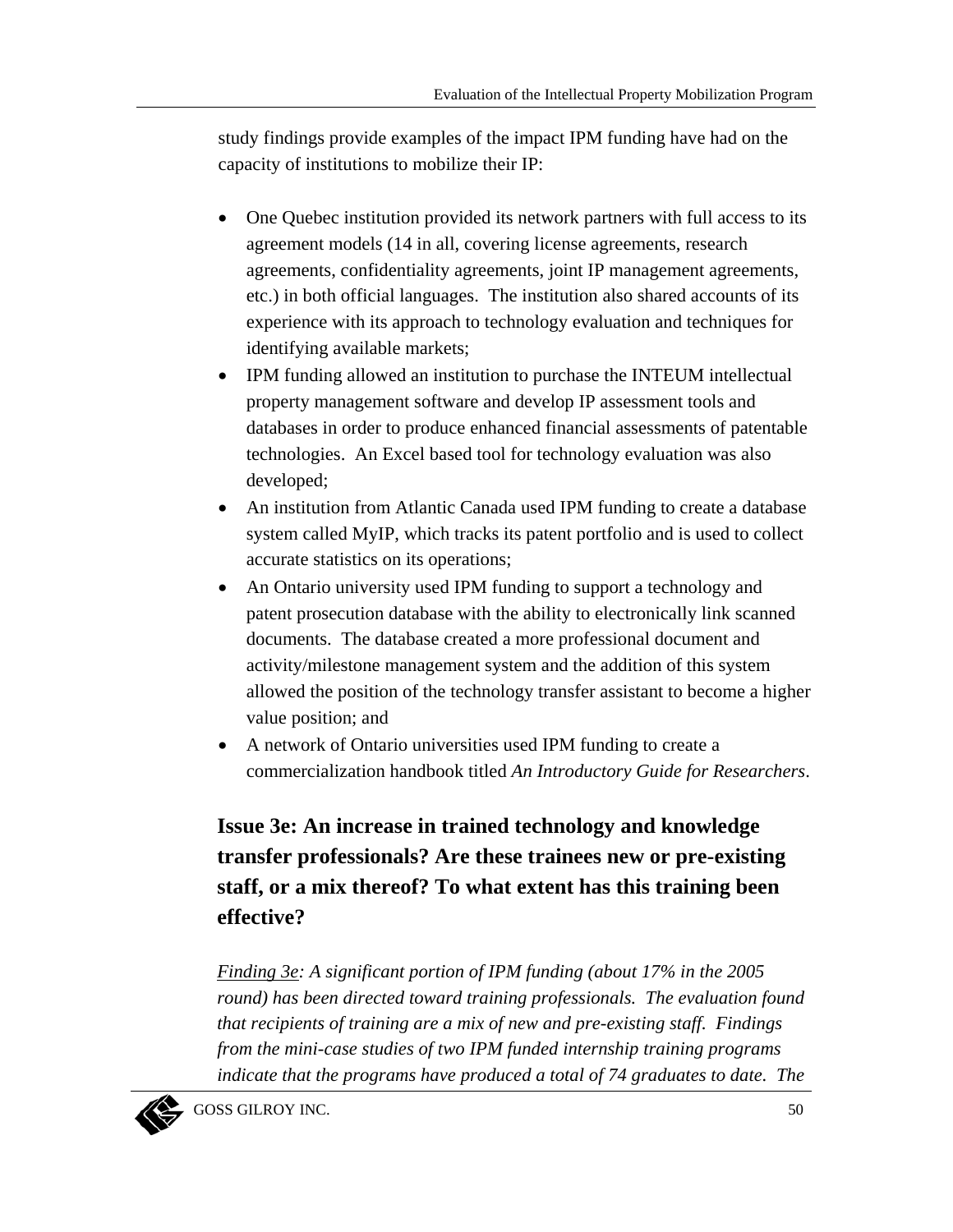study findings provide examples of the impact IPM funding have had on the capacity of institutions to mobilize their IP:

- One Quebec institution provided its network partners with full access to its agreement models (14 in all, covering license agreements, research agreements, confidentiality agreements, joint IP management agreements, etc.) in both official languages. The institution also shared accounts of its experience with its approach to technology evaluation and techniques for identifying available markets;
- IPM funding allowed an institution to purchase the INTEUM intellectual property management software and develop IP assessment tools and databases in order to produce enhanced financial assessments of patentable technologies. An Excel based tool for technology evaluation was also developed;
- An institution from Atlantic Canada used IPM funding to create a database system called MyIP, which tracks its patent portfolio and is used to collect accurate statistics on its operations;
- An Ontario university used IPM funding to support a technology and patent prosecution database with the ability to electronically link scanned documents. The database created a more professional document and activity/milestone management system and the addition of this system allowed the position of the technology transfer assistant to become a higher value position; and
- A network of Ontario universities used IPM funding to create a commercialization handbook titled *An Introductory Guide for Researchers*.

## Issue 3e: An increase in trained technology and knowledge transfer professionals? Are these trainees new or pre-existing staff, or a mix thereof? To what extent has this training been effective?

*<u>Finding 3e</u>: A significant portion of IPM funding (about 17% in the 2005 round) has been directed toward training professionals. The evaluation found that recipients of training are a mix of new and pre-existing staff. Findings from the mini-case studies of two IPM funded internship training programs indicate that the programs have produced a total of 74 graduates to date. The*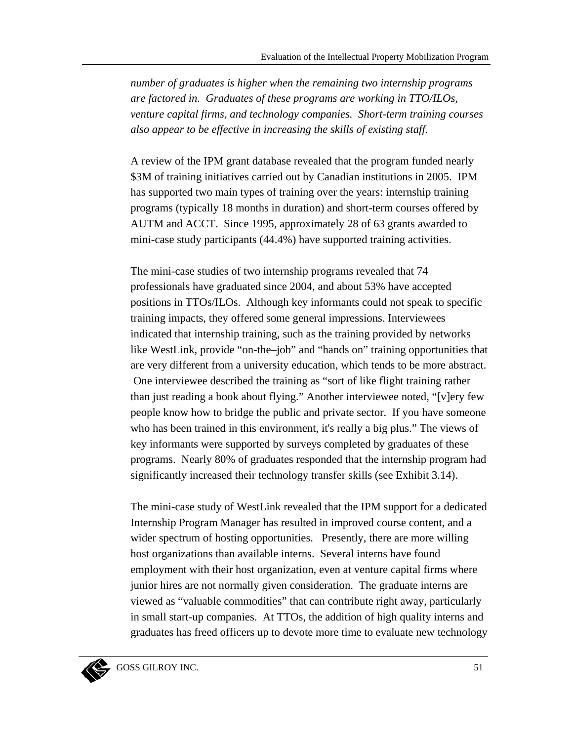*number of graduates is higher when the remaining two internship programs are factored in. Graduates of these programs are working in TTO/ILOs, venture capital firms, and technology companies. Short-term training courses also appear to be effective in increasing the skills of existing staff.*

A review of the IPM grant database revealed that the program funded nearly $3M of training initiatives carried out by Canadian institutions in 2005. IPM has supported two main types of training over the years: internship training programs (typically 18 months in duration) and short-term courses offered by AUTM and ACCT. Since 1995, approximately 28 of 63 grants awarded to mini-case study participants (44.4%) have supported training activities.

The mini-case studies of two internship programs revealed that 74 professionals have graduated since 2004, and about 53% have accepted positions in TTOs/ILOs. Although key informants could not speak to specific training impacts, they offered some general impressions. Interviewees indicated that internship training, such as the training provided by networks like WestLink, provide "on-the–job" and "hands on" training opportunities that are very different from a university education, which tends to be more abstract. One interviewee described the training as "sort of like flight training rather than just reading a book about flying." Another interviewee noted, "[v]ery few people know how to bridge the public and private sector. If you have someone who has been trained in this environment, it's really a big plus." The views of key informants were supported by surveys completed by graduates of these programs. Nearly 80% of graduates responded that the internship program had significantly increased their technology transfer skills (see Exhibit 3.14).

The mini-case study of WestLink revealed that the IPM support for a dedicated Internship Program Manager has resulted in improved course content, and a wider spectrum of hosting opportunities. Presently, there are more willing host organizations than available interns. Several interns have found employment with their host organization, even at venture capital firms where junior hires are not normally given consideration. The graduate interns are viewed as "valuable commodities" that can contribute right away, particularly in small start-up companies. At TTOs, the addition of high quality interns and graduates has freed officers up to devote more time to evaluate new technology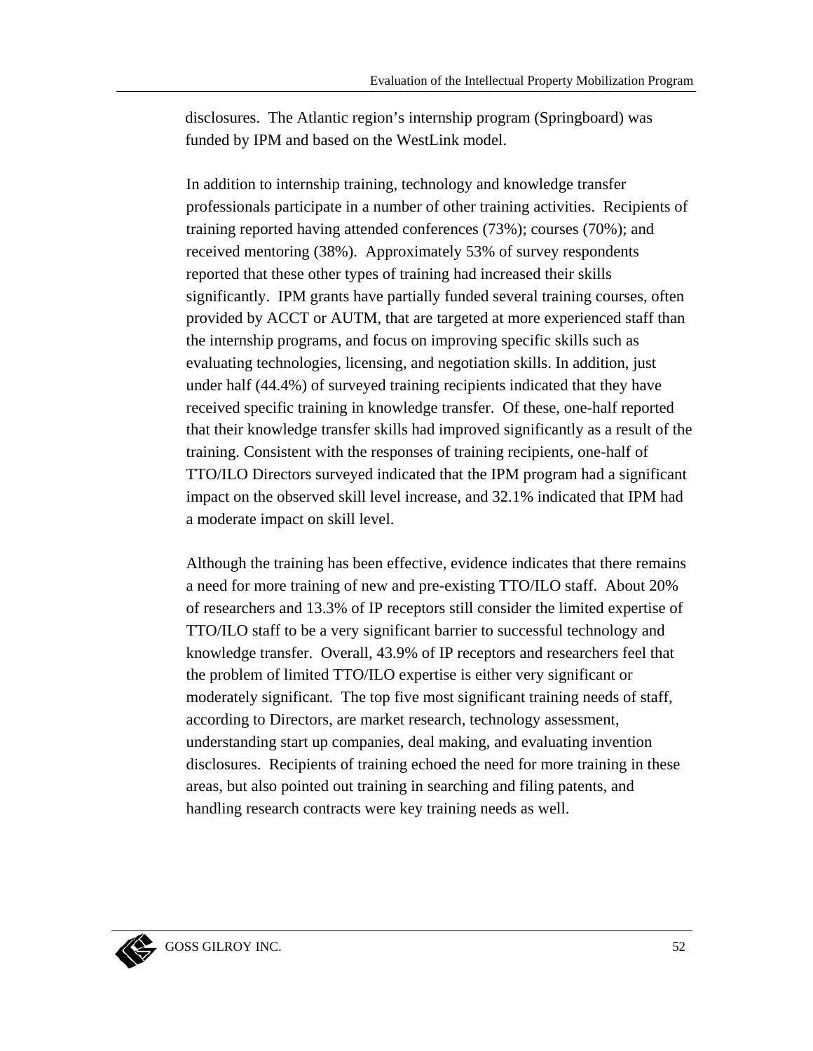disclosures. The Atlantic region's internship program (Springboard) was funded by IPM and based on the WestLink model.

In addition to internship training, technology and knowledge transfer professionals participate in a number of other training activities. Recipients of training reported having attended conferences (73%); courses (70%); and received mentoring (38%). Approximately 53% of survey respondents reported that these other types of training had increased their skills significantly. IPM grants have partially funded several training courses, often provided by ACCT or AUTM, that are targeted at more experienced staff than the internship programs, and focus on improving specific skills such as evaluating technologies, licensing, and negotiation skills. In addition, just under half (44.4%) of surveyed training recipients indicated that they have received specific training in knowledge transfer. Of these, one-half reported that their knowledge transfer skills had improved significantly as a result of the training. Consistent with the responses of training recipients, one-half of TTO/ILO Directors surveyed indicated that the IPM program had a significant impact on the observed skill level increase, and 32.1% indicated that IPM had a moderate impact on skill level.

Although the training has been effective, evidence indicates that there remains a need for more training of new and pre-existing TTO/ILO staff. About 20% of researchers and 13.3% of IP receptors still consider the limited expertise of TTO/ILO staff to be a very significant barrier to successful technology and knowledge transfer. Overall, 43.9% of IP receptors and researchers feel that the problem of limited TTO/ILO expertise is either very significant or moderately significant. The top five most significant training needs of staff, according to Directors, are market research, technology assessment, understanding start up companies, deal making, and evaluating invention disclosures. Recipients of training echoed the need for more training in these areas, but also pointed out training in searching and filing patents, and handling research contracts were key training needs as well.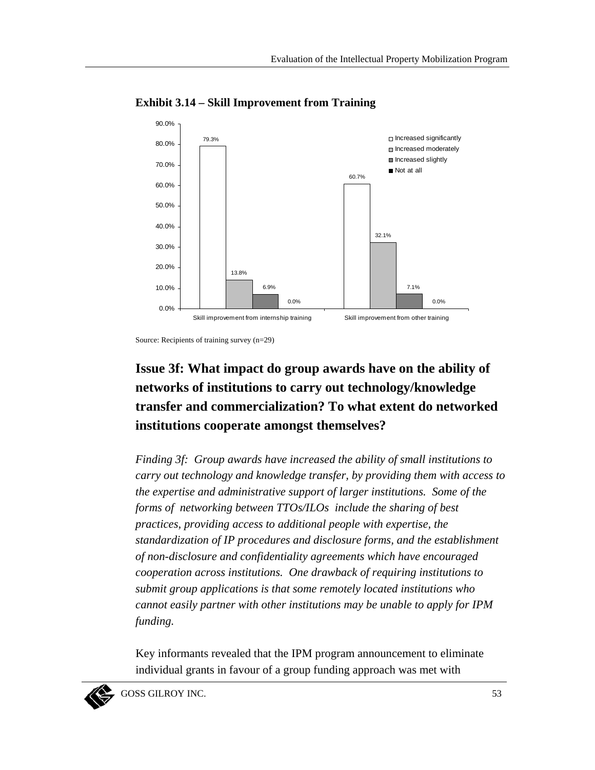**Exhibit 3.14 – Skill Improvement from Training**

| | Increased significantly | Increased moderately | Increased slightly | Not at all |
|---|---|---|---|---|
| Skill improvement from internship training | 79.3% | 13.8% | 6.9% | 0.0% |
| Skill improvement from other training | 60.7% | 32.1% | 7.1% | 0.0% |

Source: Recipients of training survey (n=29)

## Issue 3f: What impact do group awards have on the ability of networks of institutions to carry out technology/knowledge transfer and commercialization? To what extent do networked institutions cooperate amongst themselves?

*Finding 3f: Group awards have increased the ability of small institutions to carry out technology and knowledge transfer, by providing them with access to the expertise and administrative support of larger institutions. Some of the forms of networking between TTOs/ILOs include the sharing of best practices, providing access to additional people with expertise, the standardization of IP procedures and disclosure forms, and the establishment of non-disclosure and confidentiality agreements which have encouraged cooperation across institutions. One drawback of requiring institutions to submit group applications is that some remotely located institutions who cannot easily partner with other institutions may be unable to apply for IPM funding.*

Key informants revealed that the IPM program announcement to eliminate individual grants in favour of a group funding approach was met with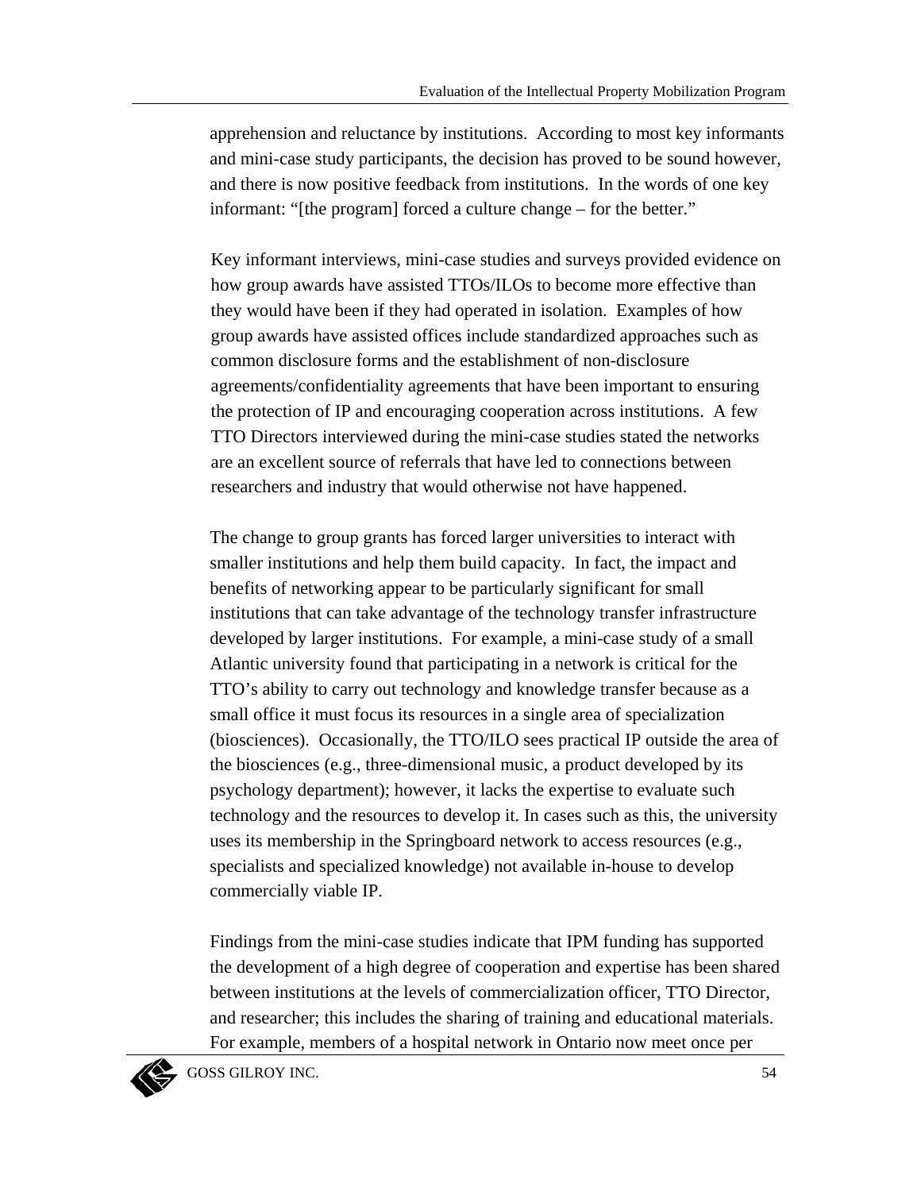apprehension and reluctance by institutions. According to most key informants and mini-case study participants, the decision has proved to be sound however, and there is now positive feedback from institutions. In the words of one key informant: "[the program] forced a culture change – for the better."

Key informant interviews, mini-case studies and surveys provided evidence on how group awards have assisted TTOs/ILOs to become more effective than they would have been if they had operated in isolation. Examples of how group awards have assisted offices include standardized approaches such as common disclosure forms and the establishment of non-disclosure agreements/confidentiality agreements that have been important to ensuring the protection of IP and encouraging cooperation across institutions. A few TTO Directors interviewed during the mini-case studies stated the networks are an excellent source of referrals that have led to connections between researchers and industry that would otherwise not have happened.

The change to group grants has forced larger universities to interact with smaller institutions and help them build capacity. In fact, the impact and benefits of networking appear to be particularly significant for small institutions that can take advantage of the technology transfer infrastructure developed by larger institutions. For example, a mini-case study of a small Atlantic university found that participating in a network is critical for the TTO's ability to carry out technology and knowledge transfer because as a small office it must focus its resources in a single area of specialization (biosciences). Occasionally, the TTO/ILO sees practical IP outside the area of the biosciences (e.g., three-dimensional music, a product developed by its psychology department); however, it lacks the expertise to evaluate such technology and the resources to develop it. In cases such as this, the university uses its membership in the Springboard network to access resources (e.g., specialists and specialized knowledge) not available in-house to develop commercially viable IP.

Findings from the mini-case studies indicate that IPM funding has supported the development of a high degree of cooperation and expertise has been shared between institutions at the levels of commercialization officer, TTO Director, and researcher; this includes the sharing of training and educational materials. For example, members of a hospital network in Ontario now meet once per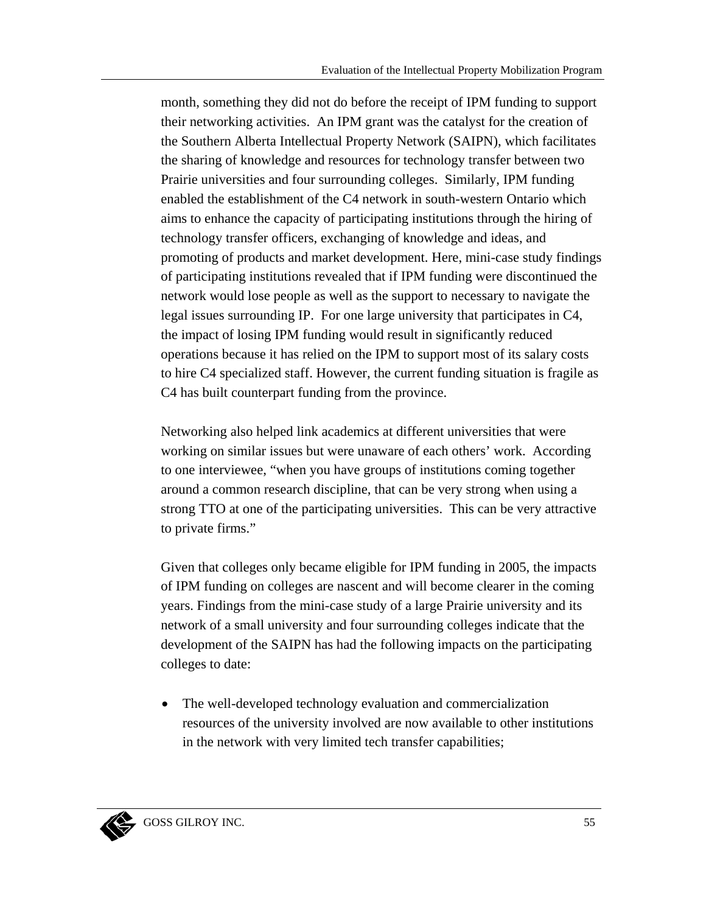month, something they did not do before the receipt of IPM funding to support their networking activities. An IPM grant was the catalyst for the creation of the Southern Alberta Intellectual Property Network (SAIPN), which facilitates the sharing of knowledge and resources for technology transfer between two Prairie universities and four surrounding colleges. Similarly, IPM funding enabled the establishment of the C4 network in south-western Ontario which aims to enhance the capacity of participating institutions through the hiring of technology transfer officers, exchanging of knowledge and ideas, and promoting of products and market development. Here, mini-case study findings of participating institutions revealed that if IPM funding were discontinued the network would lose people as well as the support to necessary to navigate the legal issues surrounding IP. For one large university that participates in C4, the impact of losing IPM funding would result in significantly reduced operations because it has relied on the IPM to support most of its salary costs to hire C4 specialized staff. However, the current funding situation is fragile as C4 has built counterpart funding from the province.

Networking also helped link academics at different universities that were working on similar issues but were unaware of each others' work. According to one interviewee, "when you have groups of institutions coming together around a common research discipline, that can be very strong when using a strong TTO at one of the participating universities. This can be very attractive to private firms."

Given that colleges only became eligible for IPM funding in 2005, the impacts of IPM funding on colleges are nascent and will become clearer in the coming years. Findings from the mini-case study of a large Prairie university and its network of a small university and four surrounding colleges indicate that the development of the SAIPN has had the following impacts on the participating colleges to date:

- The well-developed technology evaluation and commercialization resources of the university involved are now available to other institutions in the network with very limited tech transfer capabilities;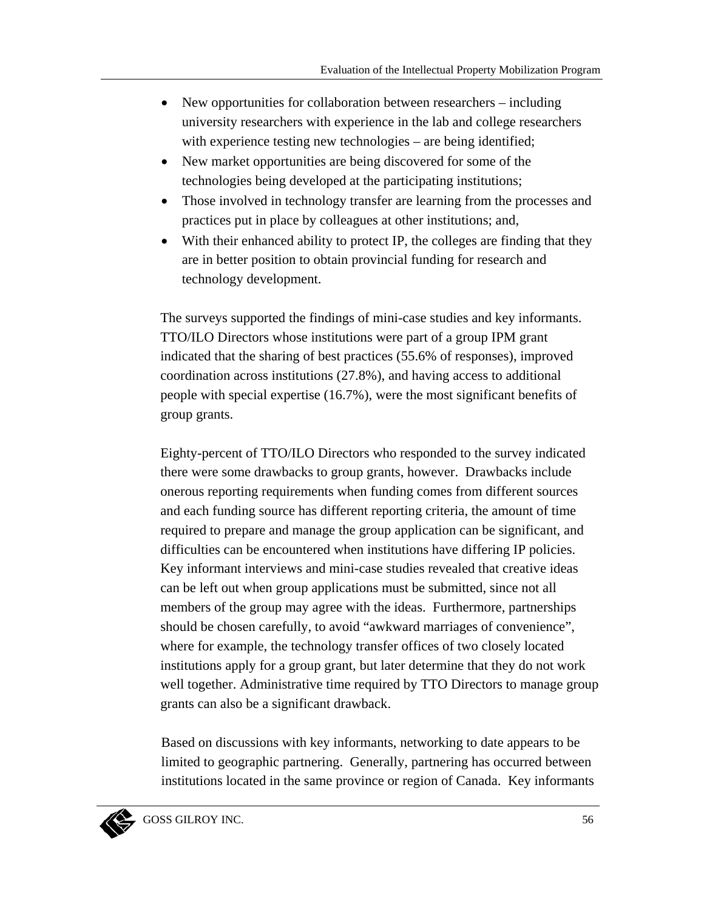- New opportunities for collaboration between researchers – including university researchers with experience in the lab and college researchers with experience testing new technologies – are being identified;
- New market opportunities are being discovered for some of the technologies being developed at the participating institutions;
- Those involved in technology transfer are learning from the processes and practices put in place by colleagues at other institutions; and,
- With their enhanced ability to protect IP, the colleges are finding that they are in better position to obtain provincial funding for research and technology development.

The surveys supported the findings of mini-case studies and key informants. TTO/ILO Directors whose institutions were part of a group IPM grant indicated that the sharing of best practices (55.6% of responses), improved coordination across institutions (27.8%), and having access to additional people with special expertise (16.7%), were the most significant benefits of group grants.

Eighty-percent of TTO/ILO Directors who responded to the survey indicated there were some drawbacks to group grants, however. Drawbacks include onerous reporting requirements when funding comes from different sources and each funding source has different reporting criteria, the amount of time required to prepare and manage the group application can be significant, and difficulties can be encountered when institutions have differing IP policies. Key informant interviews and mini-case studies revealed that creative ideas can be left out when group applications must be submitted, since not all members of the group may agree with the ideas. Furthermore, partnerships should be chosen carefully, to avoid "awkward marriages of convenience", where for example, the technology transfer offices of two closely located institutions apply for a group grant, but later determine that they do not work well together. Administrative time required by TTO Directors to manage group grants can also be a significant drawback.

Based on discussions with key informants, networking to date appears to be limited to geographic partnering. Generally, partnering has occurred between institutions located in the same province or region of Canada. Key informants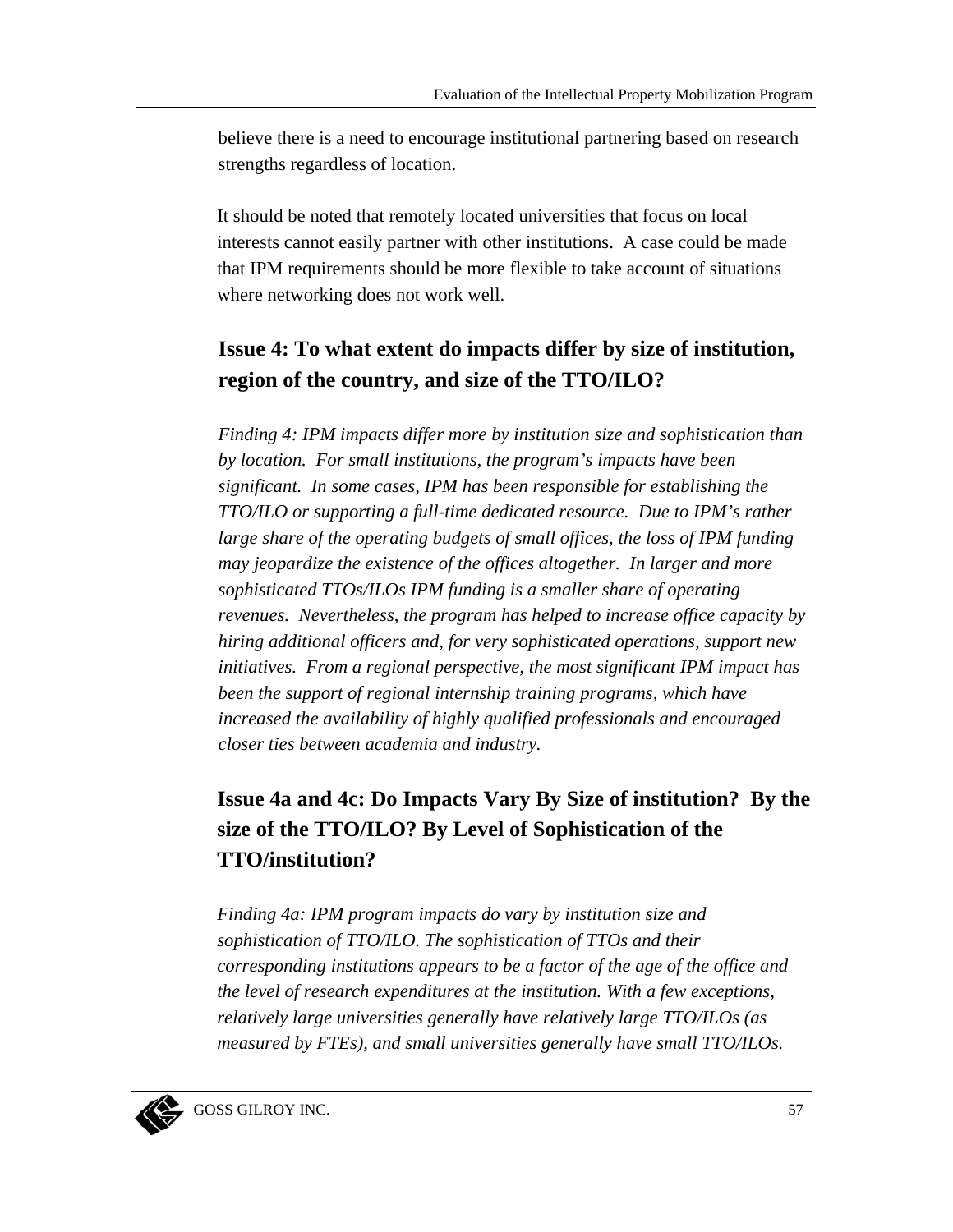believe there is a need to encourage institutional partnering based on research strengths regardless of location.

It should be noted that remotely located universities that focus on local interests cannot easily partner with other institutions. A case could be made that IPM requirements should be more flexible to take account of situations where networking does not work well.

## Issue 4: To what extent do impacts differ by size of institution, region of the country, and size of the TTO/ILO?

*Finding 4: IPM impacts differ more by institution size and sophistication than by location. For small institutions, the program's impacts have been significant. In some cases, IPM has been responsible for establishing the TTO/ILO or supporting a full-time dedicated resource. Due to IPM's rather large share of the operating budgets of small offices, the loss of IPM funding may jeopardize the existence of the offices altogether. In larger and more sophisticated TTOs/ILOs IPM funding is a smaller share of operating revenues. Nevertheless, the program has helped to increase office capacity by hiring additional officers and, for very sophisticated operations, support new initiatives. From a regional perspective, the most significant IPM impact has been the support of regional internship training programs, which have increased the availability of highly qualified professionals and encouraged closer ties between academia and industry.*

## Issue 4a and 4c: Do Impacts Vary By Size of institution? By the size of the TTO/ILO? By Level of Sophistication of the TTO/institution?

*Finding 4a: IPM program impacts do vary by institution size and sophistication of TTO/ILO. The sophistication of TTOs and their corresponding institutions appears to be a factor of the age of the office and the level of research expenditures at the institution. With a few exceptions, relatively large universities generally have relatively large TTO/ILOs (as measured by FTEs), and small universities generally have small TTO/ILOs.*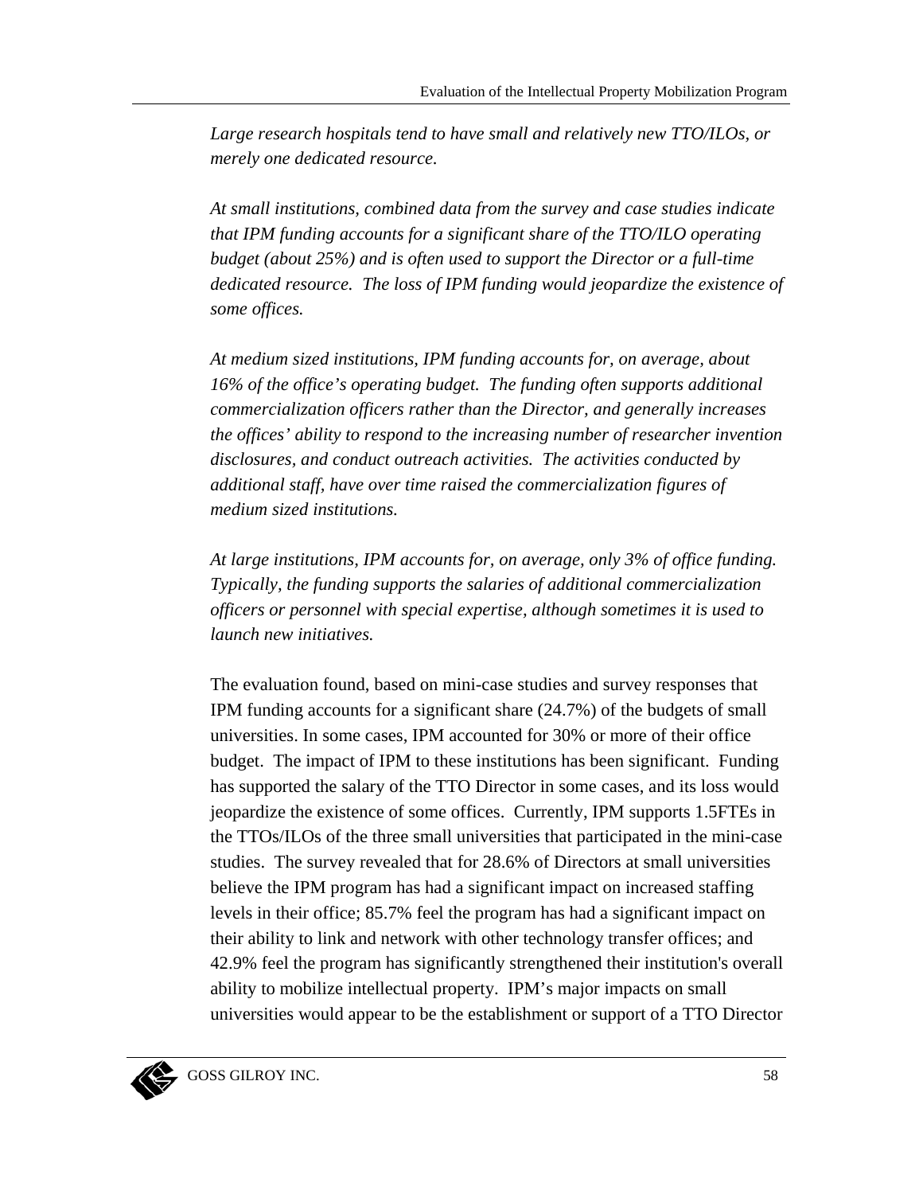*Large research hospitals tend to have small and relatively new TTO/ILOs, or merely one dedicated resource.*

*At small institutions, combined data from the survey and case studies indicate that IPM funding accounts for a significant share of the TTO/ILO operating budget (about 25%) and is often used to support the Director or a full-time dedicated resource. The loss of IPM funding would jeopardize the existence of some offices.*

*At medium sized institutions, IPM funding accounts for, on average, about 16% of the office's operating budget. The funding often supports additional commercialization officers rather than the Director, and generally increases the offices' ability to respond to the increasing number of researcher invention disclosures, and conduct outreach activities. The activities conducted by additional staff, have over time raised the commercialization figures of medium sized institutions.*

*At large institutions, IPM accounts for, on average, only 3% of office funding. Typically, the funding supports the salaries of additional commercialization officers or personnel with special expertise, although sometimes it is used to launch new initiatives.*

The evaluation found, based on mini-case studies and survey responses that IPM funding accounts for a significant share (24.7%) of the budgets of small universities. In some cases, IPM accounted for 30% or more of their office budget. The impact of IPM to these institutions has been significant. Funding has supported the salary of the TTO Director in some cases, and its loss would jeopardize the existence of some offices. Currently, IPM supports 1.5FTEs in the TTOs/ILOs of the three small universities that participated in the mini-case studies. The survey revealed that for 28.6% of Directors at small universities believe the IPM program has had a significant impact on increased staffing levels in their office; 85.7% feel the program has had a significant impact on their ability to link and network with other technology transfer offices; and 42.9% feel the program has significantly strengthened their institution's overall ability to mobilize intellectual property. IPM's major impacts on small universities would appear to be the establishment or support of a TTO Director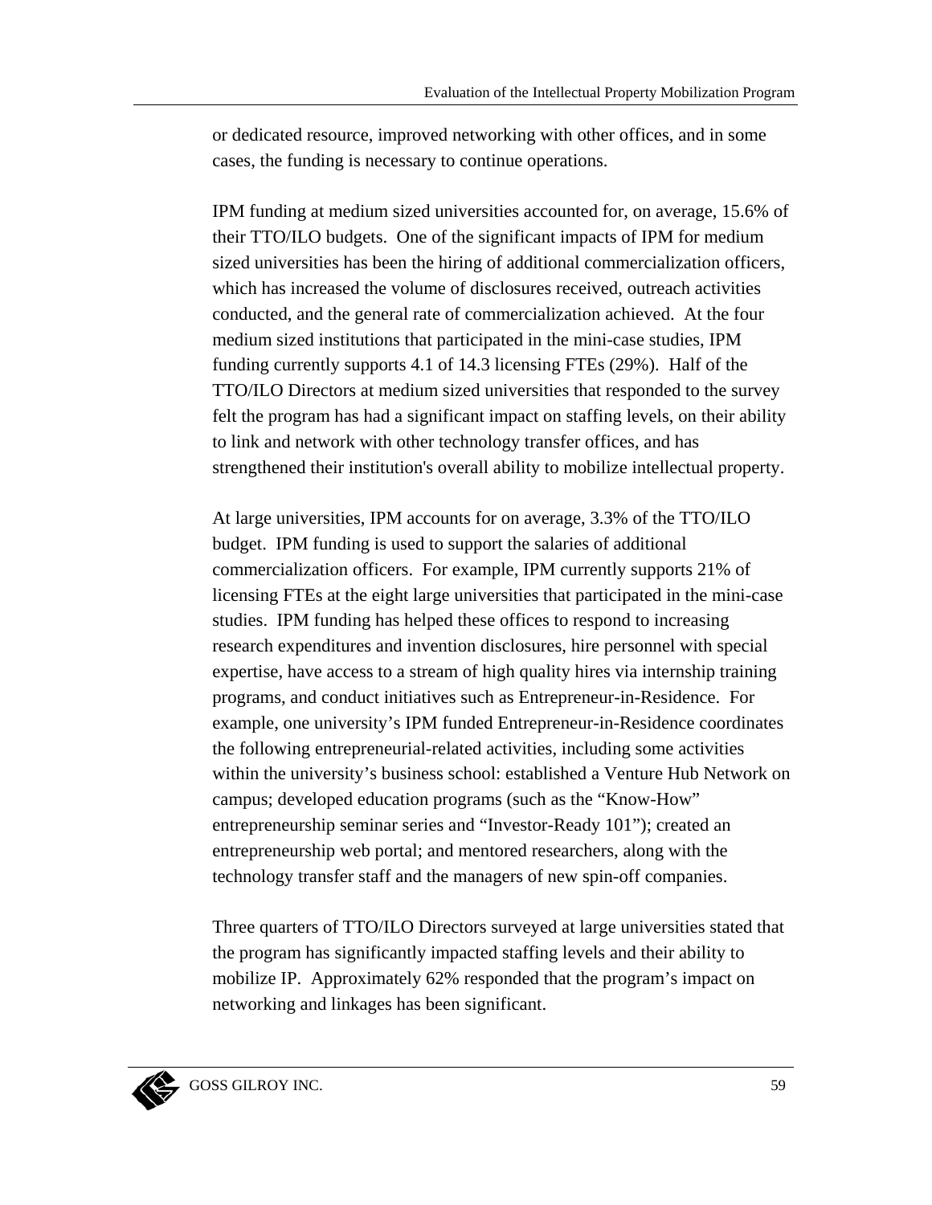or dedicated resource, improved networking with other offices, and in some cases, the funding is necessary to continue operations.

IPM funding at medium sized universities accounted for, on average, 15.6% of their TTO/ILO budgets. One of the significant impacts of IPM for medium sized universities has been the hiring of additional commercialization officers, which has increased the volume of disclosures received, outreach activities conducted, and the general rate of commercialization achieved. At the four medium sized institutions that participated in the mini-case studies, IPM funding currently supports 4.1 of 14.3 licensing FTEs (29%). Half of the TTO/ILO Directors at medium sized universities that responded to the survey felt the program has had a significant impact on staffing levels, on their ability to link and network with other technology transfer offices, and has strengthened their institution's overall ability to mobilize intellectual property.

At large universities, IPM accounts for on average, 3.3% of the TTO/ILO budget. IPM funding is used to support the salaries of additional commercialization officers. For example, IPM currently supports 21% of licensing FTEs at the eight large universities that participated in the mini-case studies. IPM funding has helped these offices to respond to increasing research expenditures and invention disclosures, hire personnel with special expertise, have access to a stream of high quality hires via internship training programs, and conduct initiatives such as Entrepreneur-in-Residence. For example, one university's IPM funded Entrepreneur-in-Residence coordinates the following entrepreneurial-related activities, including some activities within the university's business school: established a Venture Hub Network on campus; developed education programs (such as the "Know-How" entrepreneurship seminar series and "Investor-Ready 101"); created an entrepreneurship web portal; and mentored researchers, along with the technology transfer staff and the managers of new spin-off companies.

Three quarters of TTO/ILO Directors surveyed at large universities stated that the program has significantly impacted staffing levels and their ability to mobilize IP. Approximately 62% responded that the program's impact on networking and linkages has been significant.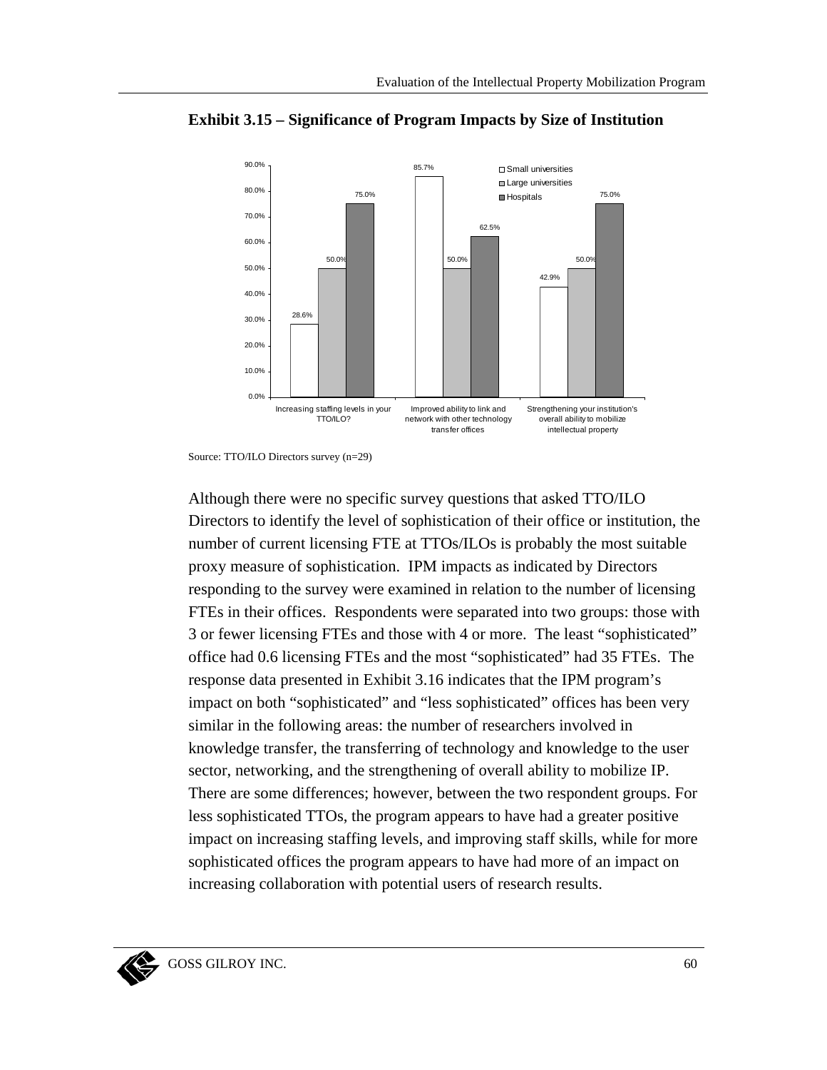**Exhibit 3.15 – Significance of Program Impacts by Size of Institution**

| | Small universities | Large universities | Hospitals |
|---|---|---|---|
| Increasing staffing levels in your TTO/ILO? | 28.6% | 50.0% | 75.0% |
| Improved ability to link and network with other technology transfer offices | 85.7% | 50.0% | 62.5% |
| Strengthening your institution's overall ability to mobilize intellectual property | 42.9% | 50.0% | 75.0% |

Source: TTO/ILO Directors survey (n=29)

Although there were no specific survey questions that asked TTO/ILO Directors to identify the level of sophistication of their office or institution, the number of current licensing FTE at TTOs/ILOs is probably the most suitable proxy measure of sophistication. IPM impacts as indicated by Directors responding to the survey were examined in relation to the number of licensing FTEs in their offices. Respondents were separated into two groups: those with 3 or fewer licensing FTEs and those with 4 or more. The least "sophisticated" office had 0.6 licensing FTEs and the most "sophisticated" had 35 FTEs. The response data presented in Exhibit 3.16 indicates that the IPM program's impact on both "sophisticated" and "less sophisticated" offices has been very similar in the following areas: the number of researchers involved in knowledge transfer, the transferring of technology and knowledge to the user sector, networking, and the strengthening of overall ability to mobilize IP. There are some differences; however, between the two respondent groups. For less sophisticated TTOs, the program appears to have had a greater positive impact on increasing staffing levels, and improving staff skills, while for more sophisticated offices the program appears to have had more of an impact on increasing collaboration with potential users of research results.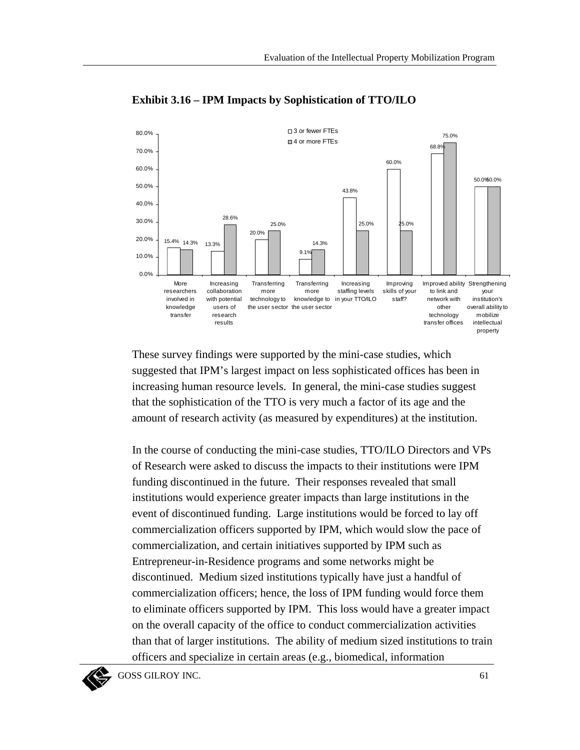**Exhibit 3.16 – IPM Impacts by Sophistication of TTO/ILO**

| | 3 or fewer FTEs | 4 or more FTEs |
|---|---|---|
| More researchers involved in knowledge transfer | 15.4% | 14.3% |
| Increasing collaboration with potential users of research results | 13.3% | 28.6% |
| Transferring more technology to the user sector | 20.0% | 25.0% |
| Transferring more knowledge to the user sector | 9.1% | 14.3% |
| Increasing staffing levels in your TTO/ILO | 43.8% | 25.0% |
| Improving skills of your staff? | 60.0% | 25.0% |
| Improved ability to link and network with other technology transfer offices | 68.8% | 75.0% |
| Strengthening your institution's overall ability to mobilize intellectual property | 50.0% | 50.0% |

These survey findings were supported by the mini-case studies, which suggested that IPM's largest impact on less sophisticated offices has been in increasing human resource levels. In general, the mini-case studies suggest that the sophistication of the TTO is very much a factor of its age and the amount of research activity (as measured by expenditures) at the institution.

In the course of conducting the mini-case studies, TTO/ILO Directors and VPs of Research were asked to discuss the impacts to their institutions were IPM funding discontinued in the future. Their responses revealed that small institutions would experience greater impacts than large institutions in the event of discontinued funding. Large institutions would be forced to lay off commercialization officers supported by IPM, which would slow the pace of commercialization, and certain initiatives supported by IPM such as Entrepreneur-in-Residence programs and some networks might be discontinued. Medium sized institutions typically have just a handful of commercialization officers; hence, the loss of IPM funding would force them to eliminate officers supported by IPM. This loss would have a greater impact on the overall capacity of the office to conduct commercialization activities than that of larger institutions. The ability of medium sized institutions to train officers and specialize in certain areas (e.g., biomedical, information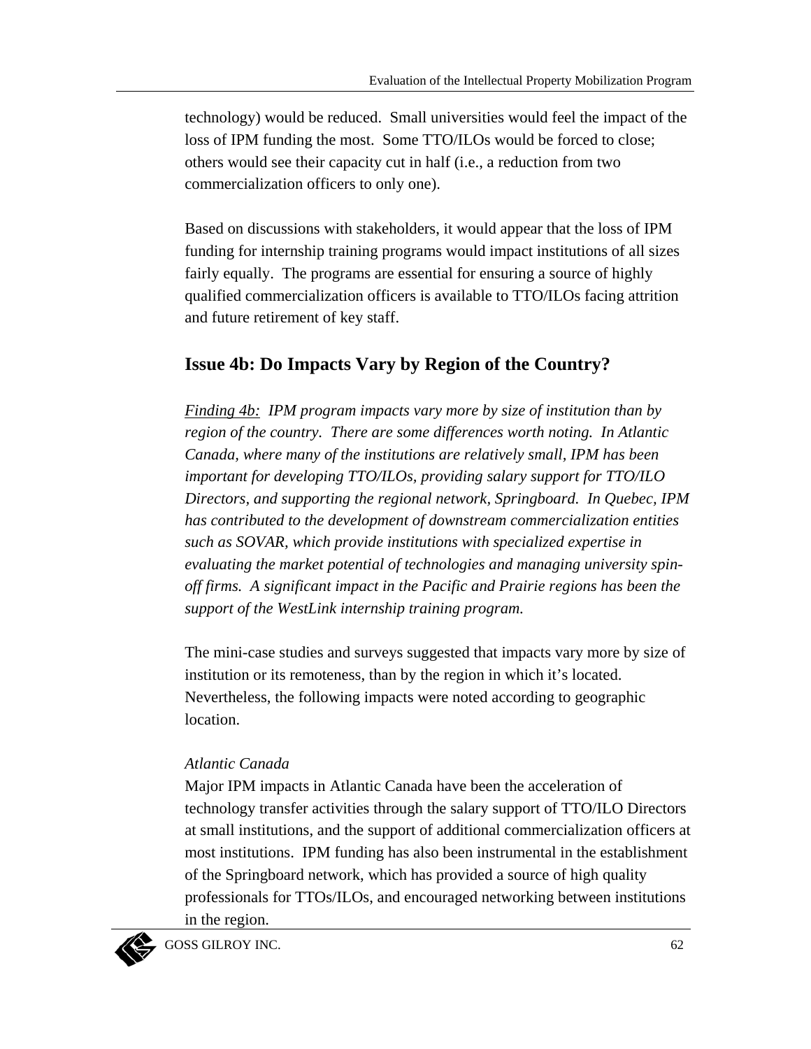technology) would be reduced. Small universities would feel the impact of the loss of IPM funding the most. Some TTO/ILOs would be forced to close; others would see their capacity cut in half (i.e., a reduction from two commercialization officers to only one).

Based on discussions with stakeholders, it would appear that the loss of IPM funding for internship training programs would impact institutions of all sizes fairly equally. The programs are essential for ensuring a source of highly qualified commercialization officers is available to TTO/ILOs facing attrition and future retirement of key staff.

## Issue 4b: Do Impacts Vary by Region of the Country?

*Finding 4b: IPM program impacts vary more by size of institution than by region of the country. There are some differences worth noting. In Atlantic Canada, where many of the institutions are relatively small, IPM has been important for developing TTO/ILOs, providing salary support for TTO/ILO Directors, and supporting the regional network, Springboard. In Quebec, IPM has contributed to the development of downstream commercialization entities such as SOVAR, which provide institutions with specialized expertise in evaluating the market potential of technologies and managing university spin-off firms. A significant impact in the Pacific and Prairie regions has been the support of the WestLink internship training program.*

The mini-case studies and surveys suggested that impacts vary more by size of institution or its remoteness, than by the region in which it's located. Nevertheless, the following impacts were noted according to geographic location.

*Atlantic Canada*

Major IPM impacts in Atlantic Canada have been the acceleration of technology transfer activities through the salary support of TTO/ILO Directors at small institutions, and the support of additional commercialization officers at most institutions. IPM funding has also been instrumental in the establishment of the Springboard network, which has provided a source of high quality professionals for TTOs/ILOs, and encouraged networking between institutions in the region.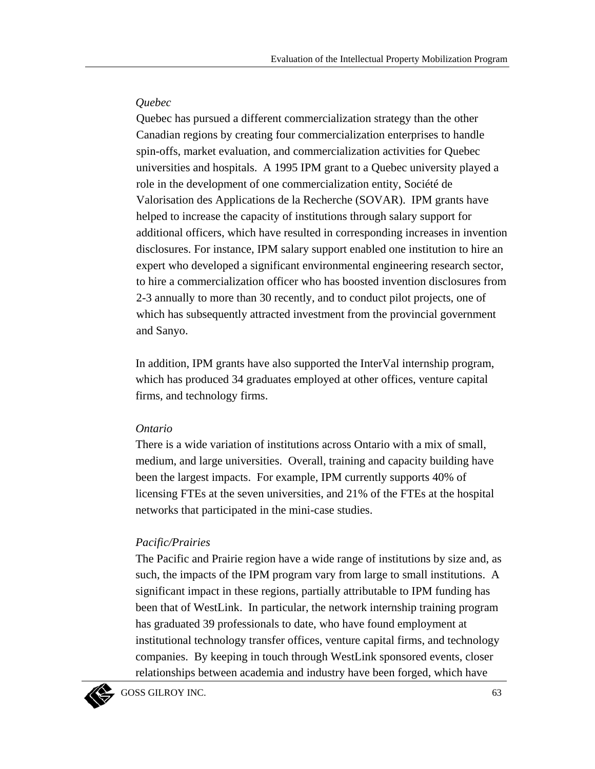*Quebec*

Quebec has pursued a different commercialization strategy than the other Canadian regions by creating four commercialization enterprises to handle spin-offs, market evaluation, and commercialization activities for Quebec universities and hospitals. A 1995 IPM grant to a Quebec university played a role in the development of one commercialization entity, Société de Valorisation des Applications de la Recherche (SOVAR). IPM grants have helped to increase the capacity of institutions through salary support for additional officers, which have resulted in corresponding increases in invention disclosures. For instance, IPM salary support enabled one institution to hire an expert who developed a significant environmental engineering research sector, to hire a commercialization officer who has boosted invention disclosures from 2-3 annually to more than 30 recently, and to conduct pilot projects, one of which has subsequently attracted investment from the provincial government and Sanyo.

In addition, IPM grants have also supported the InterVal internship program, which has produced 34 graduates employed at other offices, venture capital firms, and technology firms.

*Ontario*

There is a wide variation of institutions across Ontario with a mix of small, medium, and large universities. Overall, training and capacity building have been the largest impacts. For example, IPM currently supports 40% of licensing FTEs at the seven universities, and 21% of the FTEs at the hospital networks that participated in the mini-case studies.

*Pacific/Prairies*

The Pacific and Prairie region have a wide range of institutions by size and, as such, the impacts of the IPM program vary from large to small institutions. A significant impact in these regions, partially attributable to IPM funding has been that of WestLink. In particular, the network internship training program has graduated 39 professionals to date, who have found employment at institutional technology transfer offices, venture capital firms, and technology companies. By keeping in touch through WestLink sponsored events, closer relationships between academia and industry have been forged, which have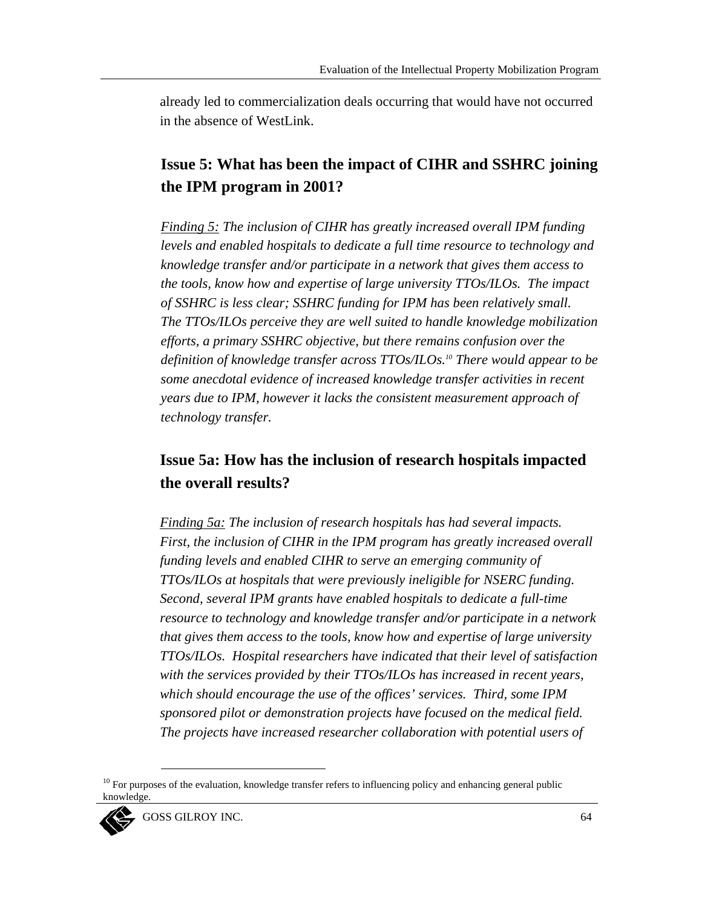already led to commercialization deals occurring that would have not occurred in the absence of WestLink.

## Issue 5: What has been the impact of CIHR and SSHRC joining the IPM program in 2001?

*<u>Finding 5:</u> The inclusion of CIHR has greatly increased overall IPM funding levels and enabled hospitals to dedicate a full time resource to technology and knowledge transfer and/or participate in a network that gives them access to the tools, know how and expertise of large university TTOs/ILOs. The impact of SSHRC is less clear; SSHRC funding for IPM has been relatively small. The TTOs/ILOs perceive they are well suited to handle knowledge mobilization efforts, a primary SSHRC objective, but there remains confusion over the definition of knowledge transfer across TTOs/ILOs.[10] There would appear to be some anecdotal evidence of increased knowledge transfer activities in recent years due to IPM, however it lacks the consistent measurement approach of technology transfer.*

## Issue 5a: How has the inclusion of research hospitals impacted the overall results?

*<u>Finding 5a:</u> The inclusion of research hospitals has had several impacts. First, the inclusion of CIHR in the IPM program has greatly increased overall funding levels and enabled CIHR to serve an emerging community of TTOs/ILOs at hospitals that were previously ineligible for NSERC funding. Second, several IPM grants have enabled hospitals to dedicate a full-time resource to technology and knowledge transfer and/or participate in a network that gives them access to the tools, know how and expertise of large university TTOs/ILOs. Hospital researchers have indicated that their level of satisfaction with the services provided by their TTOs/ILOs has increased in recent years, which should encourage the use of the offices' services. Third, some IPM sponsored pilot or demonstration projects have focused on the medical field. The projects have increased researcher collaboration with potential users of*

[10] For purposes of the evaluation, knowledge transfer refers to influencing policy and enhancing general public knowledge.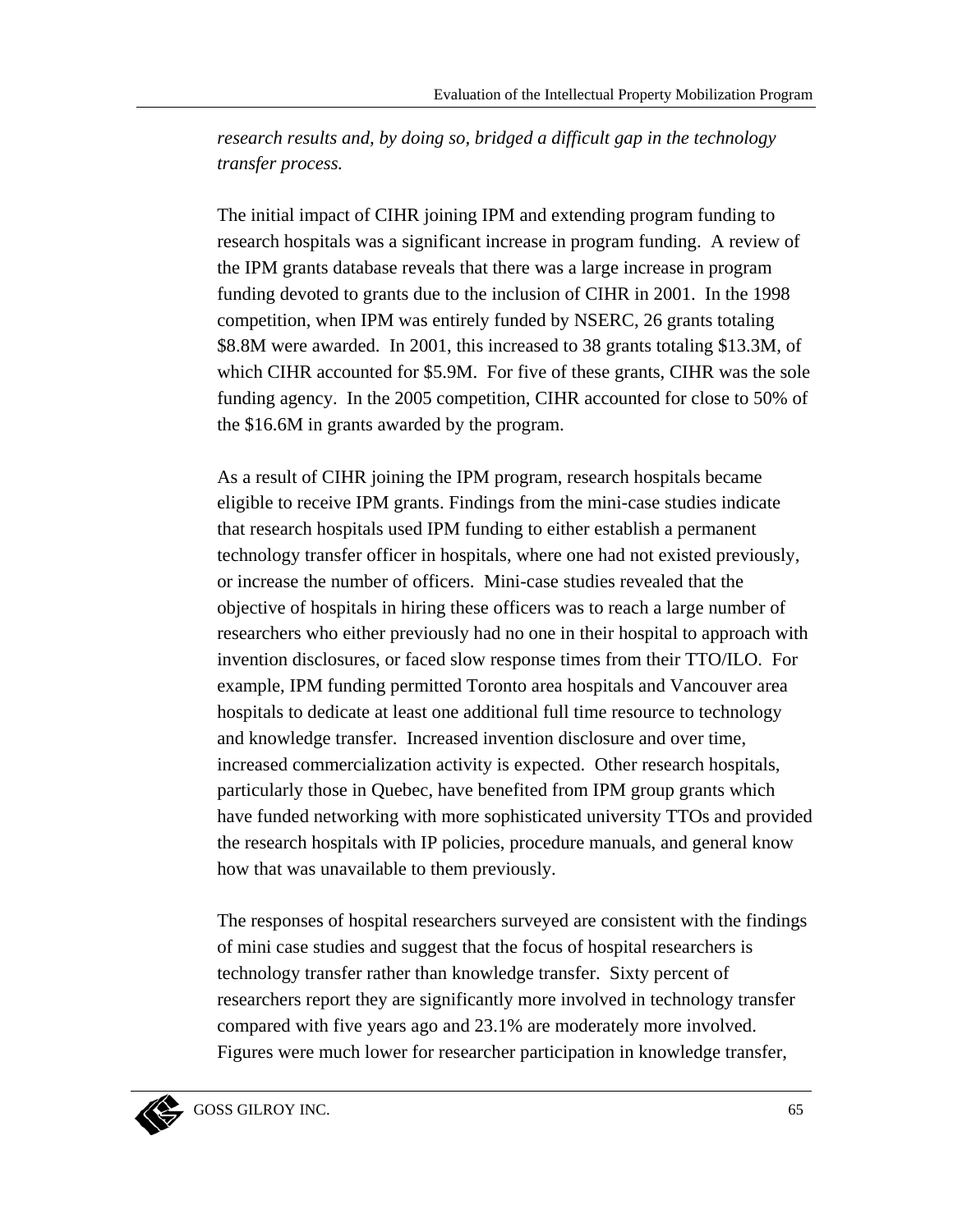*research results and, by doing so, bridged a difficult gap in the technology transfer process.*

The initial impact of CIHR joining IPM and extending program funding to research hospitals was a significant increase in program funding. A review of the IPM grants database reveals that there was a large increase in program funding devoted to grants due to the inclusion of CIHR in 2001. In the 1998 competition, when IPM was entirely funded by NSERC, 26 grants totaling $8.8M were awarded. In 2001, this increased to 38 grants totaling $13.3M, of which CIHR accounted for $5.9M. For five of these grants, CIHR was the sole funding agency. In the 2005 competition, CIHR accounted for close to 50% of the $16.6M in grants awarded by the program.

As a result of CIHR joining the IPM program, research hospitals became eligible to receive IPM grants. Findings from the mini-case studies indicate that research hospitals used IPM funding to either establish a permanent technology transfer officer in hospitals, where one had not existed previously, or increase the number of officers. Mini-case studies revealed that the objective of hospitals in hiring these officers was to reach a large number of researchers who either previously had no one in their hospital to approach with invention disclosures, or faced slow response times from their TTO/ILO. For example, IPM funding permitted Toronto area hospitals and Vancouver area hospitals to dedicate at least one additional full time resource to technology and knowledge transfer. Increased invention disclosure and over time, increased commercialization activity is expected. Other research hospitals, particularly those in Quebec, have benefited from IPM group grants which have funded networking with more sophisticated university TTOs and provided the research hospitals with IP policies, procedure manuals, and general know how that was unavailable to them previously.

The responses of hospital researchers surveyed are consistent with the findings of mini case studies and suggest that the focus of hospital researchers is technology transfer rather than knowledge transfer. Sixty percent of researchers report they are significantly more involved in technology transfer compared with five years ago and 23.1% are moderately more involved. Figures were much lower for researcher participation in knowledge transfer,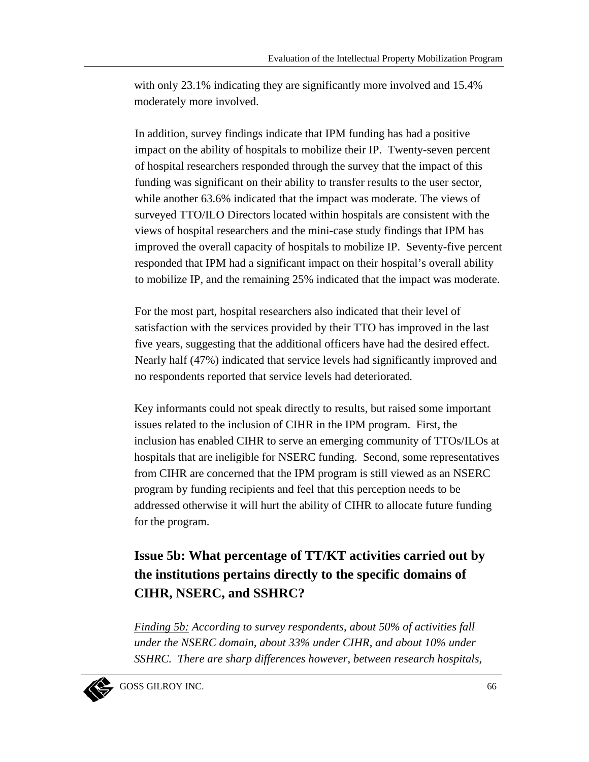with only 23.1% indicating they are significantly more involved and 15.4% moderately more involved.

In addition, survey findings indicate that IPM funding has had a positive impact on the ability of hospitals to mobilize their IP. Twenty-seven percent of hospital researchers responded through the survey that the impact of this funding was significant on their ability to transfer results to the user sector, while another 63.6% indicated that the impact was moderate. The views of surveyed TTO/ILO Directors located within hospitals are consistent with the views of hospital researchers and the mini-case study findings that IPM has improved the overall capacity of hospitals to mobilize IP. Seventy-five percent responded that IPM had a significant impact on their hospital's overall ability to mobilize IP, and the remaining 25% indicated that the impact was moderate.

For the most part, hospital researchers also indicated that their level of satisfaction with the services provided by their TTO has improved in the last five years, suggesting that the additional officers have had the desired effect. Nearly half (47%) indicated that service levels had significantly improved and no respondents reported that service levels had deteriorated.

Key informants could not speak directly to results, but raised some important issues related to the inclusion of CIHR in the IPM program. First, the inclusion has enabled CIHR to serve an emerging community of TTOs/ILOs at hospitals that are ineligible for NSERC funding. Second, some representatives from CIHR are concerned that the IPM program is still viewed as an NSERC program by funding recipients and feel that this perception needs to be addressed otherwise it will hurt the ability of CIHR to allocate future funding for the program.

## Issue 5b: What percentage of TT/KT activities carried out by the institutions pertains directly to the specific domains of CIHR, NSERC, and SSHRC?

*Finding 5b: According to survey respondents, about 50% of activities fall under the NSERC domain, about 33% under CIHR, and about 10% under SSHRC. There are sharp differences however, between research hospitals,*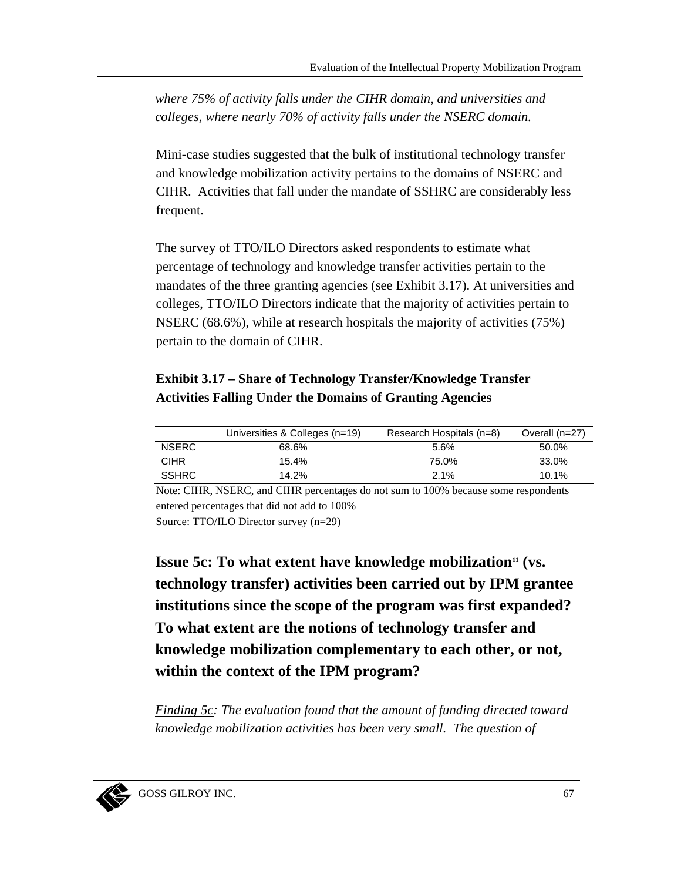*where 75% of activity falls under the CIHR domain, and universities and colleges, where nearly 70% of activity falls under the NSERC domain.*

Mini-case studies suggested that the bulk of institutional technology transfer and knowledge mobilization activity pertains to the domains of NSERC and CIHR. Activities that fall under the mandate of SSHRC are considerably less frequent.

The survey of TTO/ILO Directors asked respondents to estimate what percentage of technology and knowledge transfer activities pertain to the mandates of the three granting agencies (see Exhibit 3.17). At universities and colleges, TTO/ILO Directors indicate that the majority of activities pertain to NSERC (68.6%), while at research hospitals the majority of activities (75%) pertain to the domain of CIHR.

**Exhibit 3.17 – Share of Technology Transfer/Knowledge Transfer Activities Falling Under the Domains of Granting Agencies**

| | Universities & Colleges (n=19) | Research Hospitals (n=8) | Overall (n=27) |
|---|---|---|---|
| NSERC | 68.6% | 5.6% | 50.0% |
| CIHR | 15.4% | 75.0% | 33.0% |
| SSHRC | 14.2% | 2.1% | 10.1% |

Note: CIHR, NSERC, and CIHR percentages do not sum to 100% because some respondents entered percentages that did not add to 100%

Source: TTO/ILO Director survey (n=29)

## Issue 5c: To what extent have knowledge mobilization[11] (vs. technology transfer) activities been carried out by IPM grantee institutions since the scope of the program was first expanded? To what extent are the notions of technology transfer and knowledge mobilization complementary to each other, or not, within the context of the IPM program?

*Finding 5c: The evaluation found that the amount of funding directed toward knowledge mobilization activities has been very small. The question of*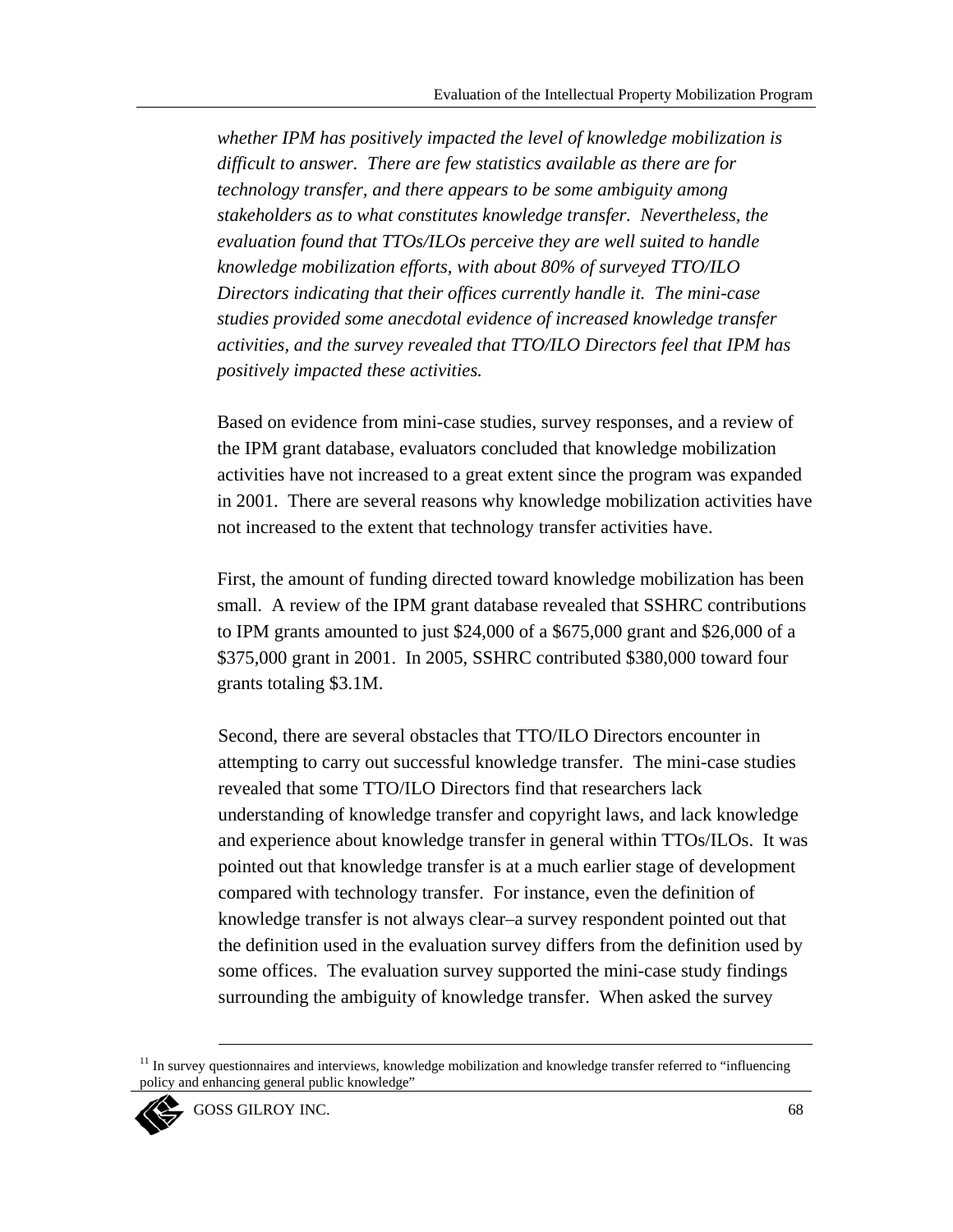*whether IPM has positively impacted the level of knowledge mobilization is difficult to answer. There are few statistics available as there are for technology transfer, and there appears to be some ambiguity among stakeholders as to what constitutes knowledge transfer. Nevertheless, the evaluation found that TTOs/ILOs perceive they are well suited to handle knowledge mobilization efforts, with about 80% of surveyed TTO/ILO Directors indicating that their offices currently handle it. The mini-case studies provided some anecdotal evidence of increased knowledge transfer activities, and the survey revealed that TTO/ILO Directors feel that IPM has positively impacted these activities.*

Based on evidence from mini-case studies, survey responses, and a review of the IPM grant database, evaluators concluded that knowledge mobilization activities have not increased to a great extent since the program was expanded in 2001. There are several reasons why knowledge mobilization activities have not increased to the extent that technology transfer activities have.

First, the amount of funding directed toward knowledge mobilization has been small. A review of the IPM grant database revealed that SSHRC contributions to IPM grants amounted to just $24,000 of a $675,000 grant and $26,000 of a $375,000 grant in 2001. In 2005, SSHRC contributed $380,000 toward four grants totaling $3.1M.

Second, there are several obstacles that TTO/ILO Directors encounter in attempting to carry out successful knowledge transfer. The mini-case studies revealed that some TTO/ILO Directors find that researchers lack understanding of knowledge transfer and copyright laws, and lack knowledge and experience about knowledge transfer in general within TTOs/ILOs. It was pointed out that knowledge transfer is at a much earlier stage of development compared with technology transfer. For instance, even the definition of knowledge transfer is not always clear–a survey respondent pointed out that the definition used in the evaluation survey differs from the definition used by some offices. The evaluation survey supported the mini-case study findings surrounding the ambiguity of knowledge transfer. When asked the survey

[11] In survey questionnaires and interviews, knowledge mobilization and knowledge transfer referred to "influencing policy and enhancing general public knowledge"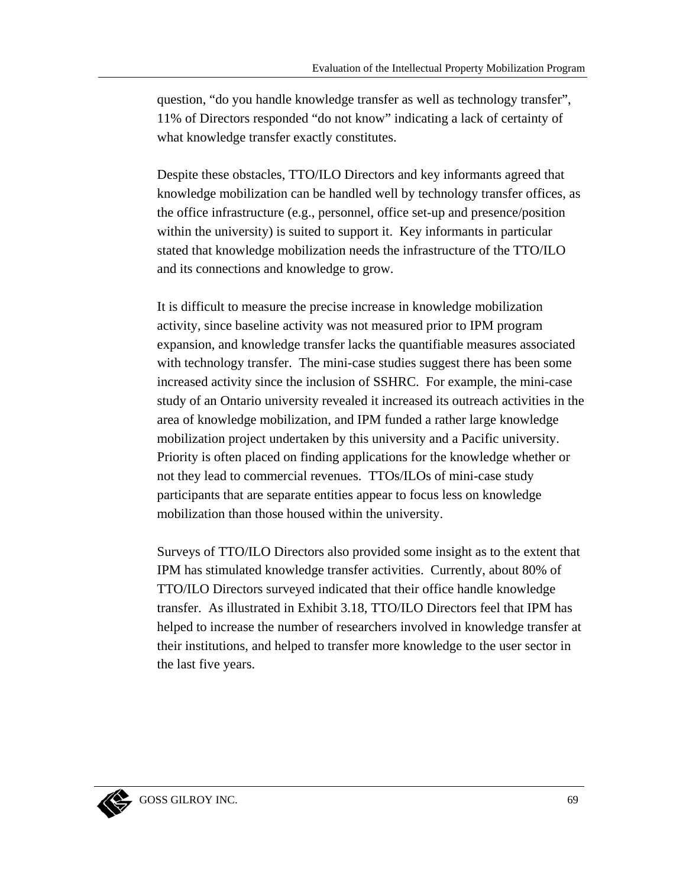question, “do you handle knowledge transfer as well as technology transfer”, 11% of Directors responded “do not know” indicating a lack of certainty of what knowledge transfer exactly constitutes.

Despite these obstacles, TTO/ILO Directors and key informants agreed that knowledge mobilization can be handled well by technology transfer offices, as the office infrastructure (e.g., personnel, office set-up and presence/position within the university) is suited to support it. Key informants in particular stated that knowledge mobilization needs the infrastructure of the TTO/ILO and its connections and knowledge to grow.

It is difficult to measure the precise increase in knowledge mobilization activity, since baseline activity was not measured prior to IPM program expansion, and knowledge transfer lacks the quantifiable measures associated with technology transfer. The mini-case studies suggest there has been some increased activity since the inclusion of SSHRC. For example, the mini-case study of an Ontario university revealed it increased its outreach activities in the area of knowledge mobilization, and IPM funded a rather large knowledge mobilization project undertaken by this university and a Pacific university. Priority is often placed on finding applications for the knowledge whether or not they lead to commercial revenues. TTOs/ILOs of mini-case study participants that are separate entities appear to focus less on knowledge mobilization than those housed within the university.

Surveys of TTO/ILO Directors also provided some insight as to the extent that IPM has stimulated knowledge transfer activities. Currently, about 80% of TTO/ILO Directors surveyed indicated that their office handle knowledge transfer. As illustrated in Exhibit 3.18, TTO/ILO Directors feel that IPM has helped to increase the number of researchers involved in knowledge transfer at their institutions, and helped to transfer more knowledge to the user sector in the last five years.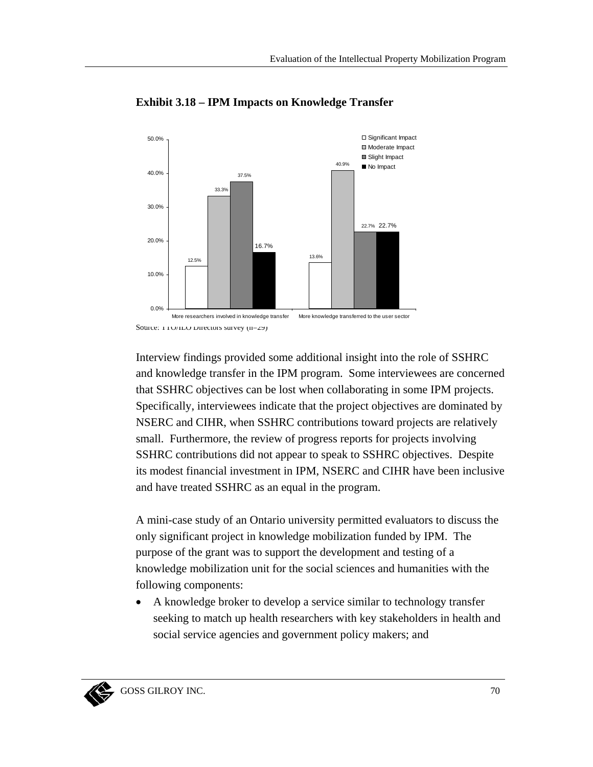**Exhibit 3.18 – IPM Impacts on Knowledge Transfer**

| | Significant Impact | Moderate Impact | Slight Impact | No Impact |
|---|---|---|---|---|
| More researchers involved in knowledge transfer | 12.5% | 33.3% | 37.5% | 16.7% |
| More knowledge transferred to the user sector | 13.6% | 40.9% | 22.7% | 22.7% |

Source: TTO/ILO Directors survey (n=29)

Interview findings provided some additional insight into the role of SSHRC and knowledge transfer in the IPM program. Some interviewees are concerned that SSHRC objectives can be lost when collaborating in some IPM projects. Specifically, interviewees indicate that the project objectives are dominated by NSERC and CIHR, when SSHRC contributions toward projects are relatively small. Furthermore, the review of progress reports for projects involving SSHRC contributions did not appear to speak to SSHRC objectives. Despite its modest financial investment in IPM, NSERC and CIHR have been inclusive and have treated SSHRC as an equal in the program.

A mini-case study of an Ontario university permitted evaluators to discuss the only significant project in knowledge mobilization funded by IPM. The purpose of the grant was to support the development and testing of a knowledge mobilization unit for the social sciences and humanities with the following components:

- A knowledge broker to develop a service similar to technology transfer seeking to match up health researchers with key stakeholders in health and social service agencies and government policy makers; and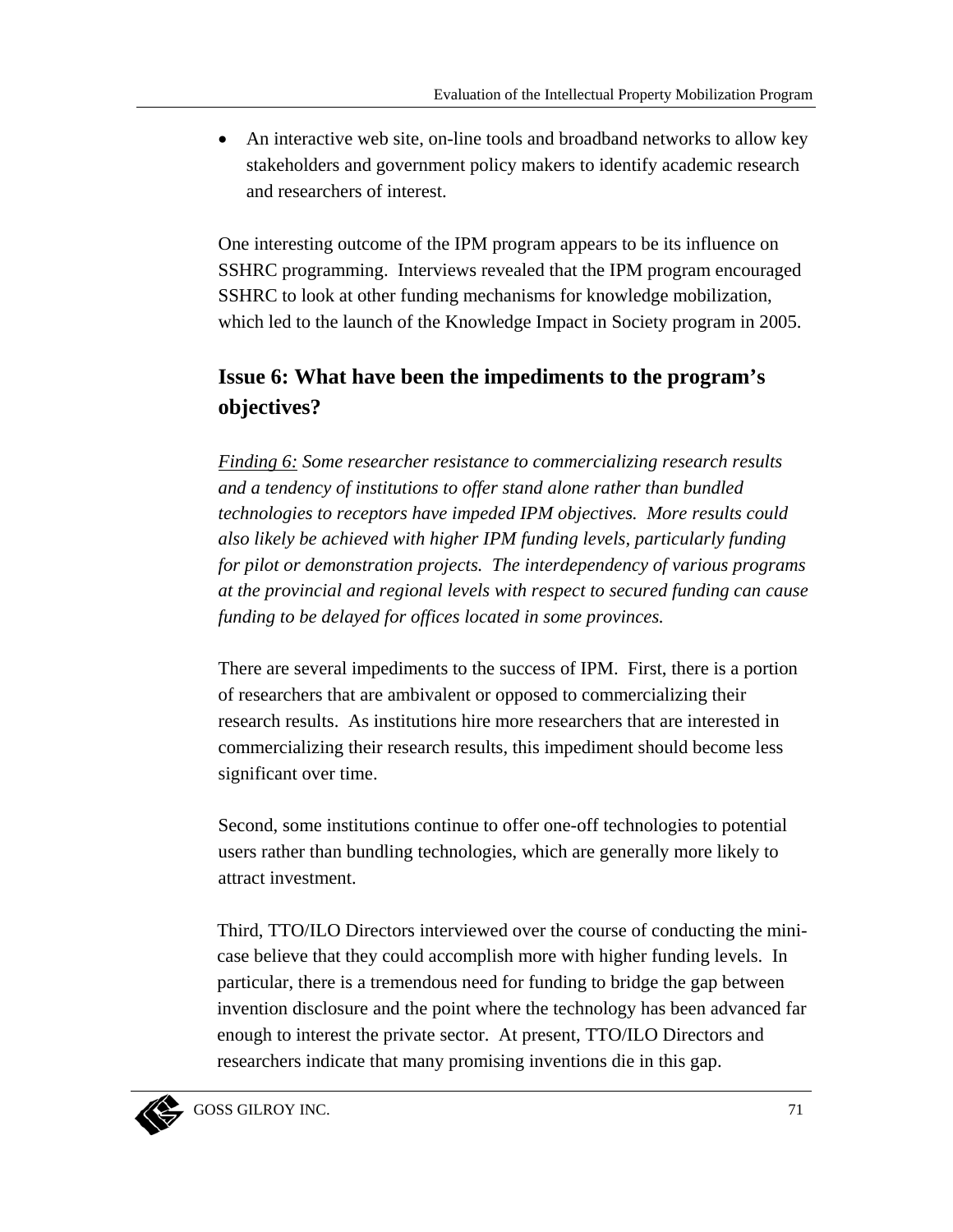- An interactive web site, on-line tools and broadband networks to allow key stakeholders and government policy makers to identify academic research and researchers of interest.

One interesting outcome of the IPM program appears to be its influence on SSHRC programming. Interviews revealed that the IPM program encouraged SSHRC to look at other funding mechanisms for knowledge mobilization, which led to the launch of the Knowledge Impact in Society program in 2005.

## Issue 6: What have been the impediments to the program's objectives?

*Finding 6: Some researcher resistance to commercializing research results and a tendency of institutions to offer stand alone rather than bundled technologies to receptors have impeded IPM objectives. More results could also likely be achieved with higher IPM funding levels, particularly funding for pilot or demonstration projects. The interdependency of various programs at the provincial and regional levels with respect to secured funding can cause funding to be delayed for offices located in some provinces.*

There are several impediments to the success of IPM. First, there is a portion of researchers that are ambivalent or opposed to commercializing their research results. As institutions hire more researchers that are interested in commercializing their research results, this impediment should become less significant over time.

Second, some institutions continue to offer one-off technologies to potential users rather than bundling technologies, which are generally more likely to attract investment.

Third, TTO/ILO Directors interviewed over the course of conducting the mini-case believe that they could accomplish more with higher funding levels. In particular, there is a tremendous need for funding to bridge the gap between invention disclosure and the point where the technology has been advanced far enough to interest the private sector. At present, TTO/ILO Directors and researchers indicate that many promising inventions die in this gap.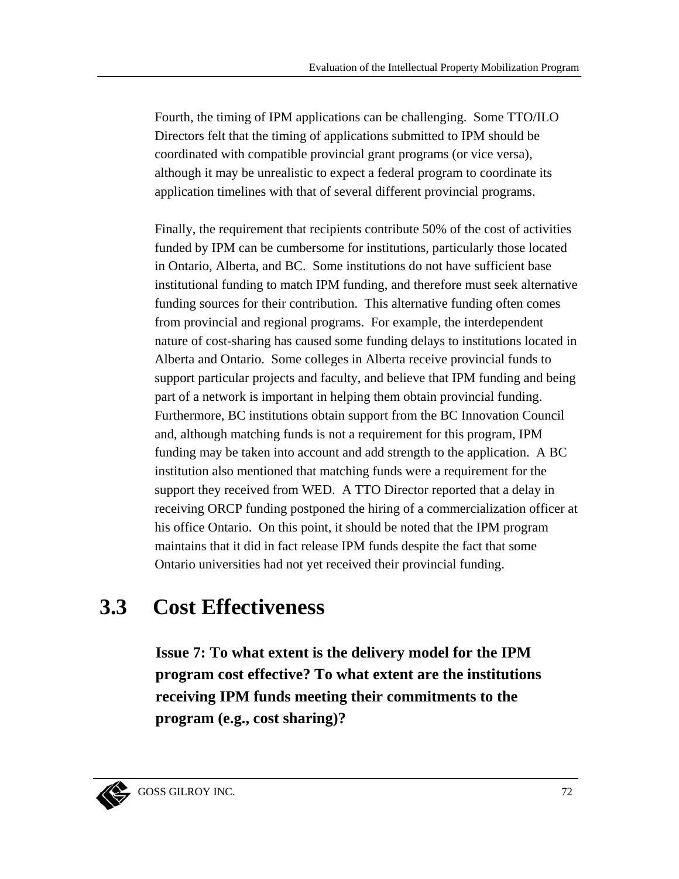Fourth, the timing of IPM applications can be challenging. Some TTO/ILO Directors felt that the timing of applications submitted to IPM should be coordinated with compatible provincial grant programs (or vice versa), although it may be unrealistic to expect a federal program to coordinate its application timelines with that of several different provincial programs.

Finally, the requirement that recipients contribute 50% of the cost of activities funded by IPM can be cumbersome for institutions, particularly those located in Ontario, Alberta, and BC. Some institutions do not have sufficient base institutional funding to match IPM funding, and therefore must seek alternative funding sources for their contribution. This alternative funding often comes from provincial and regional programs. For example, the interdependent nature of cost-sharing has caused some funding delays to institutions located in Alberta and Ontario. Some colleges in Alberta receive provincial funds to support particular projects and faculty, and believe that IPM funding and being part of a network is important in helping them obtain provincial funding. Furthermore, BC institutions obtain support from the BC Innovation Council and, although matching funds is not a requirement for this program, IPM funding may be taken into account and add strength to the application. A BC institution also mentioned that matching funds were a requirement for the support they received from WED. A TTO Director reported that a delay in receiving ORCP funding postponed the hiring of a commercialization officer at his office Ontario. On this point, it should be noted that the IPM program maintains that it did in fact release IPM funds despite the fact that some Ontario universities had not yet received their provincial funding.

## 3.3 Cost Effectiveness

**Issue 7: To what extent is the delivery model for the IPM program cost effective? To what extent are the institutions receiving IPM funds meeting their commitments to the program (e.g., cost sharing)?**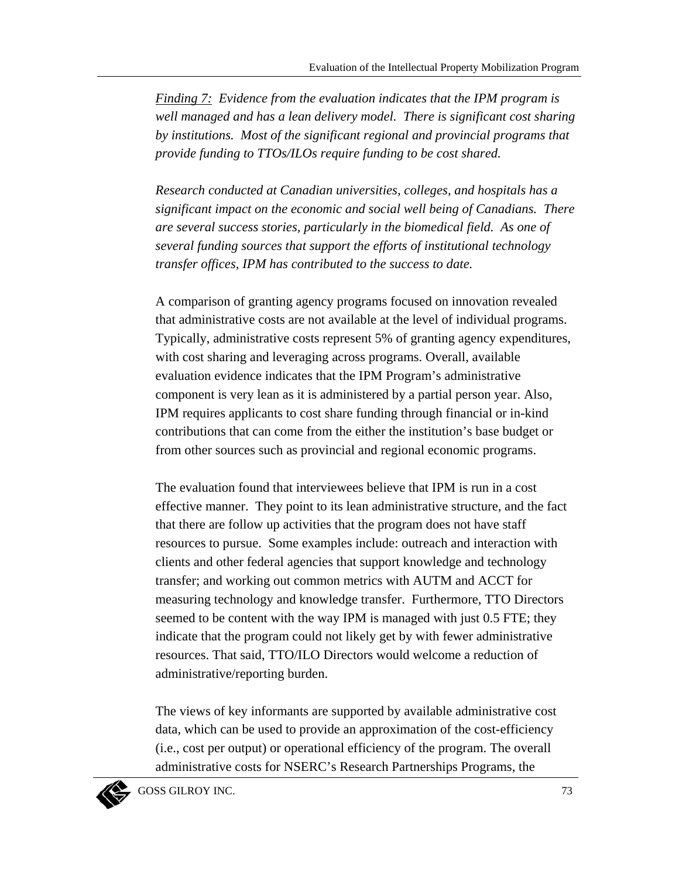*Finding 7: Evidence from the evaluation indicates that the IPM program is well managed and has a lean delivery model. There is significant cost sharing by institutions. Most of the significant regional and provincial programs that provide funding to TTOs/ILOs require funding to be cost shared.*

*Research conducted at Canadian universities, colleges, and hospitals has a significant impact on the economic and social well being of Canadians. There are several success stories, particularly in the biomedical field. As one of several funding sources that support the efforts of institutional technology transfer offices, IPM has contributed to the success to date.*

A comparison of granting agency programs focused on innovation revealed that administrative costs are not available at the level of individual programs. Typically, administrative costs represent 5% of granting agency expenditures, with cost sharing and leveraging across programs. Overall, available evaluation evidence indicates that the IPM Program's administrative component is very lean as it is administered by a partial person year. Also, IPM requires applicants to cost share funding through financial or in-kind contributions that can come from the either the institution's base budget or from other sources such as provincial and regional economic programs.

The evaluation found that interviewees believe that IPM is run in a cost effective manner. They point to its lean administrative structure, and the fact that there are follow up activities that the program does not have staff resources to pursue. Some examples include: outreach and interaction with clients and other federal agencies that support knowledge and technology transfer; and working out common metrics with AUTM and ACCT for measuring technology and knowledge transfer. Furthermore, TTO Directors seemed to be content with the way IPM is managed with just 0.5 FTE; they indicate that the program could not likely get by with fewer administrative resources. That said, TTO/ILO Directors would welcome a reduction of administrative/reporting burden.

The views of key informants are supported by available administrative cost data, which can be used to provide an approximation of the cost-efficiency (i.e., cost per output) or operational efficiency of the program. The overall administrative costs for NSERC's Research Partnerships Programs, the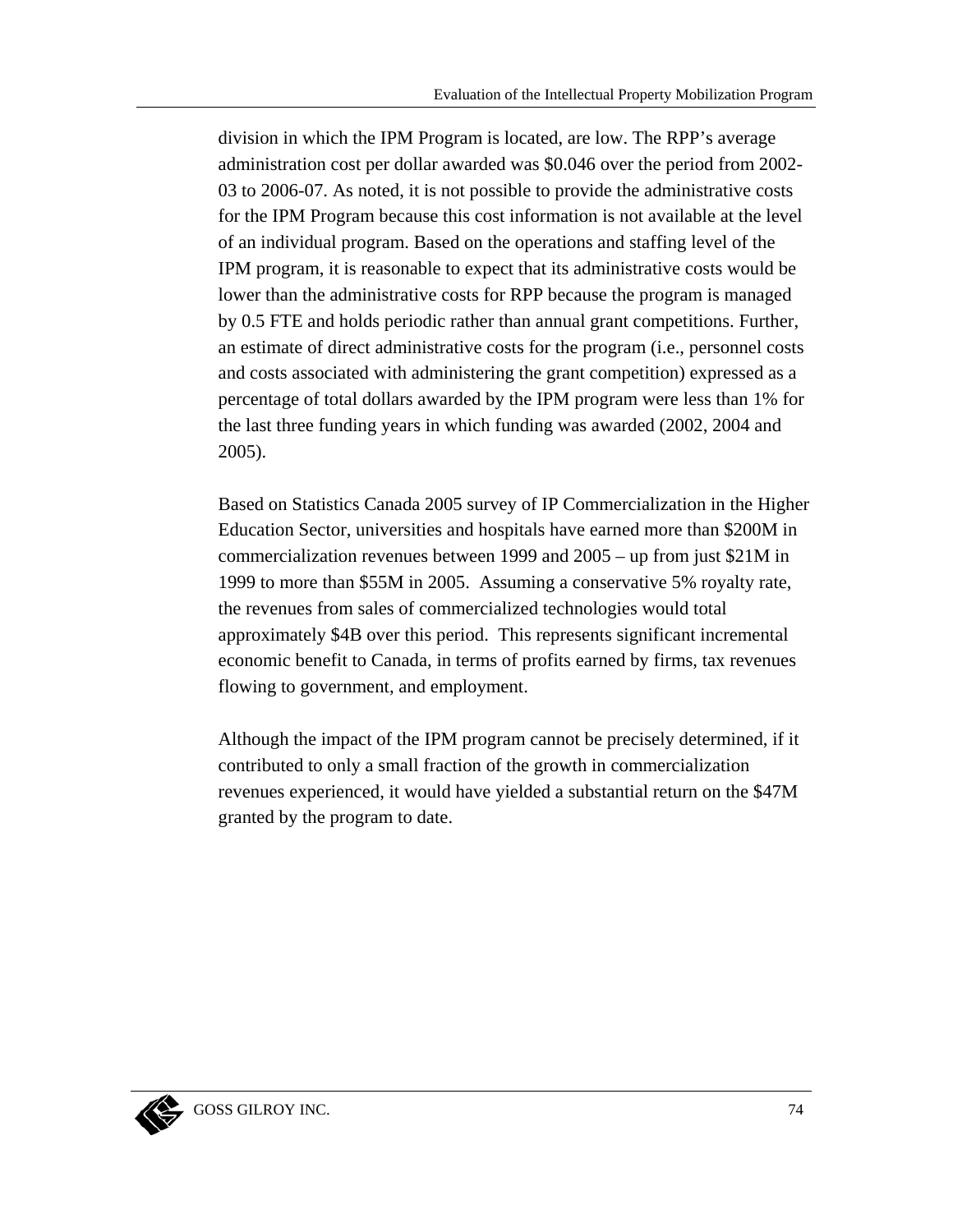division in which the IPM Program is located, are low. The RPP's average administration cost per dollar awarded was $0.046 over the period from 2002-03 to 2006-07. As noted, it is not possible to provide the administrative costs for the IPM Program because this cost information is not available at the level of an individual program. Based on the operations and staffing level of the IPM program, it is reasonable to expect that its administrative costs would be lower than the administrative costs for RPP because the program is managed by 0.5 FTE and holds periodic rather than annual grant competitions. Further, an estimate of direct administrative costs for the program (i.e., personnel costs and costs associated with administering the grant competition) expressed as a percentage of total dollars awarded by the IPM program were less than 1% for the last three funding years in which funding was awarded (2002, 2004 and 2005).

Based on Statistics Canada 2005 survey of IP Commercialization in the Higher Education Sector, universities and hospitals have earned more than $200M in commercialization revenues between 1999 and 2005 – up from just $21M in 1999 to more than $55M in 2005. Assuming a conservative 5% royalty rate, the revenues from sales of commercialized technologies would total approximately $4B over this period. This represents significant incremental economic benefit to Canada, in terms of profits earned by firms, tax revenues flowing to government, and employment.

Although the impact of the IPM program cannot be precisely determined, if it contributed to only a small fraction of the growth in commercialization revenues experienced, it would have yielded a substantial return on the $47M granted by the program to date.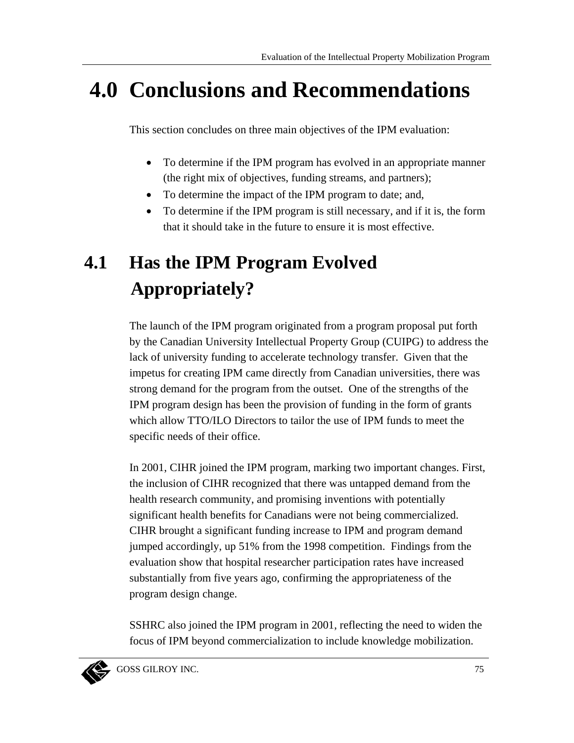# 4.0 Conclusions and Recommendations

This section concludes on three main objectives of the IPM evaluation:

- To determine if the IPM program has evolved in an appropriate manner (the right mix of objectives, funding streams, and partners);
- To determine the impact of the IPM program to date; and,
- To determine if the IPM program is still necessary, and if it is, the form that it should take in the future to ensure it is most effective.

## 4.1 Has the IPM Program Evolved Appropriately?

The launch of the IPM program originated from a program proposal put forth by the Canadian University Intellectual Property Group (CUIPG) to address the lack of university funding to accelerate technology transfer. Given that the impetus for creating IPM came directly from Canadian universities, there was strong demand for the program from the outset. One of the strengths of the IPM program design has been the provision of funding in the form of grants which allow TTO/ILO Directors to tailor the use of IPM funds to meet the specific needs of their office.

In 2001, CIHR joined the IPM program, marking two important changes. First, the inclusion of CIHR recognized that there was untapped demand from the health research community, and promising inventions with potentially significant health benefits for Canadians were not being commercialized. CIHR brought a significant funding increase to IPM and program demand jumped accordingly, up 51% from the 1998 competition. Findings from the evaluation show that hospital researcher participation rates have increased substantially from five years ago, confirming the appropriateness of the program design change.

SSHRC also joined the IPM program in 2001, reflecting the need to widen the focus of IPM beyond commercialization to include knowledge mobilization.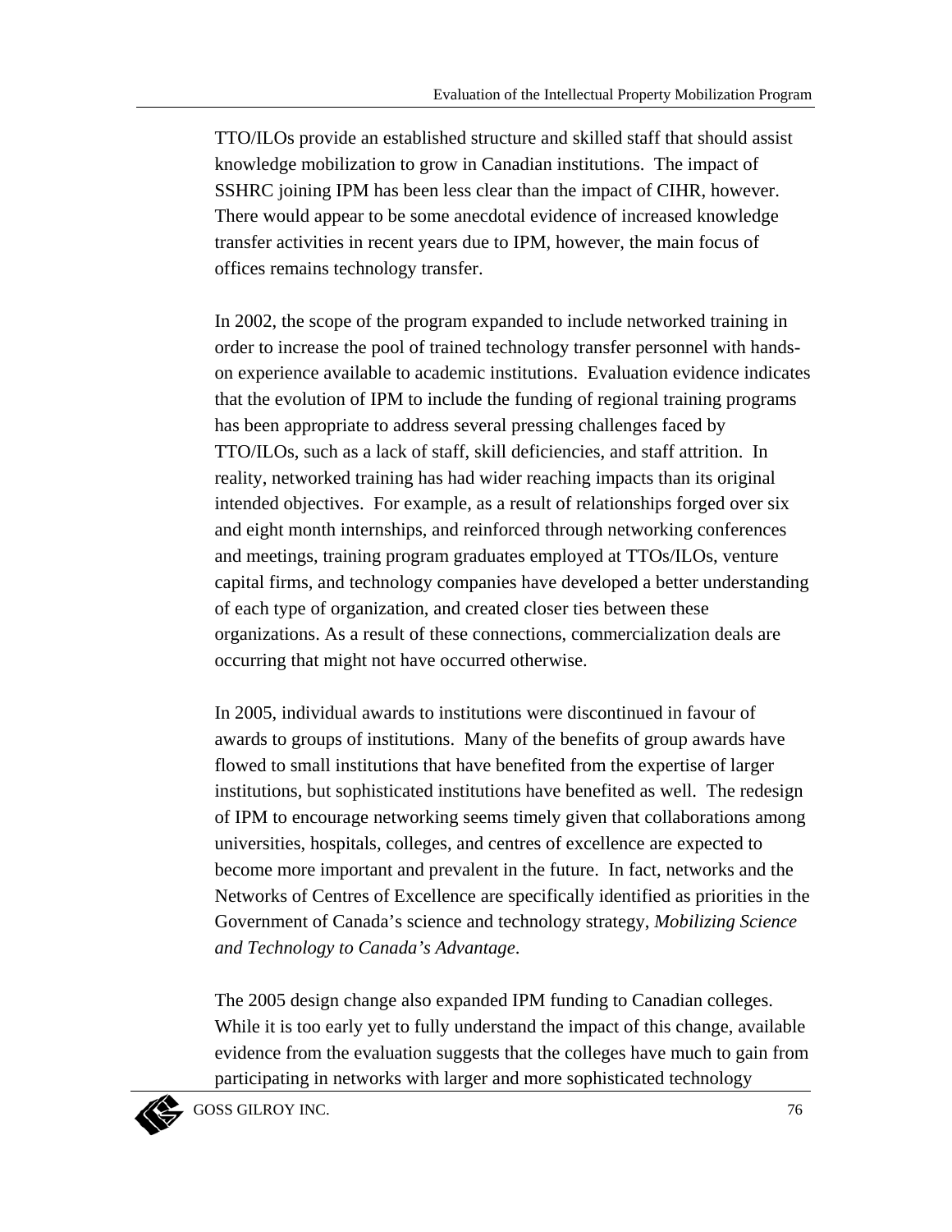TTO/ILOs provide an established structure and skilled staff that should assist knowledge mobilization to grow in Canadian institutions. The impact of SSHRC joining IPM has been less clear than the impact of CIHR, however. There would appear to be some anecdotal evidence of increased knowledge transfer activities in recent years due to IPM, however, the main focus of offices remains technology transfer.

In 2002, the scope of the program expanded to include networked training in order to increase the pool of trained technology transfer personnel with hands-on experience available to academic institutions. Evaluation evidence indicates that the evolution of IPM to include the funding of regional training programs has been appropriate to address several pressing challenges faced by TTO/ILOs, such as a lack of staff, skill deficiencies, and staff attrition. In reality, networked training has had wider reaching impacts than its original intended objectives. For example, as a result of relationships forged over six and eight month internships, and reinforced through networking conferences and meetings, training program graduates employed at TTOs/ILOs, venture capital firms, and technology companies have developed a better understanding of each type of organization, and created closer ties between these organizations. As a result of these connections, commercialization deals are occurring that might not have occurred otherwise.

In 2005, individual awards to institutions were discontinued in favour of awards to groups of institutions. Many of the benefits of group awards have flowed to small institutions that have benefited from the expertise of larger institutions, but sophisticated institutions have benefited as well. The redesign of IPM to encourage networking seems timely given that collaborations among universities, hospitals, colleges, and centres of excellence are expected to become more important and prevalent in the future. In fact, networks and the Networks of Centres of Excellence are specifically identified as priorities in the Government of Canada's science and technology strategy, *Mobilizing Science and Technology to Canada's Advantage*.

The 2005 design change also expanded IPM funding to Canadian colleges. While it is too early yet to fully understand the impact of this change, available evidence from the evaluation suggests that the colleges have much to gain from participating in networks with larger and more sophisticated technology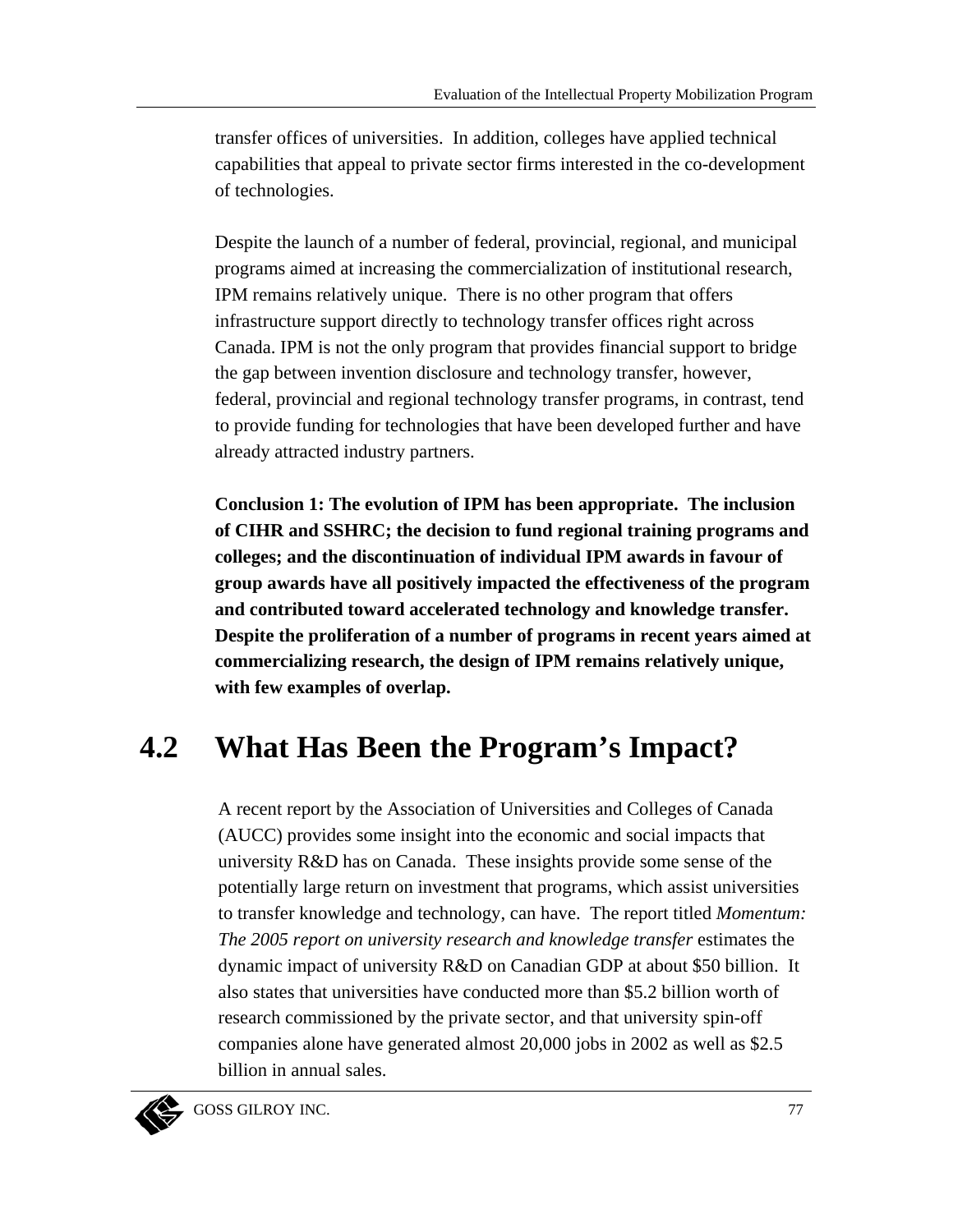transfer offices of universities. In addition, colleges have applied technical capabilities that appeal to private sector firms interested in the co-development of technologies.

Despite the launch of a number of federal, provincial, regional, and municipal programs aimed at increasing the commercialization of institutional research, IPM remains relatively unique. There is no other program that offers infrastructure support directly to technology transfer offices right across Canada. IPM is not the only program that provides financial support to bridge the gap between invention disclosure and technology transfer, however, federal, provincial and regional technology transfer programs, in contrast, tend to provide funding for technologies that have been developed further and have already attracted industry partners.

**Conclusion 1: The evolution of IPM has been appropriate. The inclusion of CIHR and SSHRC; the decision to fund regional training programs and colleges; and the discontinuation of individual IPM awards in favour of group awards have all positively impacted the effectiveness of the program and contributed toward accelerated technology and knowledge transfer. Despite the proliferation of a number of programs in recent years aimed at commercializing research, the design of IPM remains relatively unique, with few examples of overlap.**

## 4.2 What Has Been the Program's Impact?

A recent report by the Association of Universities and Colleges of Canada (AUCC) provides some insight into the economic and social impacts that university R&D has on Canada. These insights provide some sense of the potentially large return on investment that programs, which assist universities to transfer knowledge and technology, can have. The report titled *Momentum: The 2005 report on university research and knowledge transfer* estimates the dynamic impact of university R&D on Canadian GDP at about $50 billion. It also states that universities have conducted more than $5.2 billion worth of research commissioned by the private sector, and that university spin-off companies alone have generated almost 20,000 jobs in 2002 as well as $2.5 billion in annual sales.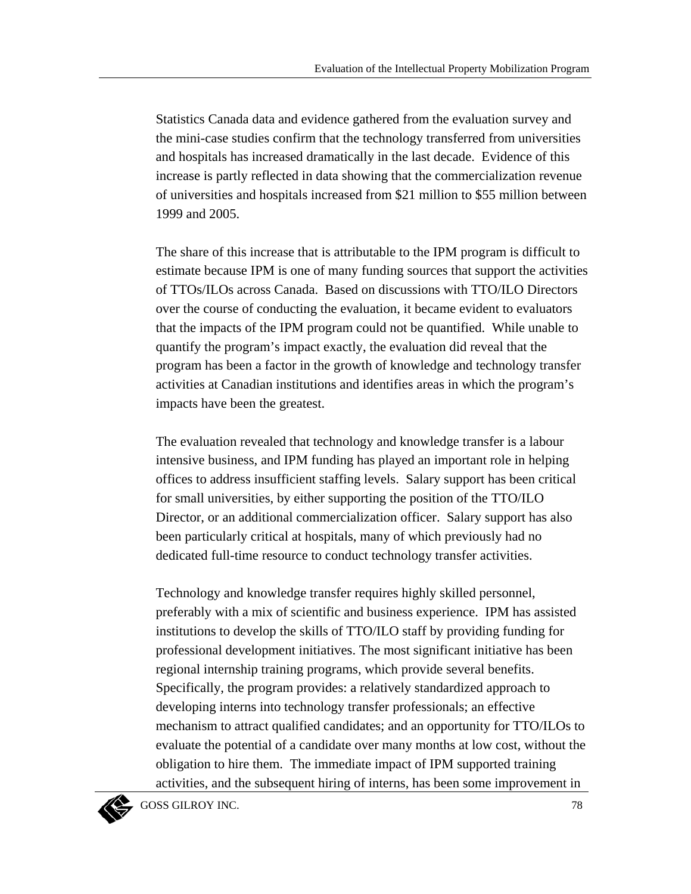Statistics Canada data and evidence gathered from the evaluation survey and the mini-case studies confirm that the technology transferred from universities and hospitals has increased dramatically in the last decade. Evidence of this increase is partly reflected in data showing that the commercialization revenue of universities and hospitals increased from $21 million to $55 million between 1999 and 2005.

The share of this increase that is attributable to the IPM program is difficult to estimate because IPM is one of many funding sources that support the activities of TTOs/ILOs across Canada. Based on discussions with TTO/ILO Directors over the course of conducting the evaluation, it became evident to evaluators that the impacts of the IPM program could not be quantified. While unable to quantify the program's impact exactly, the evaluation did reveal that the program has been a factor in the growth of knowledge and technology transfer activities at Canadian institutions and identifies areas in which the program's impacts have been the greatest.

The evaluation revealed that technology and knowledge transfer is a labour intensive business, and IPM funding has played an important role in helping offices to address insufficient staffing levels. Salary support has been critical for small universities, by either supporting the position of the TTO/ILO Director, or an additional commercialization officer. Salary support has also been particularly critical at hospitals, many of which previously had no dedicated full-time resource to conduct technology transfer activities.

Technology and knowledge transfer requires highly skilled personnel, preferably with a mix of scientific and business experience. IPM has assisted institutions to develop the skills of TTO/ILO staff by providing funding for professional development initiatives. The most significant initiative has been regional internship training programs, which provide several benefits. Specifically, the program provides: a relatively standardized approach to developing interns into technology transfer professionals; an effective mechanism to attract qualified candidates; and an opportunity for TTO/ILOs to evaluate the potential of a candidate over many months at low cost, without the obligation to hire them. The immediate impact of IPM supported training activities, and the subsequent hiring of interns, has been some improvement in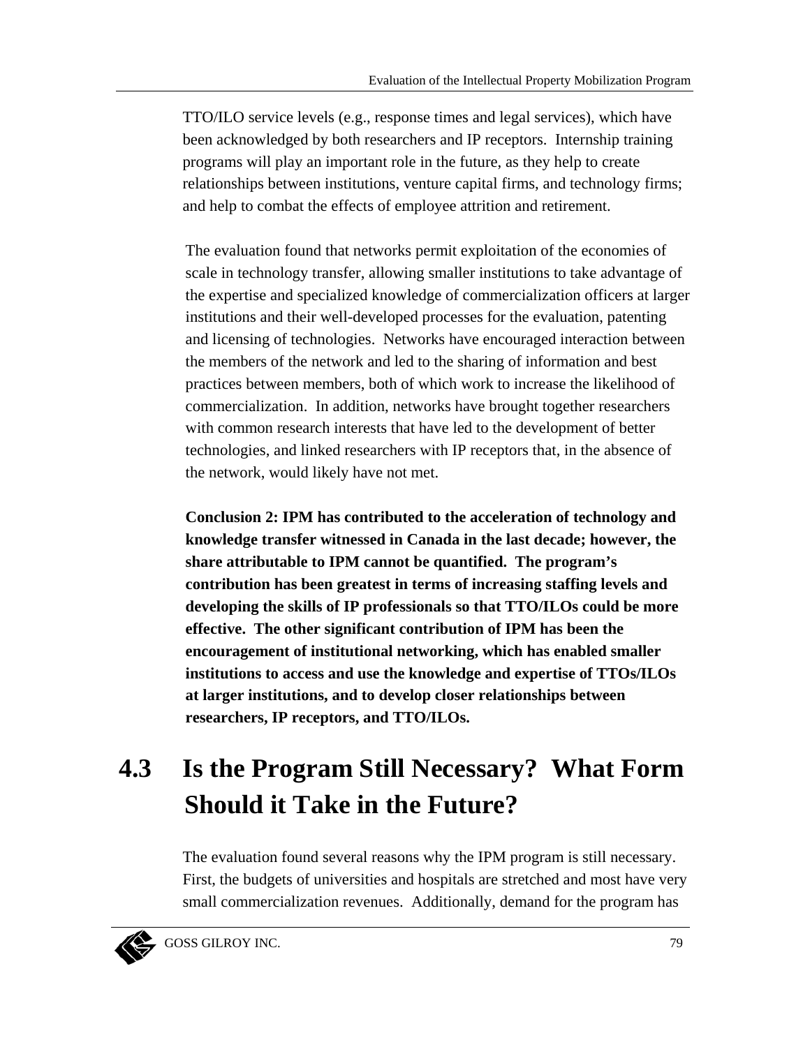TTO/ILO service levels (e.g., response times and legal services), which have been acknowledged by both researchers and IP receptors. Internship training programs will play an important role in the future, as they help to create relationships between institutions, venture capital firms, and technology firms; and help to combat the effects of employee attrition and retirement.

The evaluation found that networks permit exploitation of the economies of scale in technology transfer, allowing smaller institutions to take advantage of the expertise and specialized knowledge of commercialization officers at larger institutions and their well-developed processes for the evaluation, patenting and licensing of technologies. Networks have encouraged interaction between the members of the network and led to the sharing of information and best practices between members, both of which work to increase the likelihood of commercialization. In addition, networks have brought together researchers with common research interests that have led to the development of better technologies, and linked researchers with IP receptors that, in the absence of the network, would likely have not met.

**Conclusion 2: IPM has contributed to the acceleration of technology and knowledge transfer witnessed in Canada in the last decade; however, the share attributable to IPM cannot be quantified. The program's contribution has been greatest in terms of increasing staffing levels and developing the skills of IP professionals so that TTO/ILOs could be more effective. The other significant contribution of IPM has been the encouragement of institutional networking, which has enabled smaller institutions to access and use the knowledge and expertise of TTOs/ILOs at larger institutions, and to develop closer relationships between researchers, IP receptors, and TTO/ILOs.**

## 4.3 Is the Program Still Necessary? What Form Should it Take in the Future?

The evaluation found several reasons why the IPM program is still necessary. First, the budgets of universities and hospitals are stretched and most have very small commercialization revenues. Additionally, demand for the program has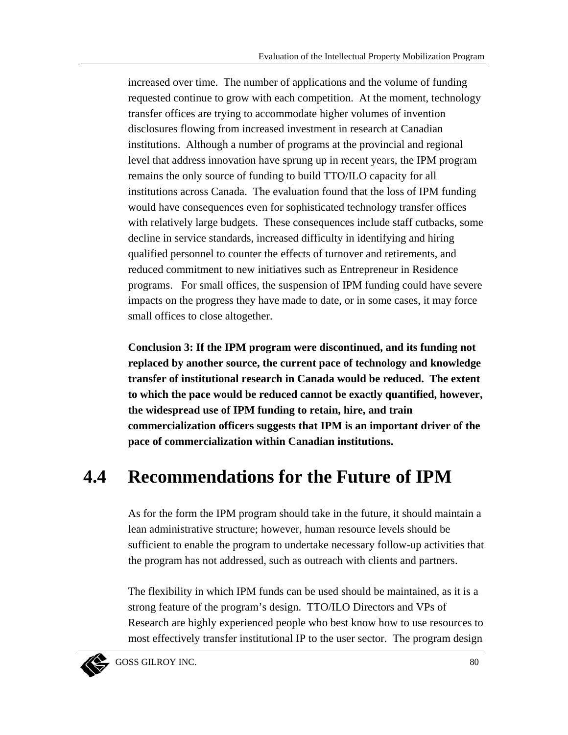increased over time. The number of applications and the volume of funding requested continue to grow with each competition. At the moment, technology transfer offices are trying to accommodate higher volumes of invention disclosures flowing from increased investment in research at Canadian institutions. Although a number of programs at the provincial and regional level that address innovation have sprung up in recent years, the IPM program remains the only source of funding to build TTO/ILO capacity for all institutions across Canada. The evaluation found that the loss of IPM funding would have consequences even for sophisticated technology transfer offices with relatively large budgets. These consequences include staff cutbacks, some decline in service standards, increased difficulty in identifying and hiring qualified personnel to counter the effects of turnover and retirements, and reduced commitment to new initiatives such as Entrepreneur in Residence programs. For small offices, the suspension of IPM funding could have severe impacts on the progress they have made to date, or in some cases, it may force small offices to close altogether.

**Conclusion 3: If the IPM program were discontinued, and its funding not replaced by another source, the current pace of technology and knowledge transfer of institutional research in Canada would be reduced. The extent to which the pace would be reduced cannot be exactly quantified, however, the widespread use of IPM funding to retain, hire, and train commercialization officers suggests that IPM is an important driver of the pace of commercialization within Canadian institutions.**

## 4.4 Recommendations for the Future of IPM

As for the form the IPM program should take in the future, it should maintain a lean administrative structure; however, human resource levels should be sufficient to enable the program to undertake necessary follow-up activities that the program has not addressed, such as outreach with clients and partners.

The flexibility in which IPM funds can be used should be maintained, as it is a strong feature of the program's design. TTO/ILO Directors and VPs of Research are highly experienced people who best know how to use resources to most effectively transfer institutional IP to the user sector. The program design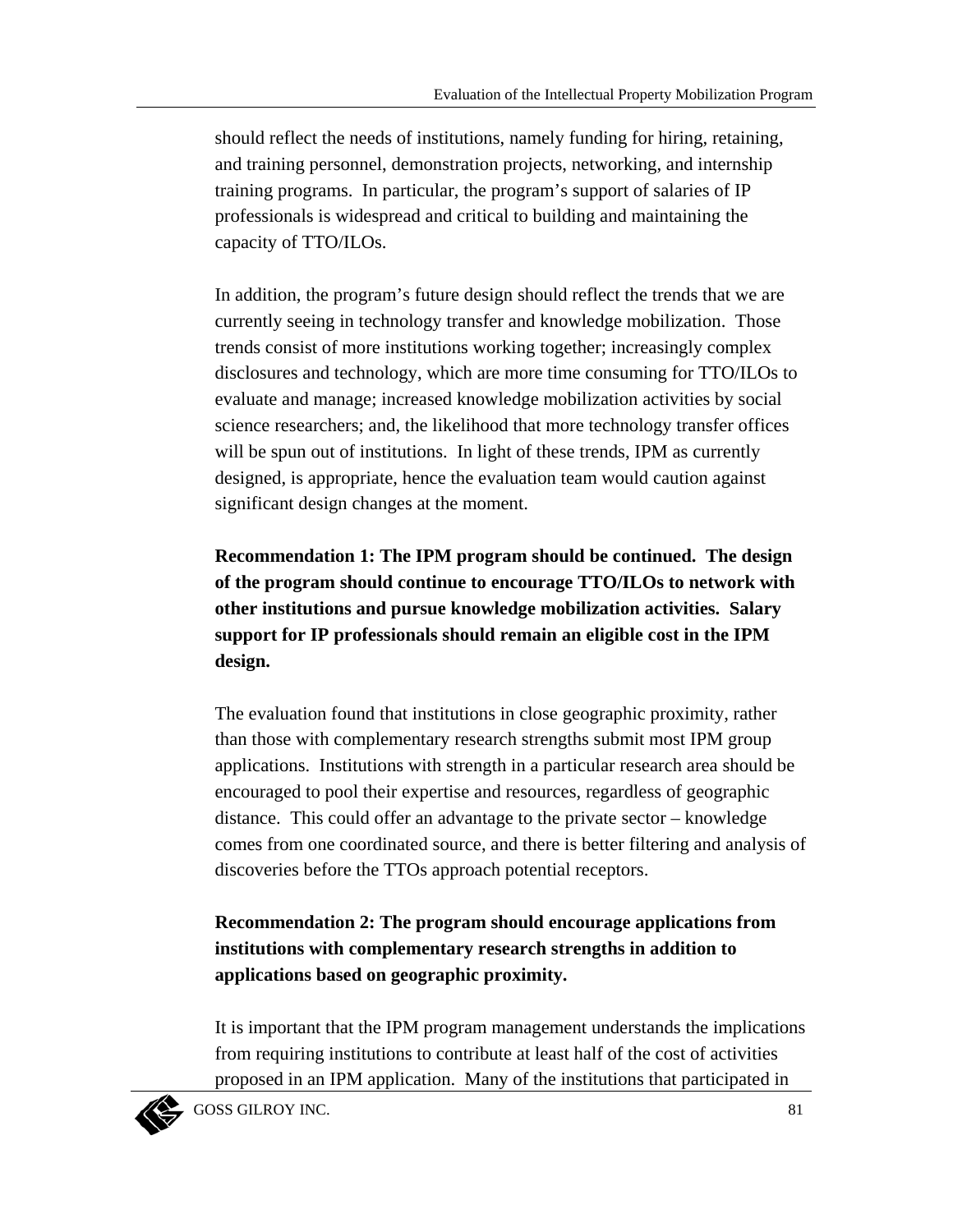should reflect the needs of institutions, namely funding for hiring, retaining, and training personnel, demonstration projects, networking, and internship training programs. In particular, the program's support of salaries of IP professionals is widespread and critical to building and maintaining the capacity of TTO/ILOs.

In addition, the program's future design should reflect the trends that we are currently seeing in technology transfer and knowledge mobilization. Those trends consist of more institutions working together; increasingly complex disclosures and technology, which are more time consuming for TTO/ILOs to evaluate and manage; increased knowledge mobilization activities by social science researchers; and, the likelihood that more technology transfer offices will be spun out of institutions. In light of these trends, IPM as currently designed, is appropriate, hence the evaluation team would caution against significant design changes at the moment.

**Recommendation 1: The IPM program should be continued. The design of the program should continue to encourage TTO/ILOs to network with other institutions and pursue knowledge mobilization activities. Salary support for IP professionals should remain an eligible cost in the IPM design.**

The evaluation found that institutions in close geographic proximity, rather than those with complementary research strengths submit most IPM group applications. Institutions with strength in a particular research area should be encouraged to pool their expertise and resources, regardless of geographic distance. This could offer an advantage to the private sector – knowledge comes from one coordinated source, and there is better filtering and analysis of discoveries before the TTOs approach potential receptors.

**Recommendation 2: The program should encourage applications from institutions with complementary research strengths in addition to applications based on geographic proximity.**

It is important that the IPM program management understands the implications from requiring institutions to contribute at least half of the cost of activities proposed in an IPM application. Many of the institutions that participated in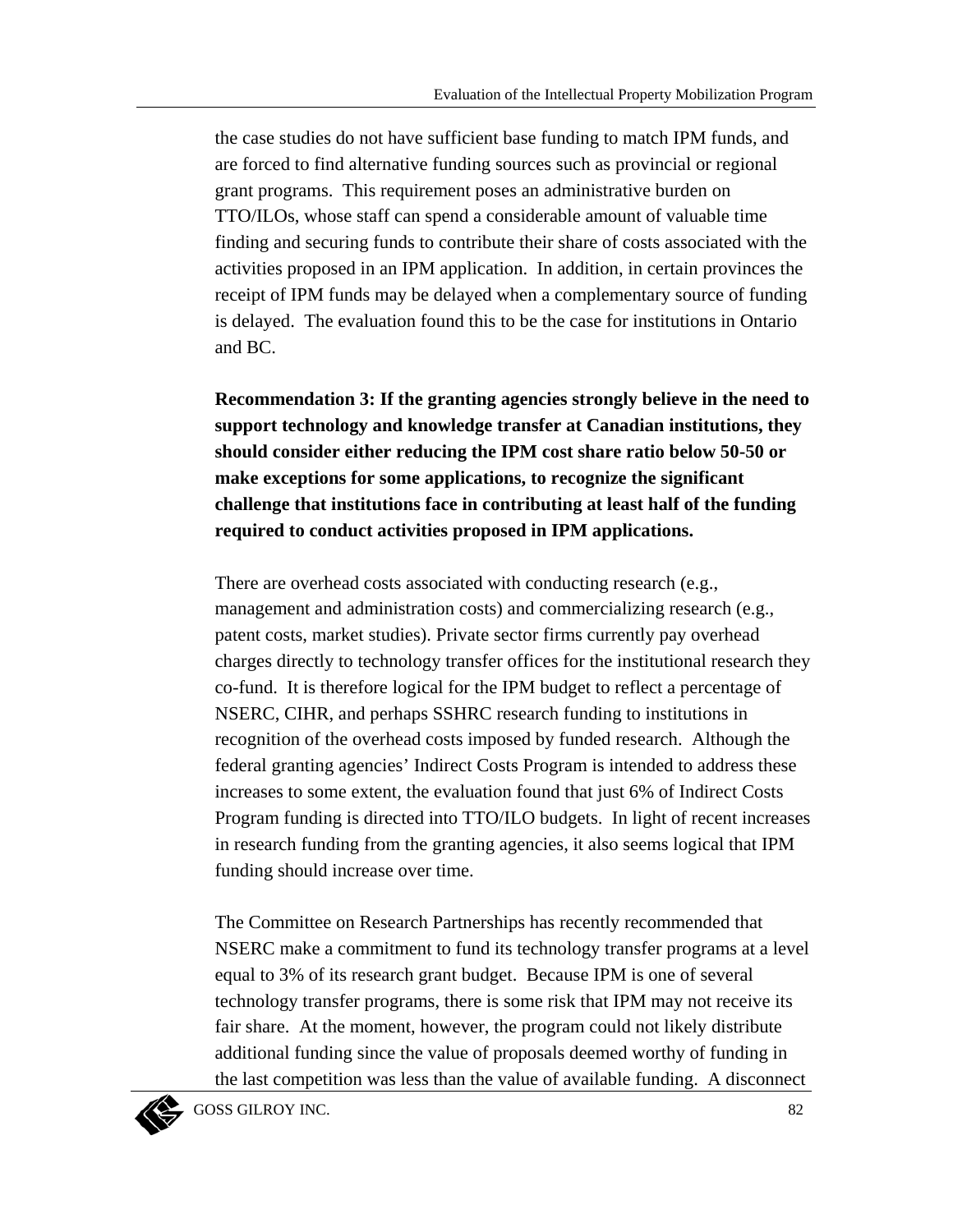the case studies do not have sufficient base funding to match IPM funds, and are forced to find alternative funding sources such as provincial or regional grant programs. This requirement poses an administrative burden on TTO/ILOs, whose staff can spend a considerable amount of valuable time finding and securing funds to contribute their share of costs associated with the activities proposed in an IPM application. In addition, in certain provinces the receipt of IPM funds may be delayed when a complementary source of funding is delayed. The evaluation found this to be the case for institutions in Ontario and BC.

**Recommendation 3: If the granting agencies strongly believe in the need to support technology and knowledge transfer at Canadian institutions, they should consider either reducing the IPM cost share ratio below 50-50 or make exceptions for some applications, to recognize the significant challenge that institutions face in contributing at least half of the funding required to conduct activities proposed in IPM applications.**

There are overhead costs associated with conducting research (e.g., management and administration costs) and commercializing research (e.g., patent costs, market studies). Private sector firms currently pay overhead charges directly to technology transfer offices for the institutional research they co-fund. It is therefore logical for the IPM budget to reflect a percentage of NSERC, CIHR, and perhaps SSHRC research funding to institutions in recognition of the overhead costs imposed by funded research. Although the federal granting agencies' Indirect Costs Program is intended to address these increases to some extent, the evaluation found that just 6% of Indirect Costs Program funding is directed into TTO/ILO budgets. In light of recent increases in research funding from the granting agencies, it also seems logical that IPM funding should increase over time.

The Committee on Research Partnerships has recently recommended that NSERC make a commitment to fund its technology transfer programs at a level equal to 3% of its research grant budget. Because IPM is one of several technology transfer programs, there is some risk that IPM may not receive its fair share. At the moment, however, the program could not likely distribute additional funding since the value of proposals deemed worthy of funding in the last competition was less than the value of available funding. A disconnect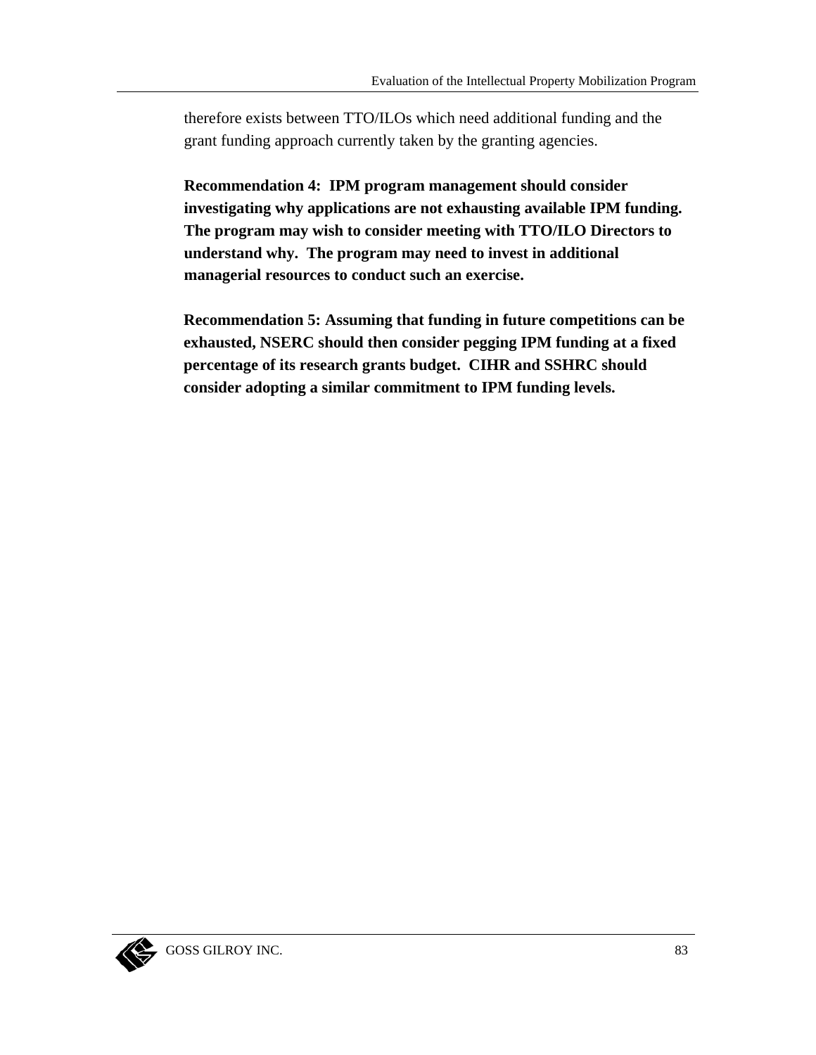therefore exists between TTO/ILOs which need additional funding and the grant funding approach currently taken by the granting agencies.

**Recommendation 4: IPM program management should consider investigating why applications are not exhausting available IPM funding. The program may wish to consider meeting with TTO/ILO Directors to understand why. The program may need to invest in additional managerial resources to conduct such an exercise.**

**Recommendation 5: Assuming that funding in future competitions can be exhausted, NSERC should then consider pegging IPM funding at a fixed percentage of its research grants budget. CIHR and SSHRC should consider adopting a similar commitment to IPM funding levels.**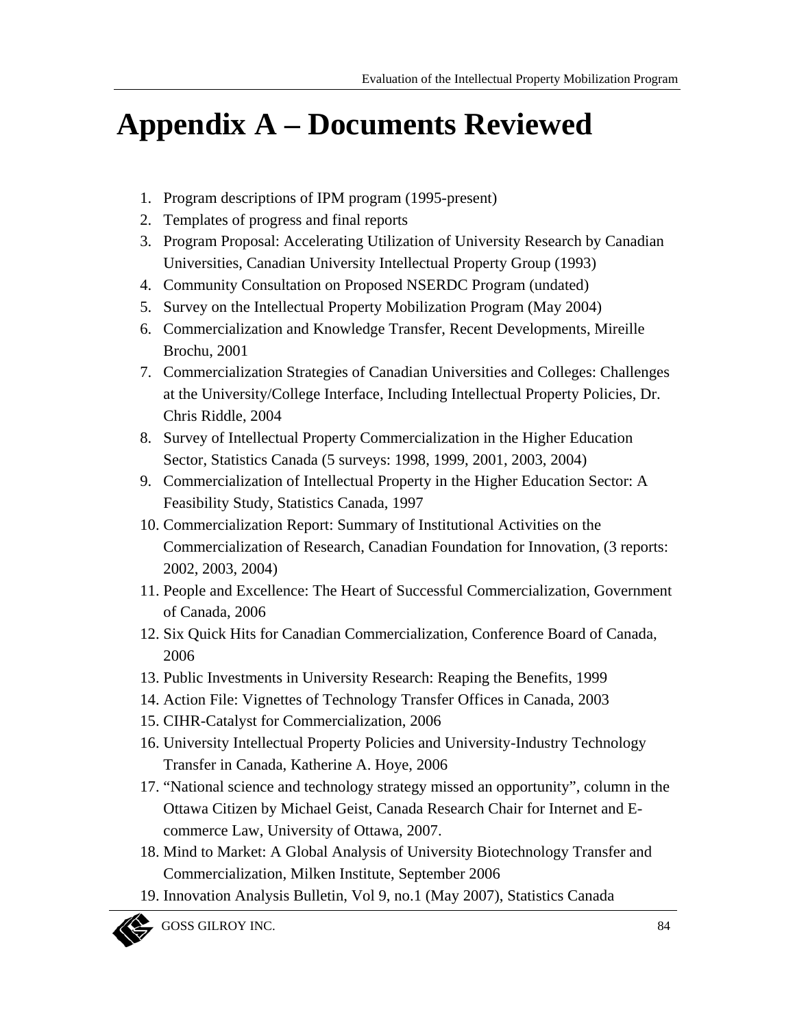# Appendix A – Documents Reviewed

1. Program descriptions of IPM program (1995-present)
2. Templates of progress and final reports
3. Program Proposal: Accelerating Utilization of University Research by Canadian Universities, Canadian University Intellectual Property Group (1993)
4. Community Consultation on Proposed NSERDC Program (undated)
5. Survey on the Intellectual Property Mobilization Program (May 2004)
6. Commercialization and Knowledge Transfer, Recent Developments, Mireille Brochu, 2001
7. Commercialization Strategies of Canadian Universities and Colleges: Challenges at the University/College Interface, Including Intellectual Property Policies, Dr. Chris Riddle, 2004
8. Survey of Intellectual Property Commercialization in the Higher Education Sector, Statistics Canada (5 surveys: 1998, 1999, 2001, 2003, 2004)
9. Commercialization of Intellectual Property in the Higher Education Sector: A Feasibility Study, Statistics Canada, 1997
10. Commercialization Report: Summary of Institutional Activities on the Commercialization of Research, Canadian Foundation for Innovation, (3 reports: 2002, 2003, 2004)
11. People and Excellence: The Heart of Successful Commercialization, Government of Canada, 2006
12. Six Quick Hits for Canadian Commercialization, Conference Board of Canada, 2006
13. Public Investments in University Research: Reaping the Benefits, 1999
14. Action File: Vignettes of Technology Transfer Offices in Canada, 2003
15. CIHR-Catalyst for Commercialization, 2006
16. University Intellectual Property Policies and University-Industry Technology Transfer in Canada, Katherine A. Hoye, 2006
17. "National science and technology strategy missed an opportunity", column in the Ottawa Citizen by Michael Geist, Canada Research Chair for Internet and E-commerce Law, University of Ottawa, 2007.
18. Mind to Market: A Global Analysis of University Biotechnology Transfer and Commercialization, Milken Institute, September 2006
19. Innovation Analysis Bulletin, Vol 9, no.1 (May 2007), Statistics Canada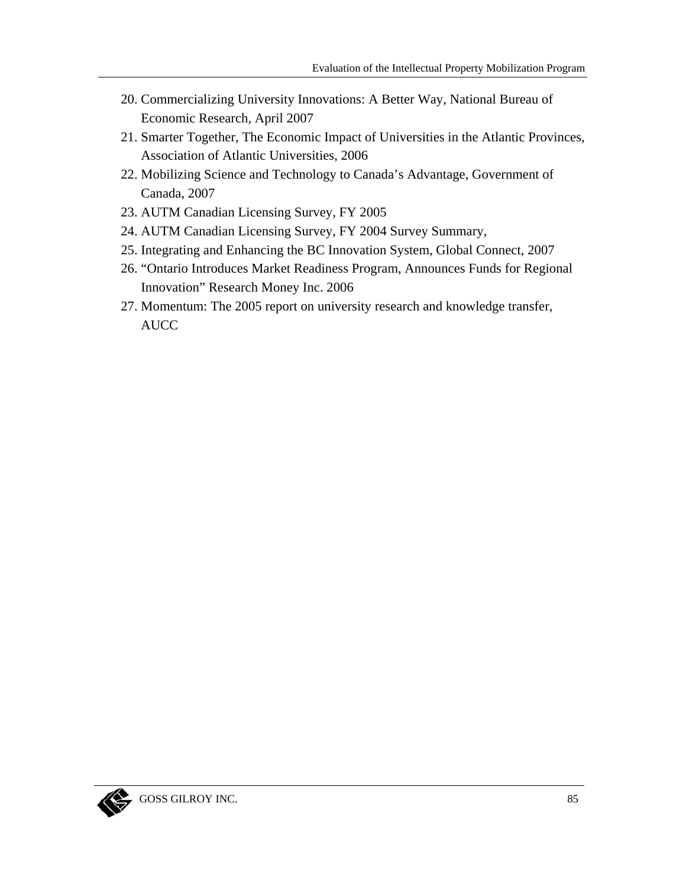20. Commercializing University Innovations: A Better Way, National Bureau of Economic Research, April 2007
21. Smarter Together, The Economic Impact of Universities in the Atlantic Provinces, Association of Atlantic Universities, 2006
22. Mobilizing Science and Technology to Canada's Advantage, Government of Canada, 2007
23. AUTM Canadian Licensing Survey, FY 2005
24. AUTM Canadian Licensing Survey, FY 2004 Survey Summary,
25. Integrating and Enhancing the BC Innovation System, Global Connect, 2007
26. "Ontario Introduces Market Readiness Program, Announces Funds for Regional Innovation" Research Money Inc. 2006
27. Momentum: The 2005 report on university research and knowledge transfer, AUCC